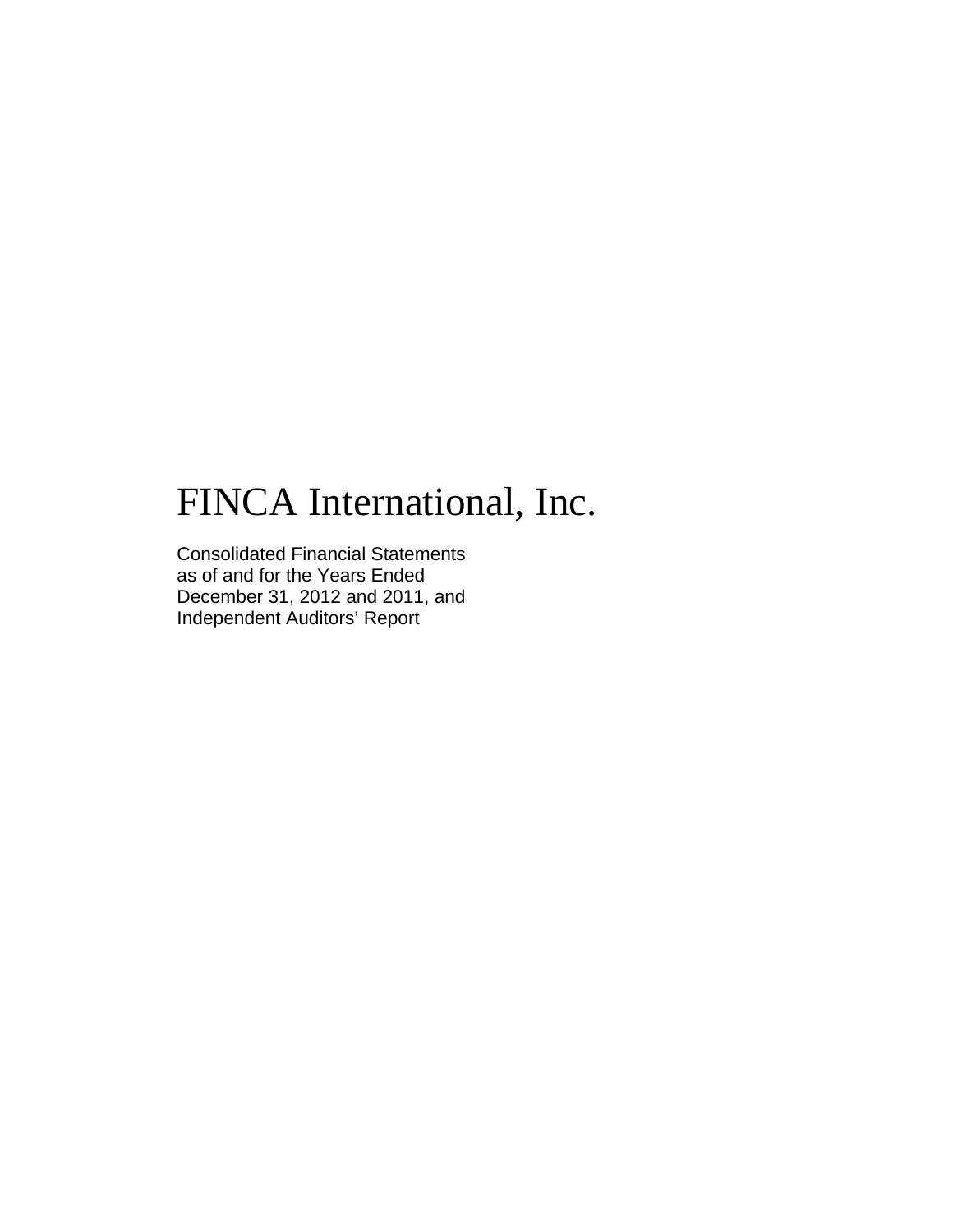# FINCA International, Inc.

Consolidated Financial Statements
as of and for the Years Ended
December 31, 2012 and 2011, and
Independent Auditors' Report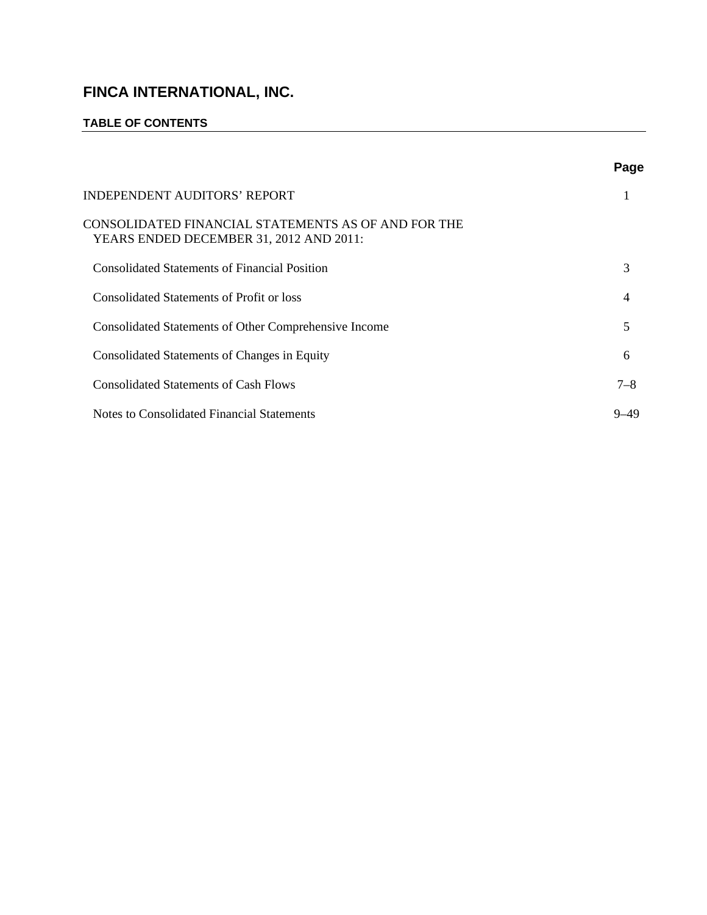# FINCA INTERNATIONAL, INC.

## TABLE OF CONTENTS

| | Page |
|---|---|
| INDEPENDENT AUDITORS' REPORT | 1 |
| CONSOLIDATED FINANCIAL STATEMENTS AS OF AND FOR THE YEARS ENDED DECEMBER 31, 2012 AND 2011: | |
| Consolidated Statements of Financial Position | 3 |
| Consolidated Statements of Profit or loss | 4 |
| Consolidated Statements of Other Comprehensive Income | 5 |
| Consolidated Statements of Changes in Equity | 6 |
| Consolidated Statements of Cash Flows | 7–8 |
| Notes to Consolidated Financial Statements | 9–49 |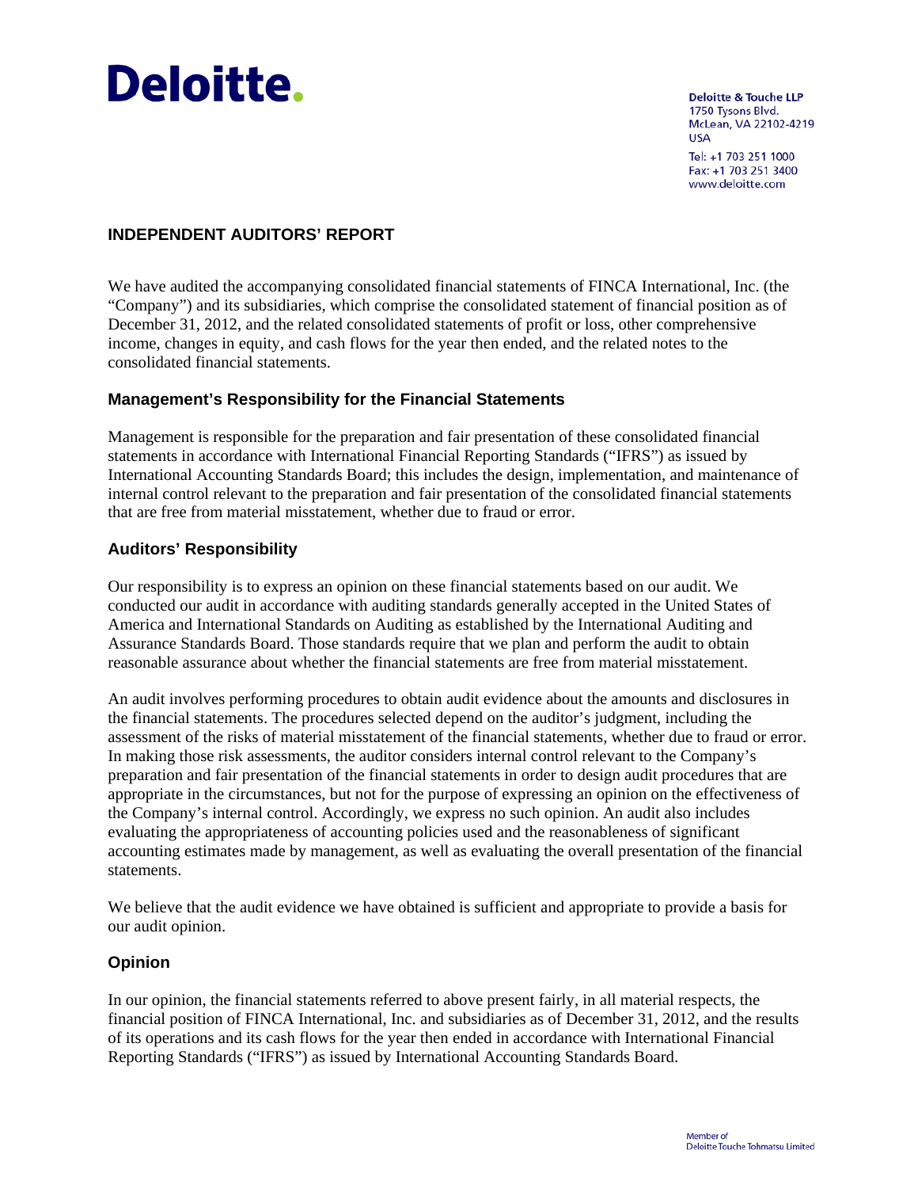Deloitte.

Deloitte & Touche LLP
1750 Tysons Blvd.
McLean, VA 22102-4219
USA

Tel: +1 703 251 1000
Fax: +1 703 251 3400
www.deloitte.com

## INDEPENDENT AUDITORS' REPORT

We have audited the accompanying consolidated financial statements of FINCA International, Inc. (the "Company") and its subsidiaries, which comprise the consolidated statement of financial position as of December 31, 2012, and the related consolidated statements of profit or loss, other comprehensive income, changes in equity, and cash flows for the year then ended, and the related notes to the consolidated financial statements.

### Management's Responsibility for the Financial Statements

Management is responsible for the preparation and fair presentation of these consolidated financial statements in accordance with International Financial Reporting Standards ("IFRS") as issued by International Accounting Standards Board; this includes the design, implementation, and maintenance of internal control relevant to the preparation and fair presentation of the consolidated financial statements that are free from material misstatement, whether due to fraud or error.

### Auditors' Responsibility

Our responsibility is to express an opinion on these financial statements based on our audit. We conducted our audit in accordance with auditing standards generally accepted in the United States of America and International Standards on Auditing as established by the International Auditing and Assurance Standards Board. Those standards require that we plan and perform the audit to obtain reasonable assurance about whether the financial statements are free from material misstatement.

An audit involves performing procedures to obtain audit evidence about the amounts and disclosures in the financial statements. The procedures selected depend on the auditor's judgment, including the assessment of the risks of material misstatement of the financial statements, whether due to fraud or error. In making those risk assessments, the auditor considers internal control relevant to the Company's preparation and fair presentation of the financial statements in order to design audit procedures that are appropriate in the circumstances, but not for the purpose of expressing an opinion on the effectiveness of the Company's internal control. Accordingly, we express no such opinion. An audit also includes evaluating the appropriateness of accounting policies used and the reasonableness of significant accounting estimates made by management, as well as evaluating the overall presentation of the financial statements.

We believe that the audit evidence we have obtained is sufficient and appropriate to provide a basis for our audit opinion.

### Opinion

In our opinion, the financial statements referred to above present fairly, in all material respects, the financial position of FINCA International, Inc. and subsidiaries as of December 31, 2012, and the results of its operations and its cash flows for the year then ended in accordance with International Financial Reporting Standards ("IFRS") as issued by International Accounting Standards Board.

Member of
Deloitte Touche Tohmatsu Limited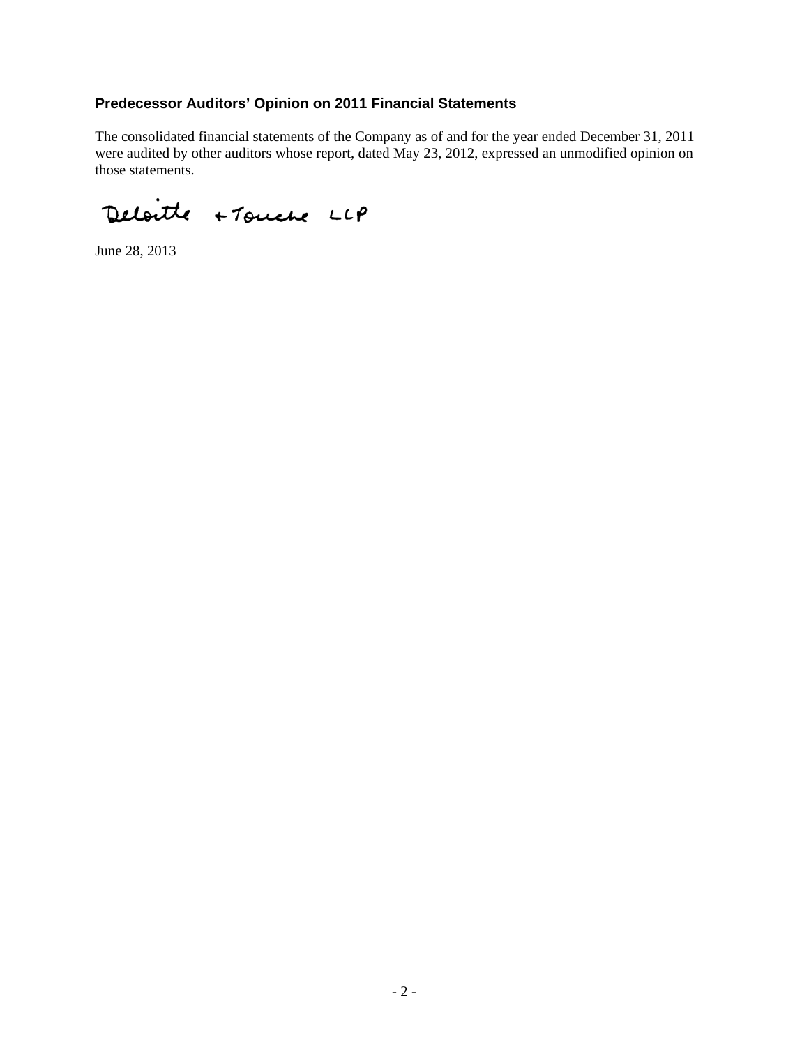## Predecessor Auditors' Opinion on 2011 Financial Statements

The consolidated financial statements of the Company as of and for the year ended December 31, 2011 were audited by other auditors whose report, dated May 23, 2012, expressed an unmodified opinion on those statements.

Deloitte & Touche LLP

June 28, 2013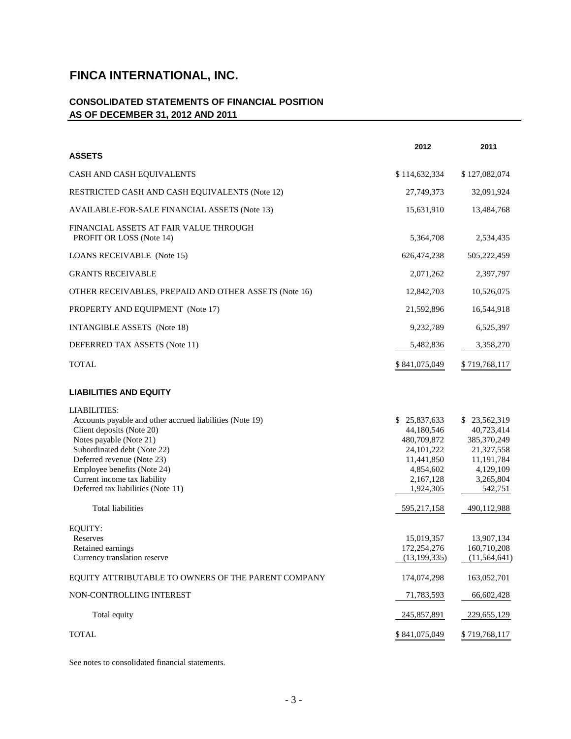# FINCA INTERNATIONAL, INC.

## CONSOLIDATED STATEMENTS OF FINANCIAL POSITION AS OF DECEMBER 31, 2012 AND 2011

| | 2012 | 2011 |
|---|---|---|
| **ASSETS** | | |
| CASH AND CASH EQUIVALENTS | $ 114,632,334 | $ 127,082,074 |
| RESTRICTED CASH AND CASH EQUIVALENTS (Note 12) | 27,749,373 | 32,091,924 |
| AVAILABLE-FOR-SALE FINANCIAL ASSETS (Note 13) | 15,631,910 | 13,484,768 |
| FINANCIAL ASSETS AT FAIR VALUE THROUGH PROFIT OR LOSS (Note 14) | 5,364,708 | 2,534,435 |
| LOANS RECEIVABLE (Note 15) | 626,474,238 | 505,222,459 |
| GRANTS RECEIVABLE | 2,071,262 | 2,397,797 |
| OTHER RECEIVABLES, PREPAID AND OTHER ASSETS (Note 16) | 12,842,703 | 10,526,075 |
| PROPERTY AND EQUIPMENT (Note 17) | 21,592,896 | 16,544,918 |
| INTANGIBLE ASSETS (Note 18) | 9,232,789 | 6,525,397 |
| DEFERRED TAX ASSETS (Note 11) | 5,482,836 | 3,358,270 |
| TOTAL | $ 841,075,049 | $ 719,768,117 |
| **LIABILITIES AND EQUITY** | | |
| LIABILITIES: | | |
| Accounts payable and other accrued liabilities (Note 19) | $ 25,837,633 | $ 23,562,319 |
| Client deposits (Note 20) | 44,180,546 | 40,723,414 |
| Notes payable (Note 21) | 480,709,872 | 385,370,249 |
| Subordinated debt (Note 22) | 24,101,222 | 21,327,558 |
| Deferred revenue (Note 23) | 11,441,850 | 11,191,784 |
| Employee benefits (Note 24) | 4,854,602 | 4,129,109 |
| Current income tax liability | 2,167,128 | 3,265,804 |
| Deferred tax liabilities (Note 11) | 1,924,305 | 542,751 |
| Total liabilities | 595,217,158 | 490,112,988 |
| EQUITY: | | |
| Reserves | 15,019,357 | 13,907,134 |
| Retained earnings | 172,254,276 | 160,710,208 |
| Currency translation reserve | (13,199,335) | (11,564,641) |
| EQUITY ATTRIBUTABLE TO OWNERS OF THE PARENT COMPANY | 174,074,298 | 163,052,701 |
| NON-CONTROLLING INTEREST | 71,783,593 | 66,602,428 |
| Total equity | 245,857,891 | 229,655,129 |
| TOTAL | $ 841,075,049 | $ 719,768,117 |

See notes to consolidated financial statements.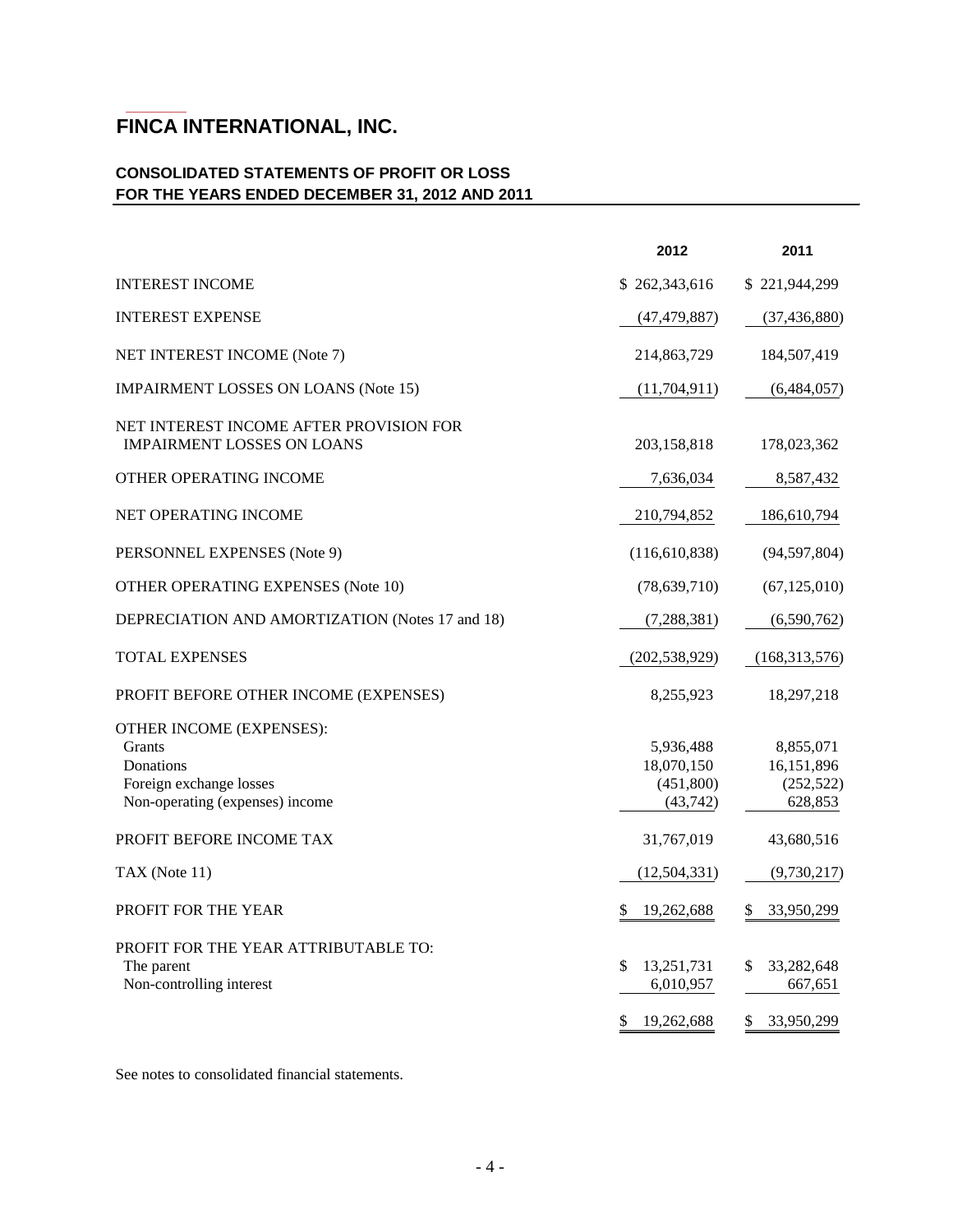# FINCA INTERNATIONAL, INC.

## CONSOLIDATED STATEMENTS OF PROFIT OR LOSS
## FOR THE YEARS ENDED DECEMBER 31, 2012 AND 2011

| | 2012 | 2011 |
|---|---|---|
| INTEREST INCOME | $ 262,343,616 | $ 221,944,299 |
| INTEREST EXPENSE | (47,479,887) | (37,436,880) |
| NET INTEREST INCOME (Note 7) | 214,863,729 | 184,507,419 |
| IMPAIRMENT LOSSES ON LOANS (Note 15) | (11,704,911) | (6,484,057) |
| NET INTEREST INCOME AFTER PROVISION FOR IMPAIRMENT LOSSES ON LOANS | 203,158,818 | 178,023,362 |
| OTHER OPERATING INCOME | 7,636,034 | 8,587,432 |
| NET OPERATING INCOME | 210,794,852 | 186,610,794 |
| PERSONNEL EXPENSES (Note 9) | (116,610,838) | (94,597,804) |
| OTHER OPERATING EXPENSES (Note 10) | (78,639,710) | (67,125,010) |
| DEPRECIATION AND AMORTIZATION (Notes 17 and 18) | (7,288,381) | (6,590,762) |
| TOTAL EXPENSES | (202,538,929) | (168,313,576) |
| PROFIT BEFORE OTHER INCOME (EXPENSES) | 8,255,923 | 18,297,218 |
| OTHER INCOME (EXPENSES): | | |
| Grants | 5,936,488 | 8,855,071 |
| Donations | 18,070,150 | 16,151,896 |
| Foreign exchange losses | (451,800) | (252,522) |
| Non-operating (expenses) income | (43,742) | 628,853 |
| PROFIT BEFORE INCOME TAX | 31,767,019 | 43,680,516 |
| TAX (Note 11) | (12,504,331) | (9,730,217) |
| PROFIT FOR THE YEAR | $ 19,262,688 | $ 33,950,299 |
| PROFIT FOR THE YEAR ATTRIBUTABLE TO: | | |
| The parent | $ 13,251,731 | $ 33,282,648 |
| Non-controlling interest | 6,010,957 | 667,651 |
| | $ 19,262,688 | $ 33,950,299 |

See notes to consolidated financial statements.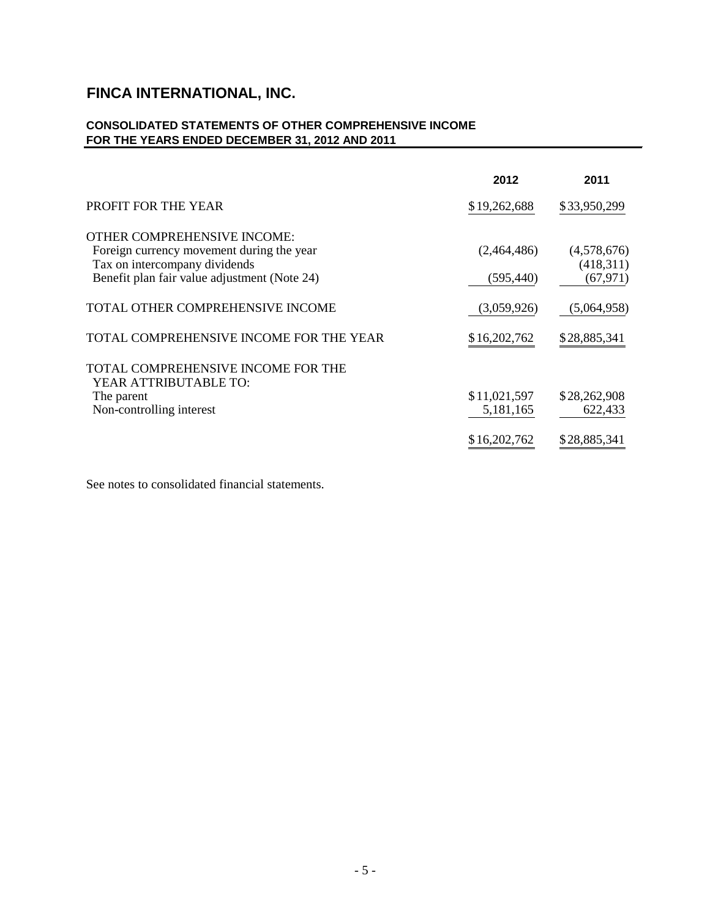# FINCA INTERNATIONAL, INC.

## CONSOLIDATED STATEMENTS OF OTHER COMPREHENSIVE INCOME
## FOR THE YEARS ENDED DECEMBER 31, 2012 AND 2011

| | 2012 | 2011 |
|---|---|---|
| PROFIT FOR THE YEAR | $19,262,688 | $33,950,299 |
| OTHER COMPREHENSIVE INCOME: | | |
| Foreign currency movement during the year | (2,464,486) | (4,578,676) |
| Tax on intercompany dividends | | (418,311) |
| Benefit plan fair value adjustment (Note 24) | (595,440) | (67,971) |
| TOTAL OTHER COMPREHENSIVE INCOME | (3,059,926) | (5,064,958) |
| TOTAL COMPREHENSIVE INCOME FOR THE YEAR | $16,202,762 | $28,885,341 |
| TOTAL COMPREHENSIVE INCOME FOR THE YEAR ATTRIBUTABLE TO: | | |
| The parent | $11,021,597 | $28,262,908 |
| Non-controlling interest | 5,181,165 | 622,433 |
| | $16,202,762 | $28,885,341 |

See notes to consolidated financial statements.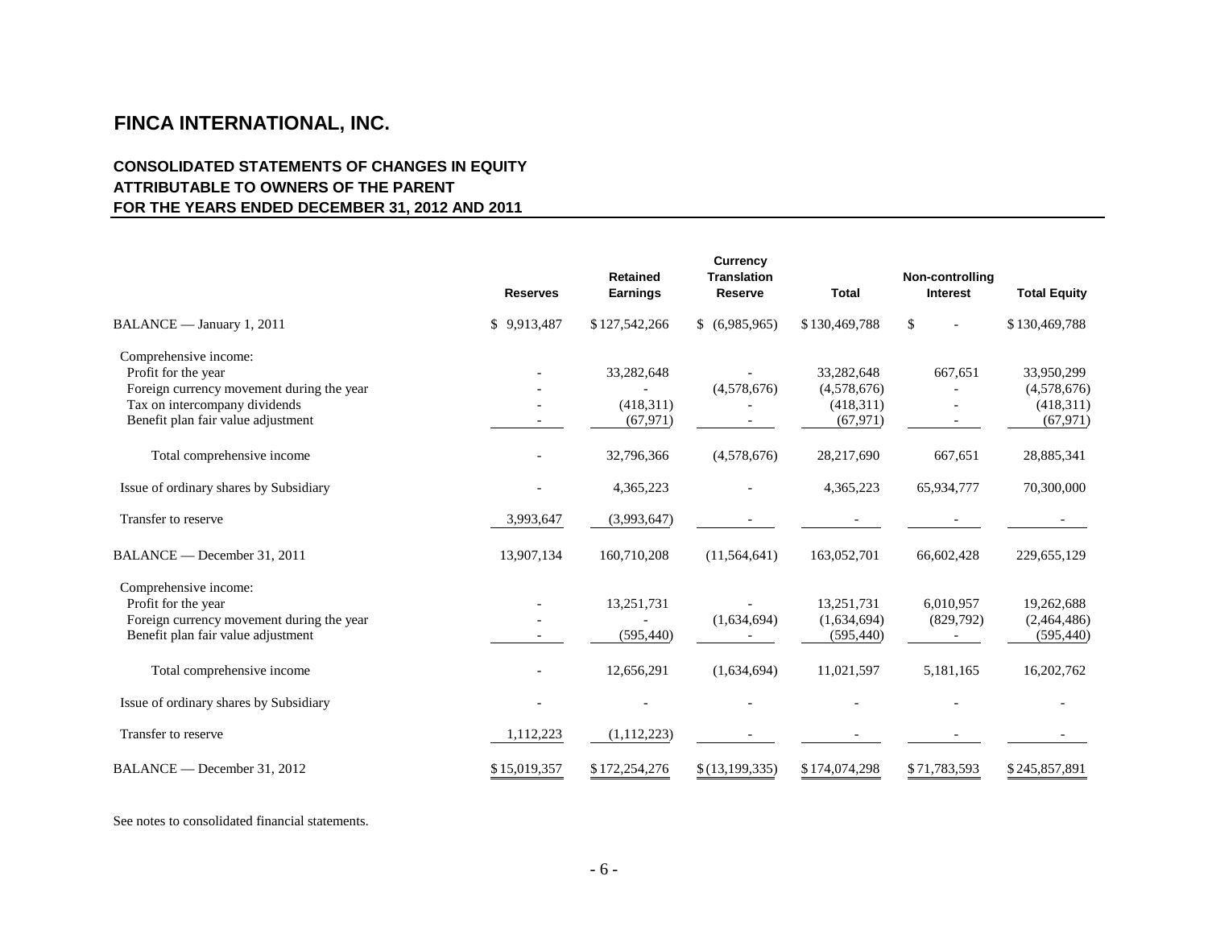# FINCA INTERNATIONAL, INC.

## CONSOLIDATED STATEMENTS OF CHANGES IN EQUITY ATTRIBUTABLE TO OWNERS OF THE PARENT FOR THE YEARS ENDED DECEMBER 31, 2012 AND 2011

| | Reserves | Retained Earnings | Currency Translation Reserve | Total | Non-controlling Interest | Total Equity |
|---|---|---|---|---|---|---|
| BALANCE — January 1, 2011 | $ 9,913,487 | $ 127,542,266 | $ (6,985,965) | $ 130,469,788 | $ - | $ 130,469,788 |
| Comprehensive income: | | | | | | |
| Profit for the year | - | 33,282,648 | - | 33,282,648 | 667,651 | 33,950,299 |
| Foreign currency movement during the year | - | - | (4,578,676) | (4,578,676) | - | (4,578,676) |
| Tax on intercompany dividends | - | (418,311) | - | (418,311) | - | (418,311) |
| Benefit plan fair value adjustment | - | (67,971) | - | (67,971) | - | (67,971) |
| Total comprehensive income | - | 32,796,366 | (4,578,676) | 28,217,690 | 667,651 | 28,885,341 |
| Issue of ordinary shares by Subsidiary | - | 4,365,223 | - | 4,365,223 | 65,934,777 | 70,300,000 |
| Transfer to reserve | 3,993,647 | (3,993,647) | - | - | - | - |
| BALANCE — December 31, 2011 | 13,907,134 | 160,710,208 | (11,564,641) | 163,052,701 | 66,602,428 | 229,655,129 |
| Comprehensive income: | | | | | | |
| Profit for the year | - | 13,251,731 | - | 13,251,731 | 6,010,957 | 19,262,688 |
| Foreign currency movement during the year | - | - | (1,634,694) | (1,634,694) | (829,792) | (2,464,486) |
| Benefit plan fair value adjustment | - | (595,440) | - | (595,440) | - | (595,440) |
| Total comprehensive income | - | 12,656,291 | (1,634,694) | 11,021,597 | 5,181,165 | 16,202,762 |
| Issue of ordinary shares by Subsidiary | - | - | - | - | - | - |
| Transfer to reserve | 1,112,223 | (1,112,223) | - | - | - | - |
| BALANCE — December 31, 2012 | $ 15,019,357 | $ 172,254,276 | $ (13,199,335) | $ 174,074,298 | $ 71,783,593 | $ 245,857,891 |

See notes to consolidated financial statements.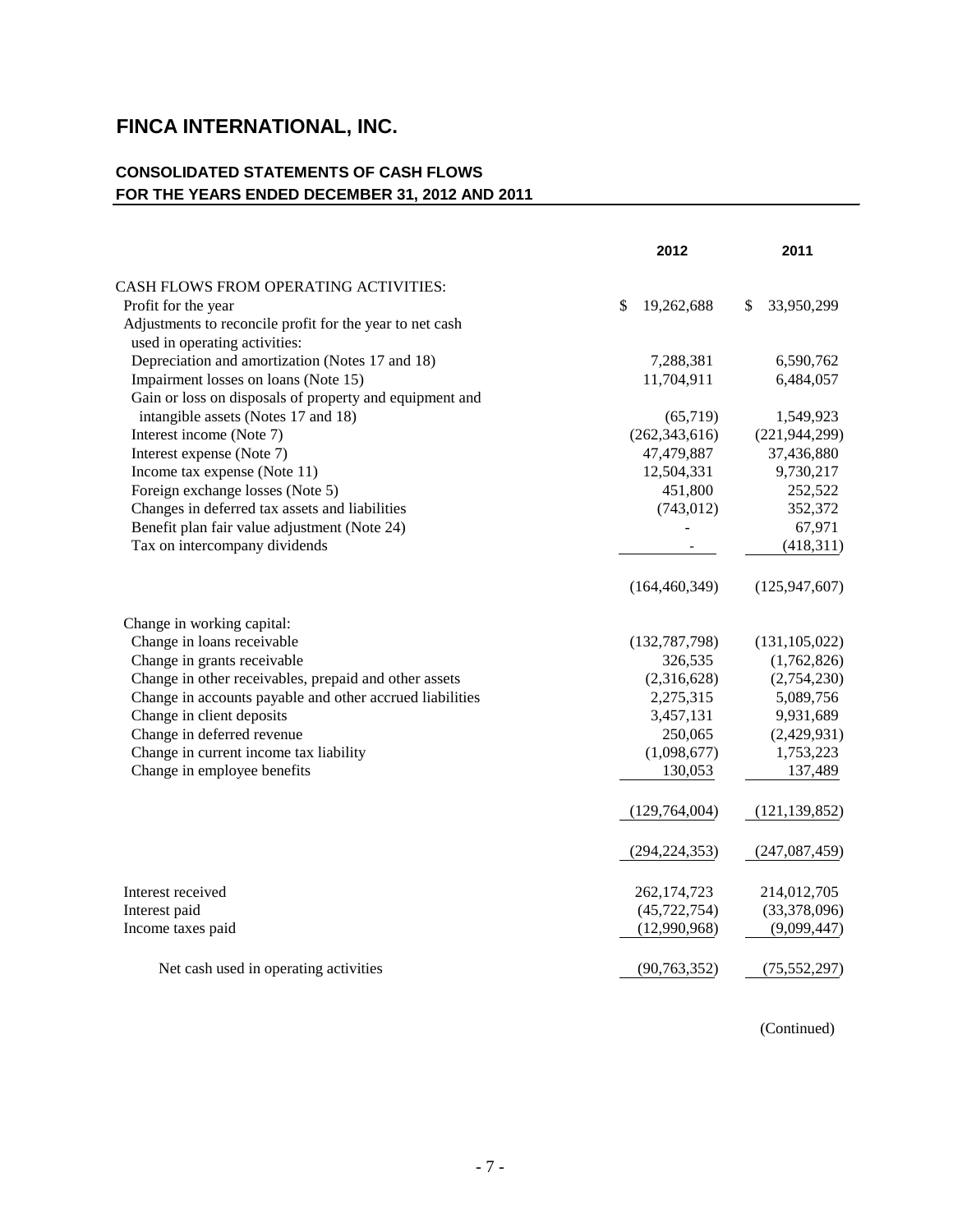# FINCA INTERNATIONAL, INC.

## CONSOLIDATED STATEMENTS OF CASH FLOWS
## FOR THE YEARS ENDED DECEMBER 31, 2012 AND 2011

| | 2012 | 2011 |
|---|---|---|
| CASH FLOWS FROM OPERATING ACTIVITIES: | | |
| Profit for the year | $ 19,262,688 | $ 33,950,299 |
| Adjustments to reconcile profit for the year to net cash used in operating activities: | | |
| Depreciation and amortization (Notes 17 and 18) | 7,288,381 | 6,590,762 |
| Impairment losses on loans (Note 15) | 11,704,911 | 6,484,057 |
| Gain or loss on disposals of property and equipment and intangible assets (Notes 17 and 18) | (65,719) | 1,549,923 |
| Interest income (Note 7) | (262,343,616) | (221,944,299) |
| Interest expense (Note 7) | 47,479,887 | 37,436,880 |
| Income tax expense (Note 11) | 12,504,331 | 9,730,217 |
| Foreign exchange losses (Note 5) | 451,800 | 252,522 |
| Changes in deferred tax assets and liabilities | (743,012) | 352,372 |
| Benefit plan fair value adjustment (Note 24) | - | 67,971 |
| Tax on intercompany dividends | - | (418,311) |
| | (164,460,349) | (125,947,607) |
| Change in working capital: | | |
| Change in loans receivable | (132,787,798) | (131,105,022) |
| Change in grants receivable | 326,535 | (1,762,826) |
| Change in other receivables, prepaid and other assets | (2,316,628) | (2,754,230) |
| Change in accounts payable and other accrued liabilities | 2,275,315 | 5,089,756 |
| Change in client deposits | 3,457,131 | 9,931,689 |
| Change in deferred revenue | 250,065 | (2,429,931) |
| Change in current income tax liability | (1,098,677) | 1,753,223 |
| Change in employee benefits | 130,053 | 137,489 |
| | (129,764,004) | (121,139,852) |
| | (294,224,353) | (247,087,459) |
| Interest received | 262,174,723 | 214,012,705 |
| Interest paid | (45,722,754) | (33,378,096) |
| Income taxes paid | (12,990,968) | (9,099,447) |
| Net cash used in operating activities | (90,763,352) | (75,552,297) |

(Continued)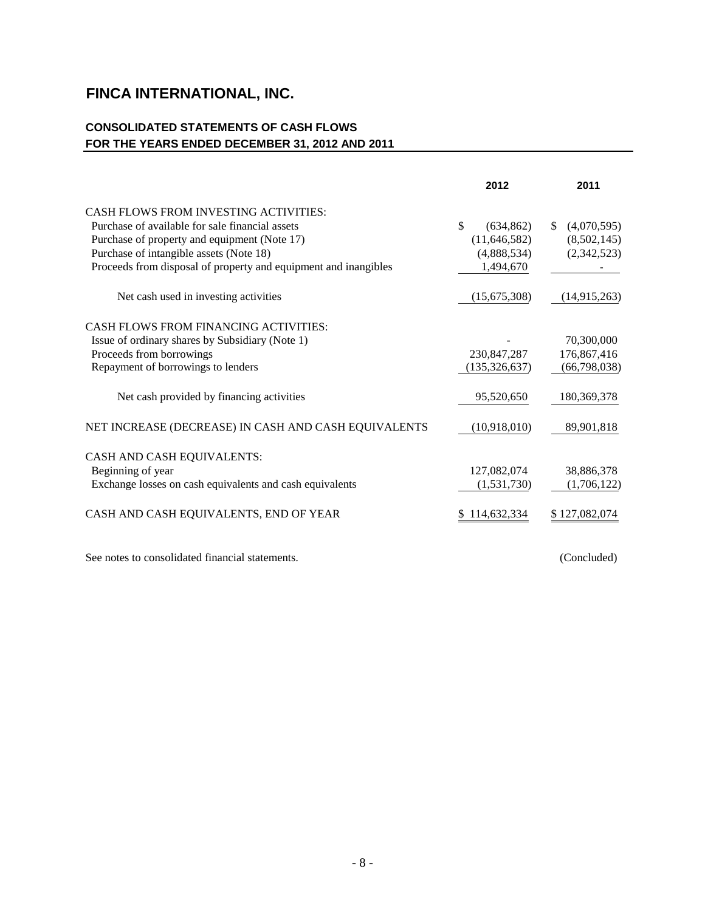# FINCA INTERNATIONAL, INC.

## CONSOLIDATED STATEMENTS OF CASH FLOWS
## FOR THE YEARS ENDED DECEMBER 31, 2012 AND 2011

| | 2012 | 2011 |
|---|---|---|
| CASH FLOWS FROM INVESTING ACTIVITIES: | | |
| Purchase of available for sale financial assets | $ (634,862) | $ (4,070,595) |
| Purchase of property and equipment (Note 17) | (11,646,582) | (8,502,145) |
| Purchase of intangible assets (Note 18) | (4,888,534) | (2,342,523) |
| Proceeds from disposal of property and equipment and inangibles | 1,494,670 | - |
| Net cash used in investing activities | (15,675,308) | (14,915,263) |
| CASH FLOWS FROM FINANCING ACTIVITIES: | | |
| Issue of ordinary shares by Subsidiary (Note 1) | - | 70,300,000 |
| Proceeds from borrowings | 230,847,287 | 176,867,416 |
| Repayment of borrowings to lenders | (135,326,637) | (66,798,038) |
| Net cash provided by financing activities | 95,520,650 | 180,369,378 |
| NET INCREASE (DECREASE) IN CASH AND CASH EQUIVALENTS | (10,918,010) | 89,901,818 |
| CASH AND CASH EQUIVALENTS: | | |
| Beginning of year | 127,082,074 | 38,886,378 |
| Exchange losses on cash equivalents and cash equivalents | (1,531,730) | (1,706,122) |
| CASH AND CASH EQUIVALENTS, END OF YEAR | $ 114,632,334 | $ 127,082,074 |

See notes to consolidated financial statements. (Concluded)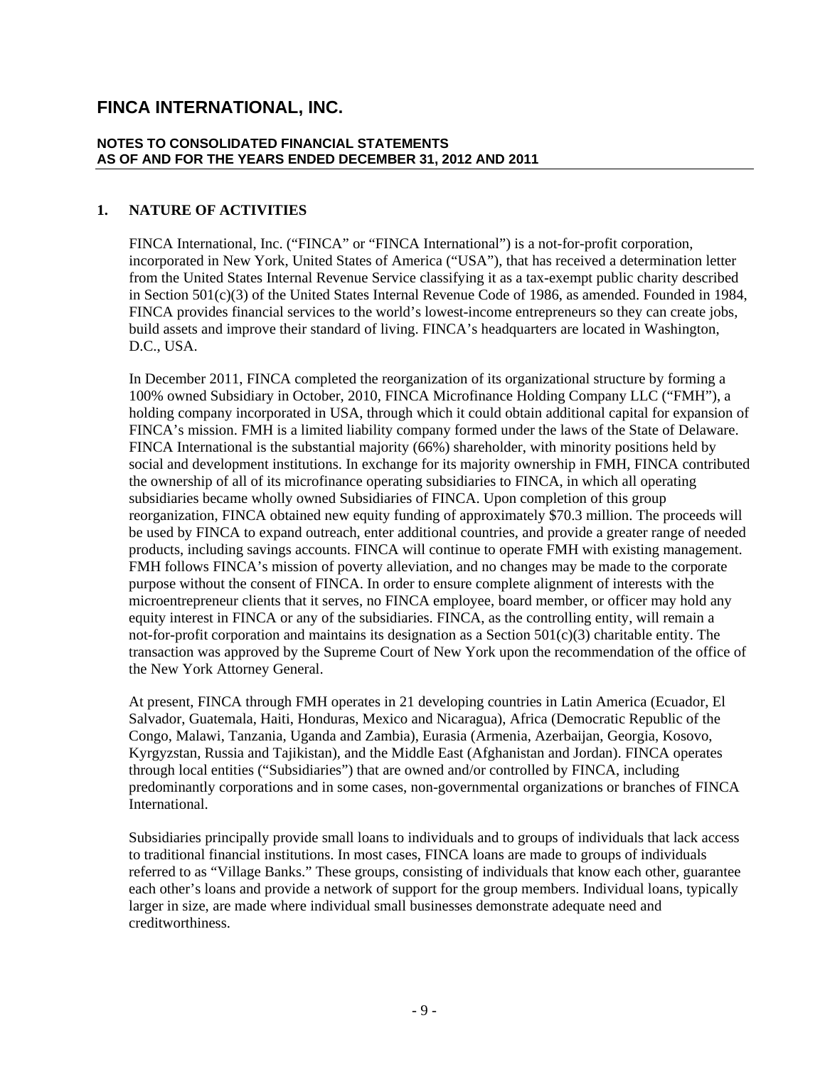# FINCA INTERNATIONAL, INC.

**NOTES TO CONSOLIDATED FINANCIAL STATEMENTS**
**AS OF AND FOR THE YEARS ENDED DECEMBER 31, 2012 AND 2011**

## 1. NATURE OF ACTIVITIES

FINCA International, Inc. ("FINCA" or "FINCA International") is a not-for-profit corporation, incorporated in New York, United States of America ("USA"), that has received a determination letter from the United States Internal Revenue Service classifying it as a tax-exempt public charity described in Section 501(c)(3) of the United States Internal Revenue Code of 1986, as amended. Founded in 1984, FINCA provides financial services to the world's lowest-income entrepreneurs so they can create jobs, build assets and improve their standard of living. FINCA's headquarters are located in Washington, D.C., USA.

In December 2011, FINCA completed the reorganization of its organizational structure by forming a 100% owned Subsidiary in October, 2010, FINCA Microfinance Holding Company LLC ("FMH"), a holding company incorporated in USA, through which it could obtain additional capital for expansion of FINCA's mission. FMH is a limited liability company formed under the laws of the State of Delaware. FINCA International is the substantial majority (66%) shareholder, with minority positions held by social and development institutions. In exchange for its majority ownership in FMH, FINCA contributed the ownership of all of its microfinance operating subsidiaries to FINCA, in which all operating subsidiaries became wholly owned Subsidiaries of FINCA. Upon completion of this group reorganization, FINCA obtained new equity funding of approximately $70.3 million. The proceeds will be used by FINCA to expand outreach, enter additional countries, and provide a greater range of needed products, including savings accounts. FINCA will continue to operate FMH with existing management. FMH follows FINCA's mission of poverty alleviation, and no changes may be made to the corporate purpose without the consent of FINCA. In order to ensure complete alignment of interests with the microentrepreneur clients that it serves, no FINCA employee, board member, or officer may hold any equity interest in FINCA or any of the subsidiaries. FINCA, as the controlling entity, will remain a not-for-profit corporation and maintains its designation as a Section 501(c)(3) charitable entity. The transaction was approved by the Supreme Court of New York upon the recommendation of the office of the New York Attorney General.

At present, FINCA through FMH operates in 21 developing countries in Latin America (Ecuador, El Salvador, Guatemala, Haiti, Honduras, Mexico and Nicaragua), Africa (Democratic Republic of the Congo, Malawi, Tanzania, Uganda and Zambia), Eurasia (Armenia, Azerbaijan, Georgia, Kosovo, Kyrgyzstan, Russia and Tajikistan), and the Middle East (Afghanistan and Jordan). FINCA operates through local entities ("Subsidiaries") that are owned and/or controlled by FINCA, including predominantly corporations and in some cases, non-governmental organizations or branches of FINCA International.

Subsidiaries principally provide small loans to individuals and to groups of individuals that lack access to traditional financial institutions. In most cases, FINCA loans are made to groups of individuals referred to as "Village Banks." These groups, consisting of individuals that know each other, guarantee each other's loans and provide a network of support for the group members. Individual loans, typically larger in size, are made where individual small businesses demonstrate adequate need and creditworthiness.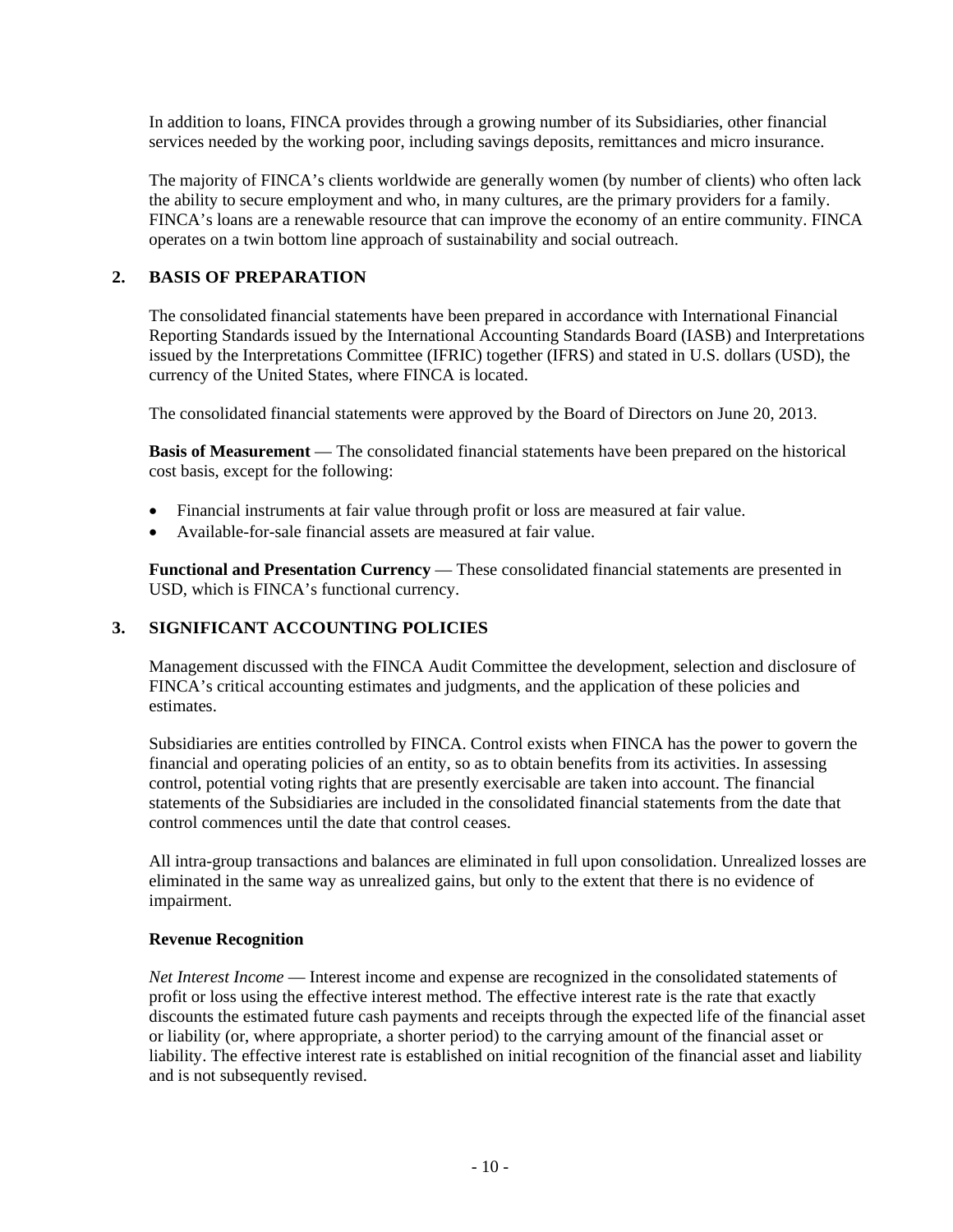In addition to loans, FINCA provides through a growing number of its Subsidiaries, other financial services needed by the working poor, including savings deposits, remittances and micro insurance.

The majority of FINCA's clients worldwide are generally women (by number of clients) who often lack the ability to secure employment and who, in many cultures, are the primary providers for a family. FINCA's loans are a renewable resource that can improve the economy of an entire community. FINCA operates on a twin bottom line approach of sustainability and social outreach.

## 2. BASIS OF PREPARATION

The consolidated financial statements have been prepared in accordance with International Financial Reporting Standards issued by the International Accounting Standards Board (IASB) and Interpretations issued by the Interpretations Committee (IFRIC) together (IFRS) and stated in U.S. dollars (USD), the currency of the United States, where FINCA is located.

The consolidated financial statements were approved by the Board of Directors on June 20, 2013.

**Basis of Measurement** — The consolidated financial statements have been prepared on the historical cost basis, except for the following:

- Financial instruments at fair value through profit or loss are measured at fair value.
- Available-for-sale financial assets are measured at fair value.

**Functional and Presentation Currency** — These consolidated financial statements are presented in USD, which is FINCA's functional currency.

## 3. SIGNIFICANT ACCOUNTING POLICIES

Management discussed with the FINCA Audit Committee the development, selection and disclosure of FINCA's critical accounting estimates and judgments, and the application of these policies and estimates.

Subsidiaries are entities controlled by FINCA. Control exists when FINCA has the power to govern the financial and operating policies of an entity, so as to obtain benefits from its activities. In assessing control, potential voting rights that are presently exercisable are taken into account. The financial statements of the Subsidiaries are included in the consolidated financial statements from the date that control commences until the date that control ceases.

All intra-group transactions and balances are eliminated in full upon consolidation. Unrealized losses are eliminated in the same way as unrealized gains, but only to the extent that there is no evidence of impairment.

### Revenue Recognition

*Net Interest Income* — Interest income and expense are recognized in the consolidated statements of profit or loss using the effective interest method. The effective interest rate is the rate that exactly discounts the estimated future cash payments and receipts through the expected life of the financial asset or liability (or, where appropriate, a shorter period) to the carrying amount of the financial asset or liability. The effective interest rate is established on initial recognition of the financial asset and liability and is not subsequently revised.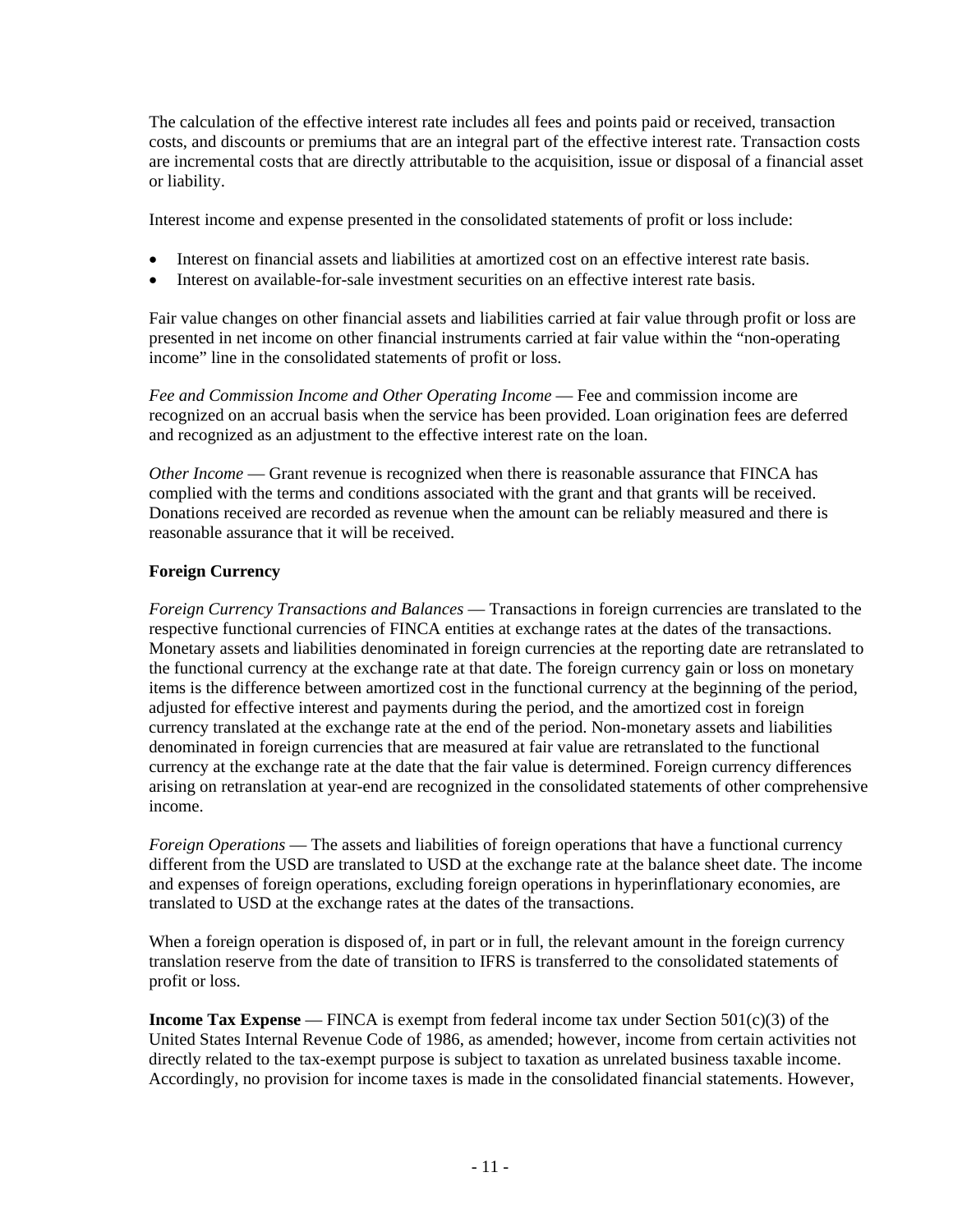The calculation of the effective interest rate includes all fees and points paid or received, transaction costs, and discounts or premiums that are an integral part of the effective interest rate. Transaction costs are incremental costs that are directly attributable to the acquisition, issue or disposal of a financial asset or liability.

Interest income and expense presented in the consolidated statements of profit or loss include:

- Interest on financial assets and liabilities at amortized cost on an effective interest rate basis.
- Interest on available-for-sale investment securities on an effective interest rate basis.

Fair value changes on other financial assets and liabilities carried at fair value through profit or loss are presented in net income on other financial instruments carried at fair value within the "non-operating income" line in the consolidated statements of profit or loss.

*Fee and Commission Income and Other Operating Income* — Fee and commission income are recognized on an accrual basis when the service has been provided. Loan origination fees are deferred and recognized as an adjustment to the effective interest rate on the loan.

*Other Income* — Grant revenue is recognized when there is reasonable assurance that FINCA has complied with the terms and conditions associated with the grant and that grants will be received. Donations received are recorded as revenue when the amount can be reliably measured and there is reasonable assurance that it will be received.

**Foreign Currency**

*Foreign Currency Transactions and Balances* — Transactions in foreign currencies are translated to the respective functional currencies of FINCA entities at exchange rates at the dates of the transactions. Monetary assets and liabilities denominated in foreign currencies at the reporting date are retranslated to the functional currency at the exchange rate at that date. The foreign currency gain or loss on monetary items is the difference between amortized cost in the functional currency at the beginning of the period, adjusted for effective interest and payments during the period, and the amortized cost in foreign currency translated at the exchange rate at the end of the period. Non-monetary assets and liabilities denominated in foreign currencies that are measured at fair value are retranslated to the functional currency at the exchange rate at the date that the fair value is determined. Foreign currency differences arising on retranslation at year-end are recognized in the consolidated statements of other comprehensive income.

*Foreign Operations* — The assets and liabilities of foreign operations that have a functional currency different from the USD are translated to USD at the exchange rate at the balance sheet date. The income and expenses of foreign operations, excluding foreign operations in hyperinflationary economies, are translated to USD at the exchange rates at the dates of the transactions.

When a foreign operation is disposed of, in part or in full, the relevant amount in the foreign currency translation reserve from the date of transition to IFRS is transferred to the consolidated statements of profit or loss.

**Income Tax Expense** — FINCA is exempt from federal income tax under Section 501(c)(3) of the United States Internal Revenue Code of 1986, as amended; however, income from certain activities not directly related to the tax-exempt purpose is subject to taxation as unrelated business taxable income. Accordingly, no provision for income taxes is made in the consolidated financial statements. However,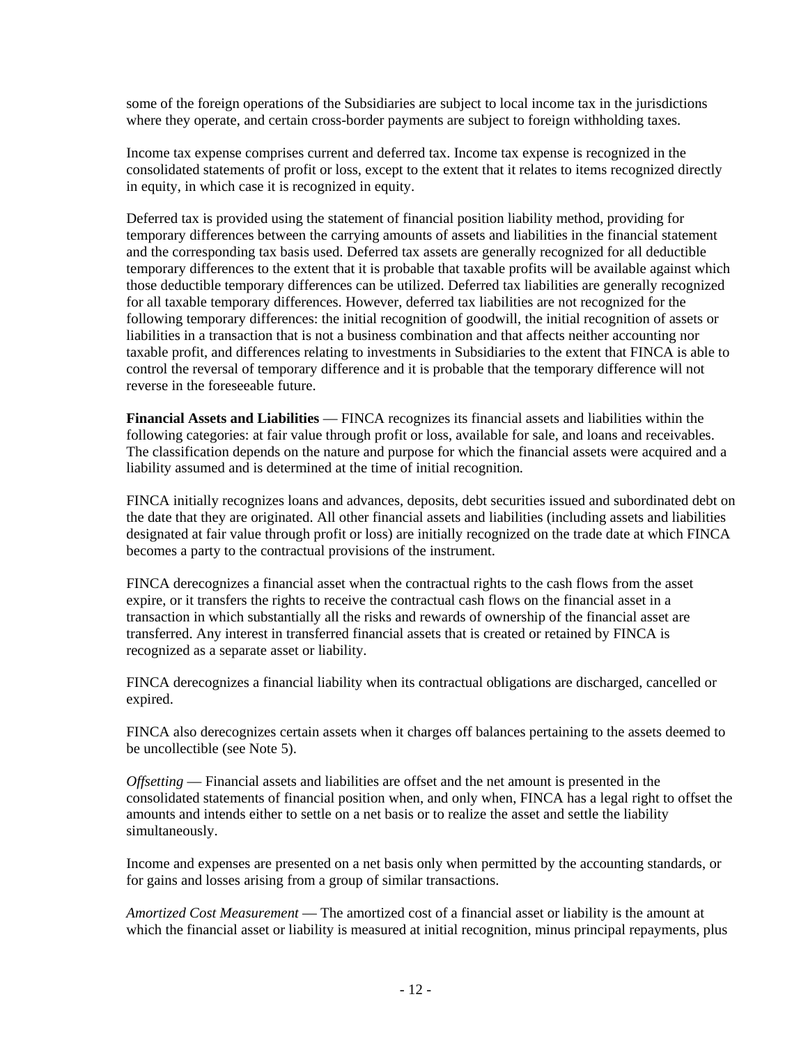some of the foreign operations of the Subsidiaries are subject to local income tax in the jurisdictions where they operate, and certain cross-border payments are subject to foreign withholding taxes.

Income tax expense comprises current and deferred tax. Income tax expense is recognized in the consolidated statements of profit or loss, except to the extent that it relates to items recognized directly in equity, in which case it is recognized in equity.

Deferred tax is provided using the statement of financial position liability method, providing for temporary differences between the carrying amounts of assets and liabilities in the financial statement and the corresponding tax basis used. Deferred tax assets are generally recognized for all deductible temporary differences to the extent that it is probable that taxable profits will be available against which those deductible temporary differences can be utilized. Deferred tax liabilities are generally recognized for all taxable temporary differences. However, deferred tax liabilities are not recognized for the following temporary differences: the initial recognition of goodwill, the initial recognition of assets or liabilities in a transaction that is not a business combination and that affects neither accounting nor taxable profit, and differences relating to investments in Subsidiaries to the extent that FINCA is able to control the reversal of temporary difference and it is probable that the temporary difference will not reverse in the foreseeable future.

**Financial Assets and Liabilities** — FINCA recognizes its financial assets and liabilities within the following categories: at fair value through profit or loss, available for sale, and loans and receivables. The classification depends on the nature and purpose for which the financial assets were acquired and a liability assumed and is determined at the time of initial recognition.

FINCA initially recognizes loans and advances, deposits, debt securities issued and subordinated debt on the date that they are originated. All other financial assets and liabilities (including assets and liabilities designated at fair value through profit or loss) are initially recognized on the trade date at which FINCA becomes a party to the contractual provisions of the instrument.

FINCA derecognizes a financial asset when the contractual rights to the cash flows from the asset expire, or it transfers the rights to receive the contractual cash flows on the financial asset in a transaction in which substantially all the risks and rewards of ownership of the financial asset are transferred. Any interest in transferred financial assets that is created or retained by FINCA is recognized as a separate asset or liability.

FINCA derecognizes a financial liability when its contractual obligations are discharged, cancelled or expired.

FINCA also derecognizes certain assets when it charges off balances pertaining to the assets deemed to be uncollectible (see Note 5).

*Offsetting* — Financial assets and liabilities are offset and the net amount is presented in the consolidated statements of financial position when, and only when, FINCA has a legal right to offset the amounts and intends either to settle on a net basis or to realize the asset and settle the liability simultaneously.

Income and expenses are presented on a net basis only when permitted by the accounting standards, or for gains and losses arising from a group of similar transactions.

*Amortized Cost Measurement* — The amortized cost of a financial asset or liability is the amount at which the financial asset or liability is measured at initial recognition, minus principal repayments, plus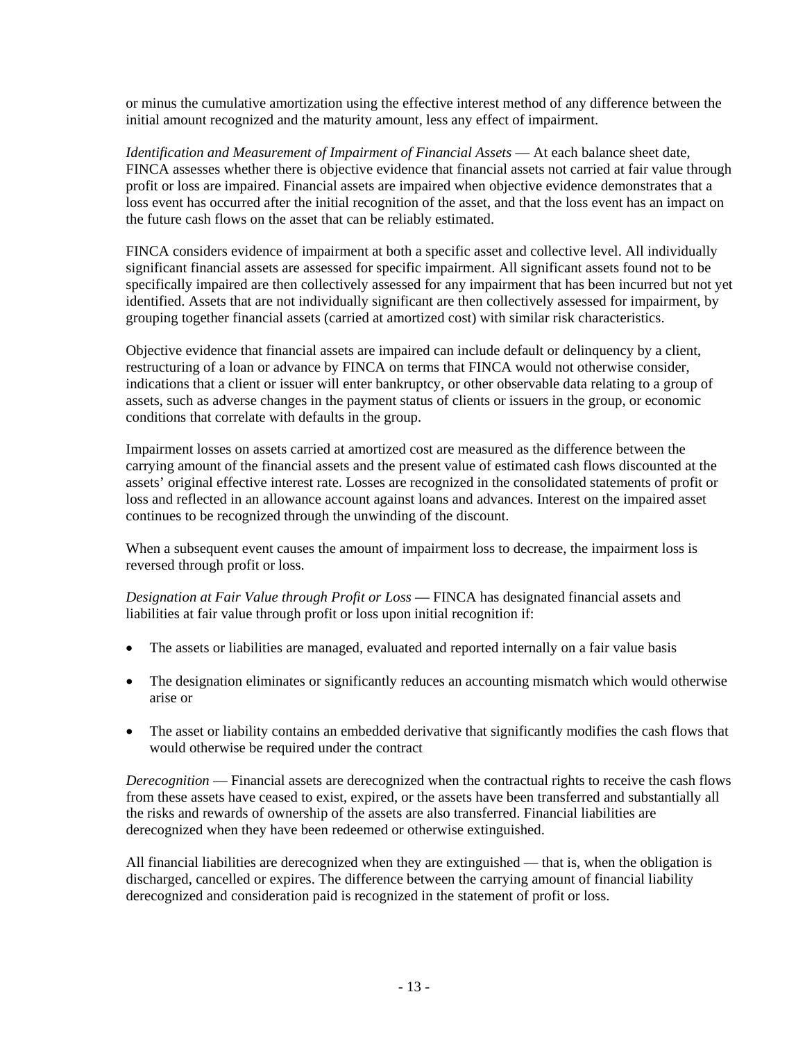or minus the cumulative amortization using the effective interest method of any difference between the initial amount recognized and the maturity amount, less any effect of impairment.

*Identification and Measurement of Impairment of Financial Assets* — At each balance sheet date, FINCA assesses whether there is objective evidence that financial assets not carried at fair value through profit or loss are impaired. Financial assets are impaired when objective evidence demonstrates that a loss event has occurred after the initial recognition of the asset, and that the loss event has an impact on the future cash flows on the asset that can be reliably estimated.

FINCA considers evidence of impairment at both a specific asset and collective level. All individually significant financial assets are assessed for specific impairment. All significant assets found not to be specifically impaired are then collectively assessed for any impairment that has been incurred but not yet identified. Assets that are not individually significant are then collectively assessed for impairment, by grouping together financial assets (carried at amortized cost) with similar risk characteristics.

Objective evidence that financial assets are impaired can include default or delinquency by a client, restructuring of a loan or advance by FINCA on terms that FINCA would not otherwise consider, indications that a client or issuer will enter bankruptcy, or other observable data relating to a group of assets, such as adverse changes in the payment status of clients or issuers in the group, or economic conditions that correlate with defaults in the group.

Impairment losses on assets carried at amortized cost are measured as the difference between the carrying amount of the financial assets and the present value of estimated cash flows discounted at the assets' original effective interest rate. Losses are recognized in the consolidated statements of profit or loss and reflected in an allowance account against loans and advances. Interest on the impaired asset continues to be recognized through the unwinding of the discount.

When a subsequent event causes the amount of impairment loss to decrease, the impairment loss is reversed through profit or loss.

*Designation at Fair Value through Profit or Loss* — FINCA has designated financial assets and liabilities at fair value through profit or loss upon initial recognition if:

- The assets or liabilities are managed, evaluated and reported internally on a fair value basis
- The designation eliminates or significantly reduces an accounting mismatch which would otherwise arise or
- The asset or liability contains an embedded derivative that significantly modifies the cash flows that would otherwise be required under the contract

*Derecognition* — Financial assets are derecognized when the contractual rights to receive the cash flows from these assets have ceased to exist, expired, or the assets have been transferred and substantially all the risks and rewards of ownership of the assets are also transferred. Financial liabilities are derecognized when they have been redeemed or otherwise extinguished.

All financial liabilities are derecognized when they are extinguished — that is, when the obligation is discharged, cancelled or expires. The difference between the carrying amount of financial liability derecognized and consideration paid is recognized in the statement of profit or loss.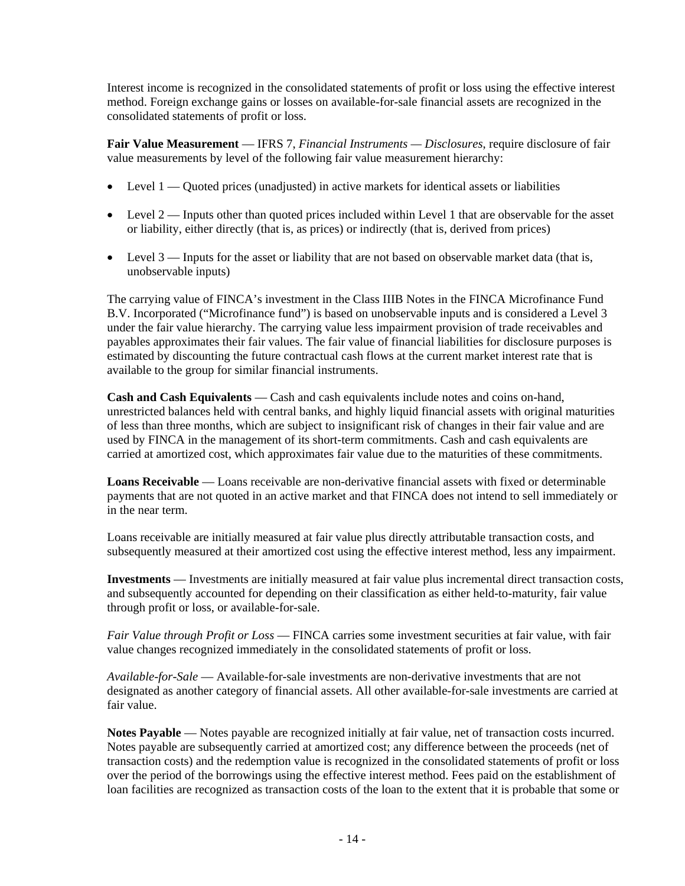Interest income is recognized in the consolidated statements of profit or loss using the effective interest method. Foreign exchange gains or losses on available-for-sale financial assets are recognized in the consolidated statements of profit or loss.

**Fair Value Measurement** — IFRS 7, *Financial Instruments — Disclosures*, require disclosure of fair value measurements by level of the following fair value measurement hierarchy:

- Level 1 — Quoted prices (unadjusted) in active markets for identical assets or liabilities
- Level 2 — Inputs other than quoted prices included within Level 1 that are observable for the asset or liability, either directly (that is, as prices) or indirectly (that is, derived from prices)
- Level 3 — Inputs for the asset or liability that are not based on observable market data (that is, unobservable inputs)

The carrying value of FINCA's investment in the Class IIIB Notes in the FINCA Microfinance Fund B.V. Incorporated ("Microfinance fund") is based on unobservable inputs and is considered a Level 3 under the fair value hierarchy. The carrying value less impairment provision of trade receivables and payables approximates their fair values. The fair value of financial liabilities for disclosure purposes is estimated by discounting the future contractual cash flows at the current market interest rate that is available to the group for similar financial instruments.

**Cash and Cash Equivalents** — Cash and cash equivalents include notes and coins on-hand, unrestricted balances held with central banks, and highly liquid financial assets with original maturities of less than three months, which are subject to insignificant risk of changes in their fair value and are used by FINCA in the management of its short-term commitments. Cash and cash equivalents are carried at amortized cost, which approximates fair value due to the maturities of these commitments.

**Loans Receivable** — Loans receivable are non-derivative financial assets with fixed or determinable payments that are not quoted in an active market and that FINCA does not intend to sell immediately or in the near term.

Loans receivable are initially measured at fair value plus directly attributable transaction costs, and subsequently measured at their amortized cost using the effective interest method, less any impairment.

**Investments** — Investments are initially measured at fair value plus incremental direct transaction costs, and subsequently accounted for depending on their classification as either held-to-maturity, fair value through profit or loss, or available-for-sale.

*Fair Value through Profit or Loss* — FINCA carries some investment securities at fair value, with fair value changes recognized immediately in the consolidated statements of profit or loss.

*Available-for-Sale* — Available-for-sale investments are non-derivative investments that are not designated as another category of financial assets. All other available-for-sale investments are carried at fair value.

**Notes Payable** — Notes payable are recognized initially at fair value, net of transaction costs incurred. Notes payable are subsequently carried at amortized cost; any difference between the proceeds (net of transaction costs) and the redemption value is recognized in the consolidated statements of profit or loss over the period of the borrowings using the effective interest method. Fees paid on the establishment of loan facilities are recognized as transaction costs of the loan to the extent that it is probable that some or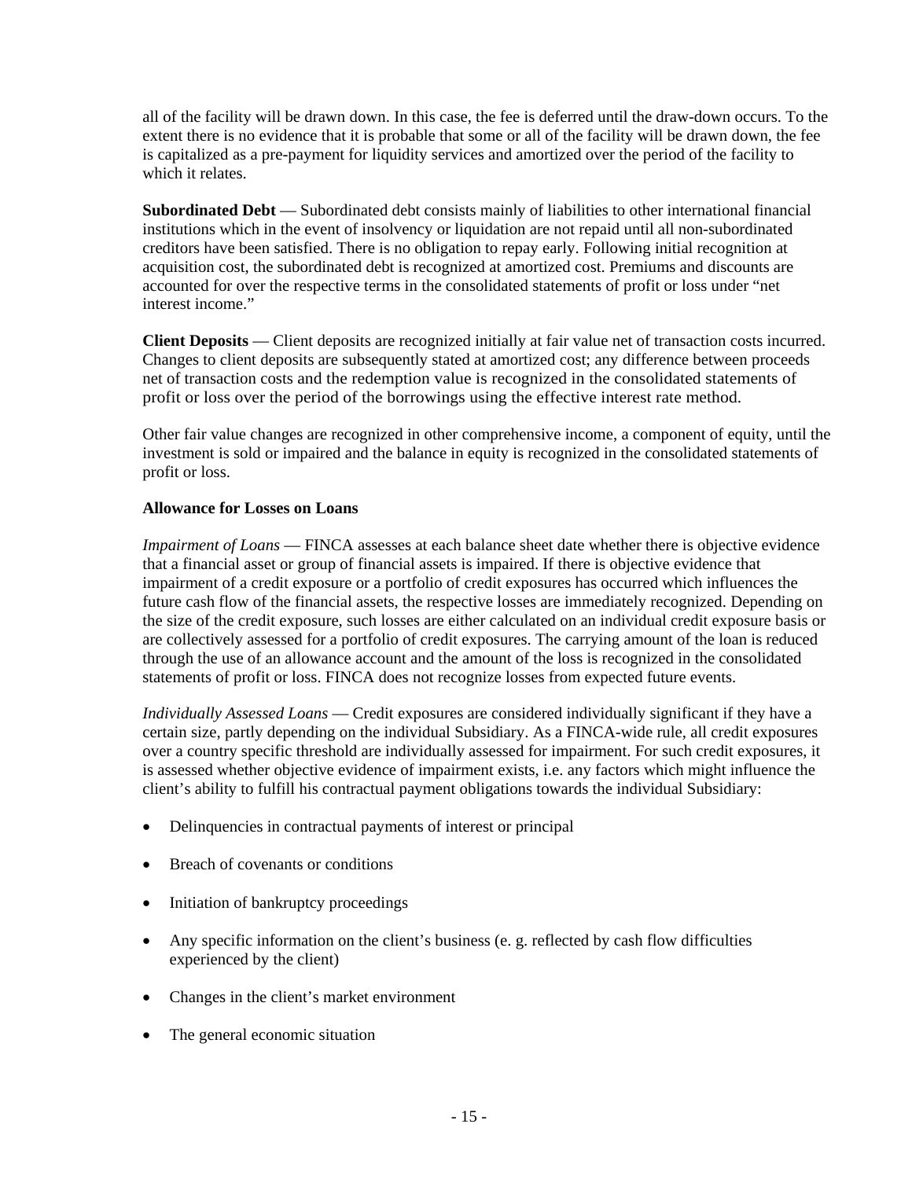all of the facility will be drawn down. In this case, the fee is deferred until the draw-down occurs. To the extent there is no evidence that it is probable that some or all of the facility will be drawn down, the fee is capitalized as a pre-payment for liquidity services and amortized over the period of the facility to which it relates.

**Subordinated Debt** — Subordinated debt consists mainly of liabilities to other international financial institutions which in the event of insolvency or liquidation are not repaid until all non-subordinated creditors have been satisfied. There is no obligation to repay early. Following initial recognition at acquisition cost, the subordinated debt is recognized at amortized cost. Premiums and discounts are accounted for over the respective terms in the consolidated statements of profit or loss under "net interest income."

**Client Deposits** — Client deposits are recognized initially at fair value net of transaction costs incurred. Changes to client deposits are subsequently stated at amortized cost; any difference between proceeds net of transaction costs and the redemption value is recognized in the consolidated statements of profit or loss over the period of the borrowings using the effective interest rate method.

Other fair value changes are recognized in other comprehensive income, a component of equity, until the investment is sold or impaired and the balance in equity is recognized in the consolidated statements of profit or loss.

**Allowance for Losses on Loans**

*Impairment of Loans* — FINCA assesses at each balance sheet date whether there is objective evidence that a financial asset or group of financial assets is impaired. If there is objective evidence that impairment of a credit exposure or a portfolio of credit exposures has occurred which influences the future cash flow of the financial assets, the respective losses are immediately recognized. Depending on the size of the credit exposure, such losses are either calculated on an individual credit exposure basis or are collectively assessed for a portfolio of credit exposures. The carrying amount of the loan is reduced through the use of an allowance account and the amount of the loss is recognized in the consolidated statements of profit or loss. FINCA does not recognize losses from expected future events.

*Individually Assessed Loans* — Credit exposures are considered individually significant if they have a certain size, partly depending on the individual Subsidiary. As a FINCA-wide rule, all credit exposures over a country specific threshold are individually assessed for impairment. For such credit exposures, it is assessed whether objective evidence of impairment exists, i.e. any factors which might influence the client's ability to fulfill his contractual payment obligations towards the individual Subsidiary:

- Delinquencies in contractual payments of interest or principal
- Breach of covenants or conditions
- Initiation of bankruptcy proceedings
- Any specific information on the client's business (e. g. reflected by cash flow difficulties experienced by the client)
- Changes in the client's market environment
- The general economic situation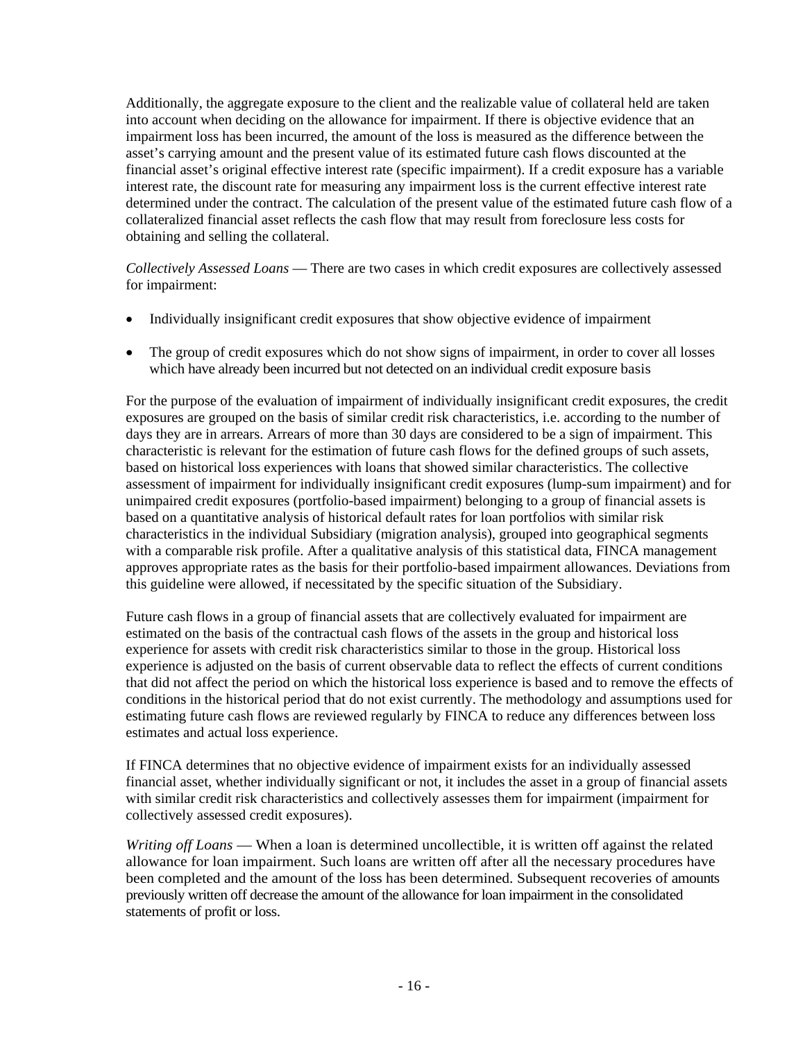Additionally, the aggregate exposure to the client and the realizable value of collateral held are taken into account when deciding on the allowance for impairment. If there is objective evidence that an impairment loss has been incurred, the amount of the loss is measured as the difference between the asset's carrying amount and the present value of its estimated future cash flows discounted at the financial asset's original effective interest rate (specific impairment). If a credit exposure has a variable interest rate, the discount rate for measuring any impairment loss is the current effective interest rate determined under the contract. The calculation of the present value of the estimated future cash flow of a collateralized financial asset reflects the cash flow that may result from foreclosure less costs for obtaining and selling the collateral.

*Collectively Assessed Loans* — There are two cases in which credit exposures are collectively assessed for impairment:

- Individually insignificant credit exposures that show objective evidence of impairment
- The group of credit exposures which do not show signs of impairment, in order to cover all losses which have already been incurred but not detected on an individual credit exposure basis

For the purpose of the evaluation of impairment of individually insignificant credit exposures, the credit exposures are grouped on the basis of similar credit risk characteristics, i.e. according to the number of days they are in arrears. Arrears of more than 30 days are considered to be a sign of impairment. This characteristic is relevant for the estimation of future cash flows for the defined groups of such assets, based on historical loss experiences with loans that showed similar characteristics. The collective assessment of impairment for individually insignificant credit exposures (lump-sum impairment) and for unimpaired credit exposures (portfolio-based impairment) belonging to a group of financial assets is based on a quantitative analysis of historical default rates for loan portfolios with similar risk characteristics in the individual Subsidiary (migration analysis), grouped into geographical segments with a comparable risk profile. After a qualitative analysis of this statistical data, FINCA management approves appropriate rates as the basis for their portfolio-based impairment allowances. Deviations from this guideline were allowed, if necessitated by the specific situation of the Subsidiary.

Future cash flows in a group of financial assets that are collectively evaluated for impairment are estimated on the basis of the contractual cash flows of the assets in the group and historical loss experience for assets with credit risk characteristics similar to those in the group. Historical loss experience is adjusted on the basis of current observable data to reflect the effects of current conditions that did not affect the period on which the historical loss experience is based and to remove the effects of conditions in the historical period that do not exist currently. The methodology and assumptions used for estimating future cash flows are reviewed regularly by FINCA to reduce any differences between loss estimates and actual loss experience.

If FINCA determines that no objective evidence of impairment exists for an individually assessed financial asset, whether individually significant or not, it includes the asset in a group of financial assets with similar credit risk characteristics and collectively assesses them for impairment (impairment for collectively assessed credit exposures).

*Writing off Loans* — When a loan is determined uncollectible, it is written off against the related allowance for loan impairment. Such loans are written off after all the necessary procedures have been completed and the amount of the loss has been determined. Subsequent recoveries of amounts previously written off decrease the amount of the allowance for loan impairment in the consolidated statements of profit or loss.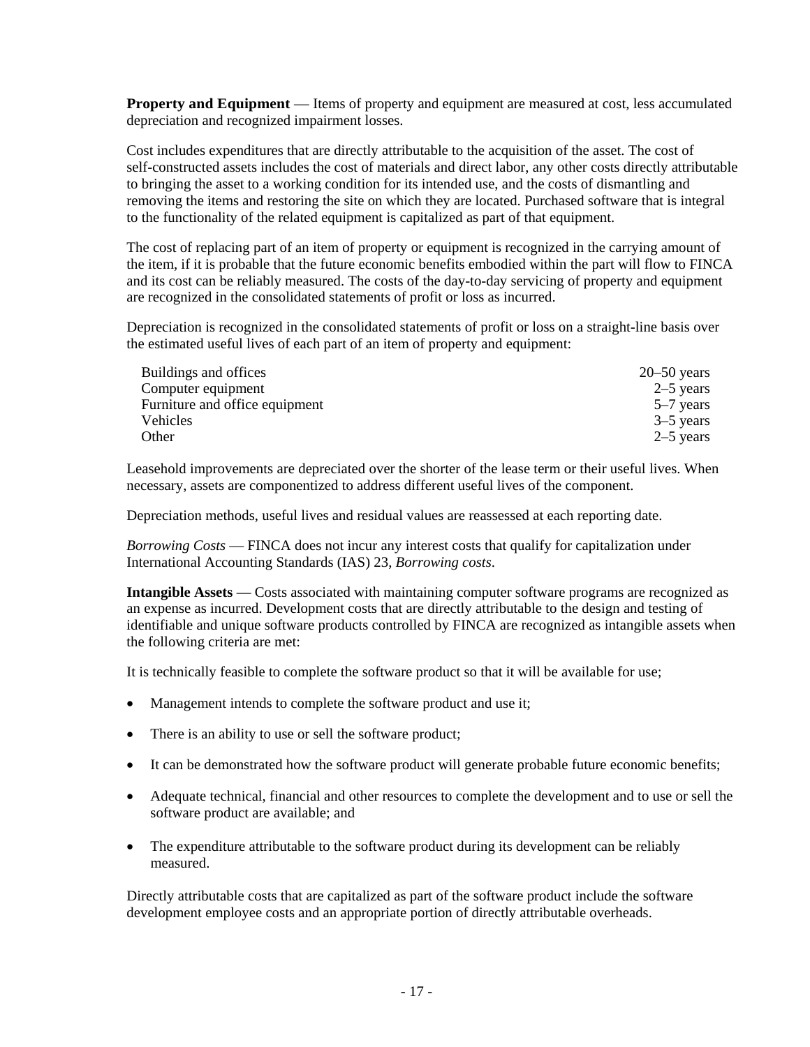**Property and Equipment** — Items of property and equipment are measured at cost, less accumulated depreciation and recognized impairment losses.

Cost includes expenditures that are directly attributable to the acquisition of the asset. The cost of self-constructed assets includes the cost of materials and direct labor, any other costs directly attributable to bringing the asset to a working condition for its intended use, and the costs of dismantling and removing the items and restoring the site on which they are located. Purchased software that is integral to the functionality of the related equipment is capitalized as part of that equipment.

The cost of replacing part of an item of property or equipment is recognized in the carrying amount of the item, if it is probable that the future economic benefits embodied within the part will flow to FINCA and its cost can be reliably measured. The costs of the day-to-day servicing of property and equipment are recognized in the consolidated statements of profit or loss as incurred.

Depreciation is recognized in the consolidated statements of profit or loss on a straight-line basis over the estimated useful lives of each part of an item of property and equipment:

| | |
|---|---|
| Buildings and offices | 20–50 years |
| Computer equipment | 2–5 years |
| Furniture and office equipment | 5–7 years |
| Vehicles | 3–5 years |
| Other | 2–5 years |

Leasehold improvements are depreciated over the shorter of the lease term or their useful lives. When necessary, assets are componentized to address different useful lives of the component.

Depreciation methods, useful lives and residual values are reassessed at each reporting date.

*Borrowing Costs* — FINCA does not incur any interest costs that qualify for capitalization under International Accounting Standards (IAS) 23, *Borrowing costs*.

**Intangible Assets** — Costs associated with maintaining computer software programs are recognized as an expense as incurred. Development costs that are directly attributable to the design and testing of identifiable and unique software products controlled by FINCA are recognized as intangible assets when the following criteria are met:

It is technically feasible to complete the software product so that it will be available for use;

- Management intends to complete the software product and use it;
- There is an ability to use or sell the software product;
- It can be demonstrated how the software product will generate probable future economic benefits;
- Adequate technical, financial and other resources to complete the development and to use or sell the software product are available; and
- The expenditure attributable to the software product during its development can be reliably measured.

Directly attributable costs that are capitalized as part of the software product include the software development employee costs and an appropriate portion of directly attributable overheads.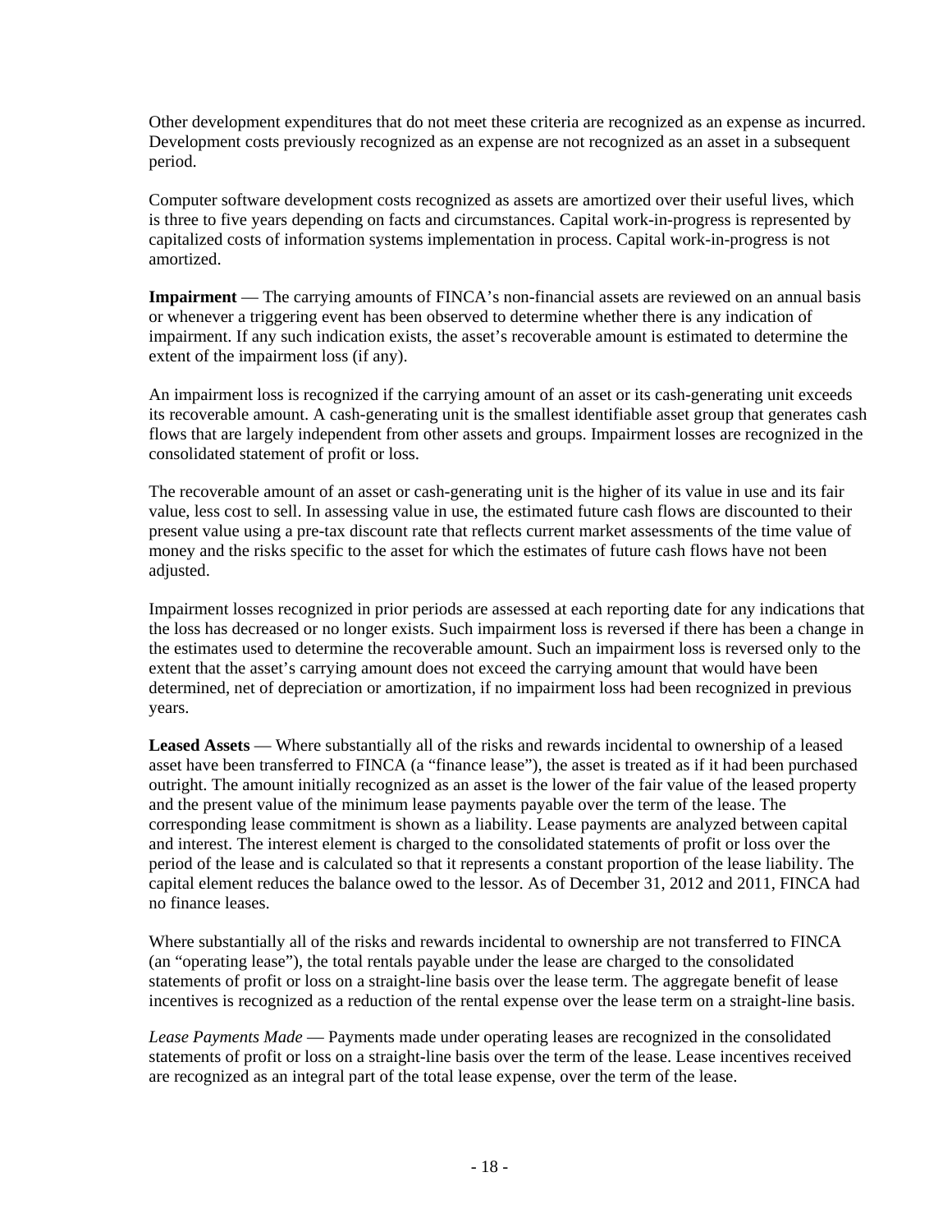Other development expenditures that do not meet these criteria are recognized as an expense as incurred. Development costs previously recognized as an expense are not recognized as an asset in a subsequent period.

Computer software development costs recognized as assets are amortized over their useful lives, which is three to five years depending on facts and circumstances. Capital work-in-progress is represented by capitalized costs of information systems implementation in process. Capital work-in-progress is not amortized.

**Impairment** — The carrying amounts of FINCA's non-financial assets are reviewed on an annual basis or whenever a triggering event has been observed to determine whether there is any indication of impairment. If any such indication exists, the asset's recoverable amount is estimated to determine the extent of the impairment loss (if any).

An impairment loss is recognized if the carrying amount of an asset or its cash-generating unit exceeds its recoverable amount. A cash-generating unit is the smallest identifiable asset group that generates cash flows that are largely independent from other assets and groups. Impairment losses are recognized in the consolidated statement of profit or loss.

The recoverable amount of an asset or cash-generating unit is the higher of its value in use and its fair value, less cost to sell. In assessing value in use, the estimated future cash flows are discounted to their present value using a pre-tax discount rate that reflects current market assessments of the time value of money and the risks specific to the asset for which the estimates of future cash flows have not been adjusted.

Impairment losses recognized in prior periods are assessed at each reporting date for any indications that the loss has decreased or no longer exists. Such impairment loss is reversed if there has been a change in the estimates used to determine the recoverable amount. Such an impairment loss is reversed only to the extent that the asset's carrying amount does not exceed the carrying amount that would have been determined, net of depreciation or amortization, if no impairment loss had been recognized in previous years.

**Leased Assets** — Where substantially all of the risks and rewards incidental to ownership of a leased asset have been transferred to FINCA (a "finance lease"), the asset is treated as if it had been purchased outright. The amount initially recognized as an asset is the lower of the fair value of the leased property and the present value of the minimum lease payments payable over the term of the lease. The corresponding lease commitment is shown as a liability. Lease payments are analyzed between capital and interest. The interest element is charged to the consolidated statements of profit or loss over the period of the lease and is calculated so that it represents a constant proportion of the lease liability. The capital element reduces the balance owed to the lessor. As of December 31, 2012 and 2011, FINCA had no finance leases.

Where substantially all of the risks and rewards incidental to ownership are not transferred to FINCA (an "operating lease"), the total rentals payable under the lease are charged to the consolidated statements of profit or loss on a straight-line basis over the lease term. The aggregate benefit of lease incentives is recognized as a reduction of the rental expense over the lease term on a straight-line basis.

*Lease Payments Made* — Payments made under operating leases are recognized in the consolidated statements of profit or loss on a straight-line basis over the term of the lease. Lease incentives received are recognized as an integral part of the total lease expense, over the term of the lease.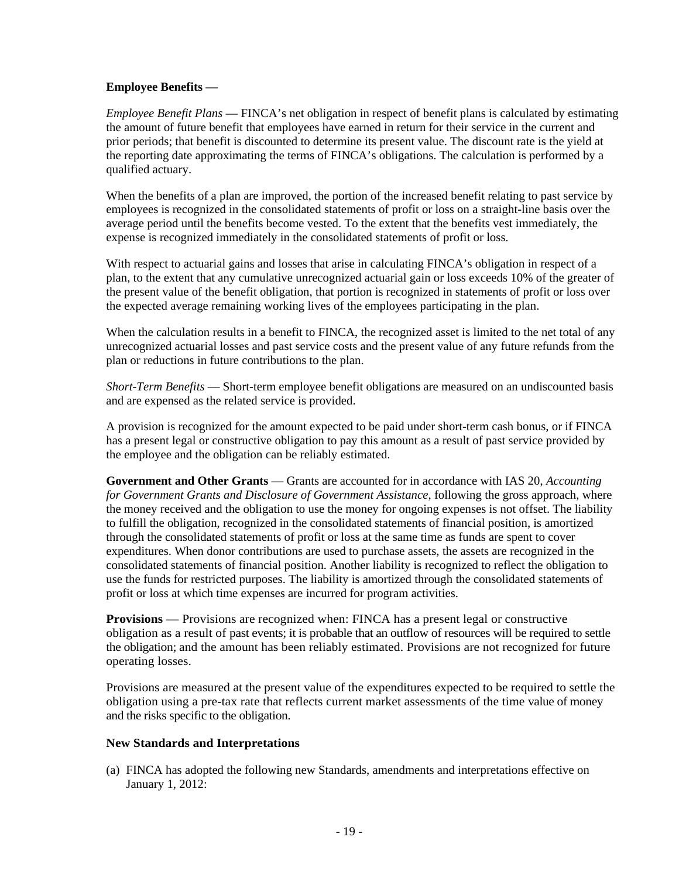**Employee Benefits —**

*Employee Benefit Plans* — FINCA's net obligation in respect of benefit plans is calculated by estimating the amount of future benefit that employees have earned in return for their service in the current and prior periods; that benefit is discounted to determine its present value. The discount rate is the yield at the reporting date approximating the terms of FINCA's obligations. The calculation is performed by a qualified actuary.

When the benefits of a plan are improved, the portion of the increased benefit relating to past service by employees is recognized in the consolidated statements of profit or loss on a straight-line basis over the average period until the benefits become vested. To the extent that the benefits vest immediately, the expense is recognized immediately in the consolidated statements of profit or loss.

With respect to actuarial gains and losses that arise in calculating FINCA's obligation in respect of a plan, to the extent that any cumulative unrecognized actuarial gain or loss exceeds 10% of the greater of the present value of the benefit obligation, that portion is recognized in statements of profit or loss over the expected average remaining working lives of the employees participating in the plan.

When the calculation results in a benefit to FINCA, the recognized asset is limited to the net total of any unrecognized actuarial losses and past service costs and the present value of any future refunds from the plan or reductions in future contributions to the plan.

*Short-Term Benefits* — Short-term employee benefit obligations are measured on an undiscounted basis and are expensed as the related service is provided.

A provision is recognized for the amount expected to be paid under short-term cash bonus, or if FINCA has a present legal or constructive obligation to pay this amount as a result of past service provided by the employee and the obligation can be reliably estimated.

**Government and Other Grants** — Grants are accounted for in accordance with IAS 20, *Accounting for Government Grants and Disclosure of Government Assistance*, following the gross approach, where the money received and the obligation to use the money for ongoing expenses is not offset. The liability to fulfill the obligation, recognized in the consolidated statements of financial position, is amortized through the consolidated statements of profit or loss at the same time as funds are spent to cover expenditures. When donor contributions are used to purchase assets, the assets are recognized in the consolidated statements of financial position. Another liability is recognized to reflect the obligation to use the funds for restricted purposes. The liability is amortized through the consolidated statements of profit or loss at which time expenses are incurred for program activities.

**Provisions** — Provisions are recognized when: FINCA has a present legal or constructive obligation as a result of past events; it is probable that an outflow of resources will be required to settle the obligation; and the amount has been reliably estimated. Provisions are not recognized for future operating losses.

Provisions are measured at the present value of the expenditures expected to be required to settle the obligation using a pre-tax rate that reflects current market assessments of the time value of money and the risks specific to the obligation.

**New Standards and Interpretations**

(a) FINCA has adopted the following new Standards, amendments and interpretations effective on January 1, 2012: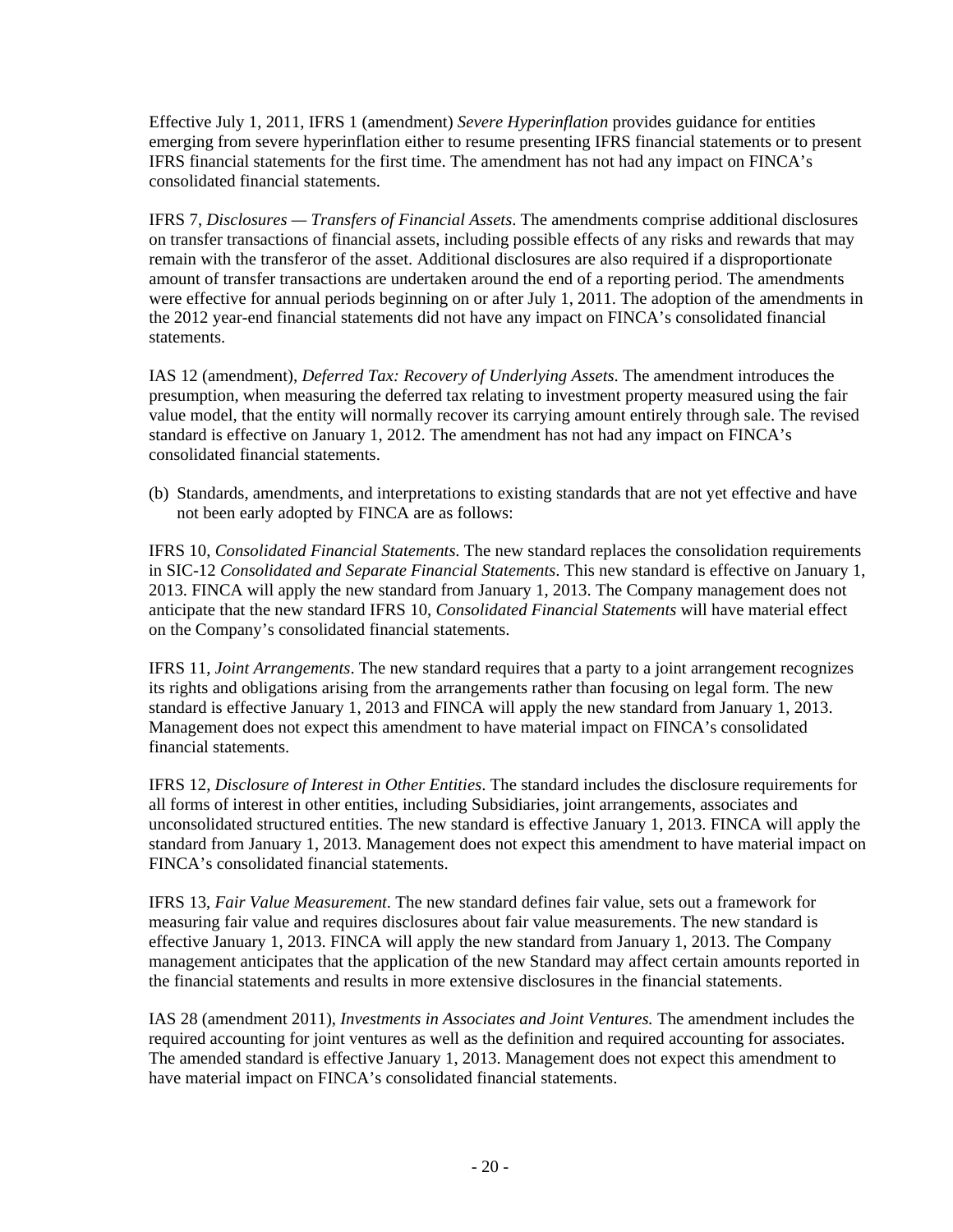Effective July 1, 2011, IFRS 1 (amendment) *Severe Hyperinflation* provides guidance for entities emerging from severe hyperinflation either to resume presenting IFRS financial statements or to present IFRS financial statements for the first time. The amendment has not had any impact on FINCA's consolidated financial statements.

IFRS 7, *Disclosures — Transfers of Financial Assets*. The amendments comprise additional disclosures on transfer transactions of financial assets, including possible effects of any risks and rewards that may remain with the transferor of the asset. Additional disclosures are also required if a disproportionate amount of transfer transactions are undertaken around the end of a reporting period. The amendments were effective for annual periods beginning on or after July 1, 2011. The adoption of the amendments in the 2012 year-end financial statements did not have any impact on FINCA's consolidated financial statements.

IAS 12 (amendment), *Deferred Tax: Recovery of Underlying Assets*. The amendment introduces the presumption, when measuring the deferred tax relating to investment property measured using the fair value model, that the entity will normally recover its carrying amount entirely through sale. The revised standard is effective on January 1, 2012. The amendment has not had any impact on FINCA's consolidated financial statements.

(b) Standards, amendments, and interpretations to existing standards that are not yet effective and have not been early adopted by FINCA are as follows:

IFRS 10, *Consolidated Financial Statements*. The new standard replaces the consolidation requirements in SIC-12 *Consolidated and Separate Financial Statements*. This new standard is effective on January 1, 2013. FINCA will apply the new standard from January 1, 2013. The Company management does not anticipate that the new standard IFRS 10, *Consolidated Financial Statements* will have material effect on the Company's consolidated financial statements.

IFRS 11, *Joint Arrangements*. The new standard requires that a party to a joint arrangement recognizes its rights and obligations arising from the arrangements rather than focusing on legal form. The new standard is effective January 1, 2013 and FINCA will apply the new standard from January 1, 2013. Management does not expect this amendment to have material impact on FINCA's consolidated financial statements.

IFRS 12, *Disclosure of Interest in Other Entities*. The standard includes the disclosure requirements for all forms of interest in other entities, including Subsidiaries, joint arrangements, associates and unconsolidated structured entities. The new standard is effective January 1, 2013. FINCA will apply the standard from January 1, 2013. Management does not expect this amendment to have material impact on FINCA's consolidated financial statements.

IFRS 13, *Fair Value Measurement*. The new standard defines fair value, sets out a framework for measuring fair value and requires disclosures about fair value measurements. The new standard is effective January 1, 2013. FINCA will apply the new standard from January 1, 2013. The Company management anticipates that the application of the new Standard may affect certain amounts reported in the financial statements and results in more extensive disclosures in the financial statements.

IAS 28 (amendment 2011), *Investments in Associates and Joint Ventures.* The amendment includes the required accounting for joint ventures as well as the definition and required accounting for associates. The amended standard is effective January 1, 2013. Management does not expect this amendment to have material impact on FINCA's consolidated financial statements.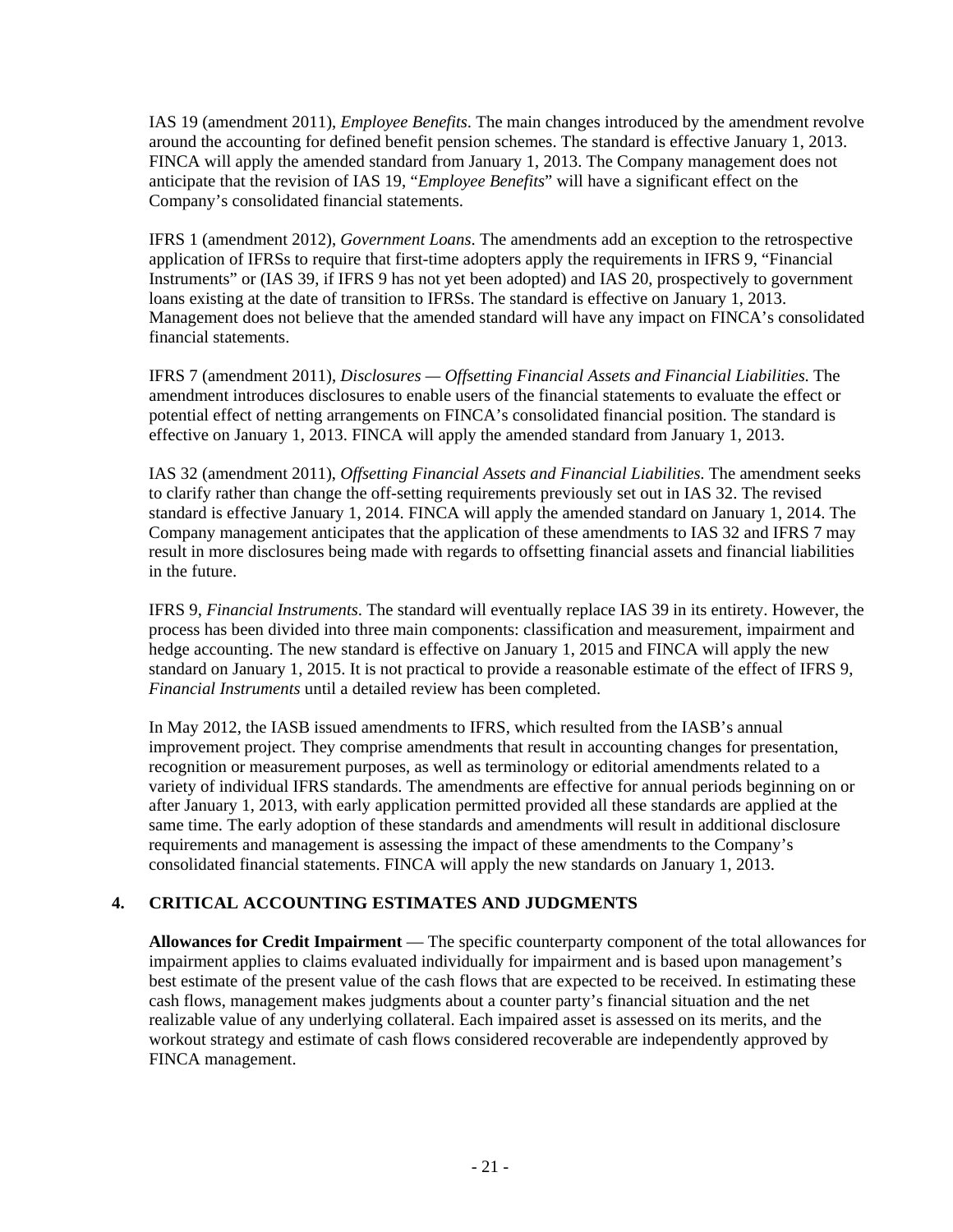IAS 19 (amendment 2011), *Employee Benefits*. The main changes introduced by the amendment revolve around the accounting for defined benefit pension schemes. The standard is effective January 1, 2013. FINCA will apply the amended standard from January 1, 2013. The Company management does not anticipate that the revision of IAS 19, "*Employee Benefits*" will have a significant effect on the Company's consolidated financial statements.

IFRS 1 (amendment 2012), *Government Loans*. The amendments add an exception to the retrospective application of IFRSs to require that first-time adopters apply the requirements in IFRS 9, "Financial Instruments" or (IAS 39, if IFRS 9 has not yet been adopted) and IAS 20, prospectively to government loans existing at the date of transition to IFRSs. The standard is effective on January 1, 2013. Management does not believe that the amended standard will have any impact on FINCA's consolidated financial statements.

IFRS 7 (amendment 2011), *Disclosures — Offsetting Financial Assets and Financial Liabilities.* The amendment introduces disclosures to enable users of the financial statements to evaluate the effect or potential effect of netting arrangements on FINCA's consolidated financial position. The standard is effective on January 1, 2013. FINCA will apply the amended standard from January 1, 2013.

IAS 32 (amendment 2011), *Offsetting Financial Assets and Financial Liabilities.* The amendment seeks to clarify rather than change the off-setting requirements previously set out in IAS 32. The revised standard is effective January 1, 2014. FINCA will apply the amended standard on January 1, 2014. The Company management anticipates that the application of these amendments to IAS 32 and IFRS 7 may result in more disclosures being made with regards to offsetting financial assets and financial liabilities in the future.

IFRS 9, *Financial Instruments*. The standard will eventually replace IAS 39 in its entirety. However, the process has been divided into three main components: classification and measurement, impairment and hedge accounting. The new standard is effective on January 1, 2015 and FINCA will apply the new standard on January 1, 2015. It is not practical to provide a reasonable estimate of the effect of IFRS 9, *Financial Instruments* until a detailed review has been completed.

In May 2012, the IASB issued amendments to IFRS, which resulted from the IASB's annual improvement project. They comprise amendments that result in accounting changes for presentation, recognition or measurement purposes, as well as terminology or editorial amendments related to a variety of individual IFRS standards. The amendments are effective for annual periods beginning on or after January 1, 2013, with early application permitted provided all these standards are applied at the same time. The early adoption of these standards and amendments will result in additional disclosure requirements and management is assessing the impact of these amendments to the Company's consolidated financial statements. FINCA will apply the new standards on January 1, 2013.

## 4. CRITICAL ACCOUNTING ESTIMATES AND JUDGMENTS

**Allowances for Credit Impairment** — The specific counterparty component of the total allowances for impairment applies to claims evaluated individually for impairment and is based upon management's best estimate of the present value of the cash flows that are expected to be received. In estimating these cash flows, management makes judgments about a counter party's financial situation and the net realizable value of any underlying collateral. Each impaired asset is assessed on its merits, and the workout strategy and estimate of cash flows considered recoverable are independently approved by FINCA management.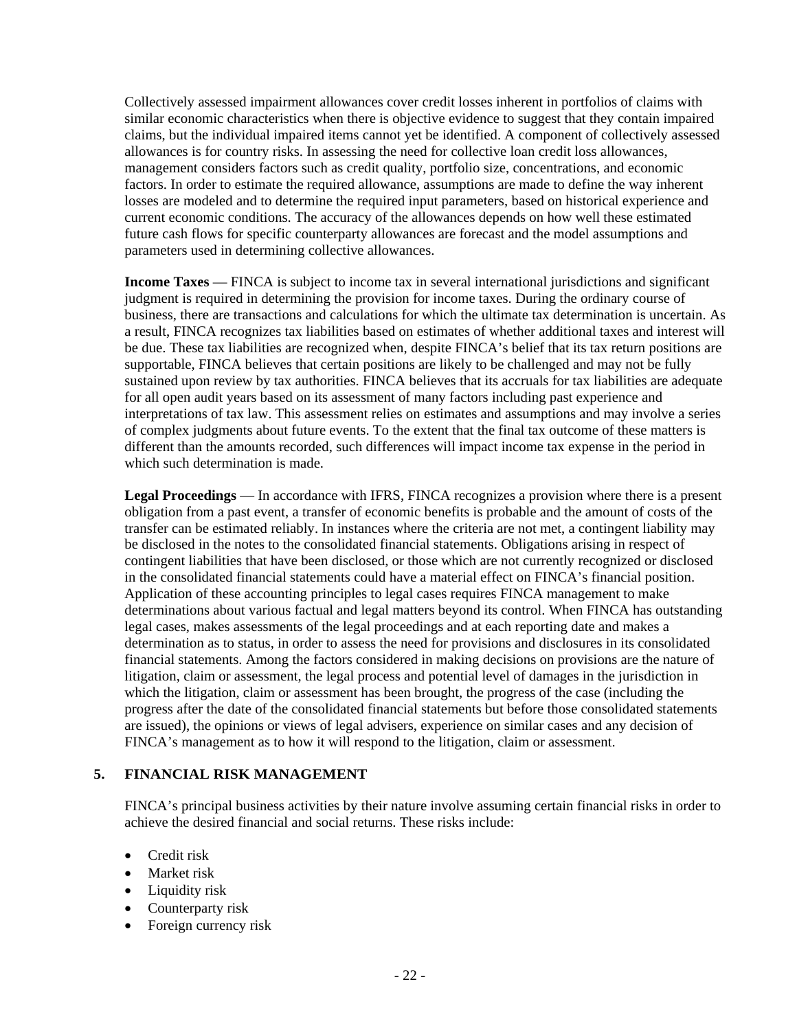Collectively assessed impairment allowances cover credit losses inherent in portfolios of claims with similar economic characteristics when there is objective evidence to suggest that they contain impaired claims, but the individual impaired items cannot yet be identified. A component of collectively assessed allowances is for country risks. In assessing the need for collective loan credit loss allowances, management considers factors such as credit quality, portfolio size, concentrations, and economic factors. In order to estimate the required allowance, assumptions are made to define the way inherent losses are modeled and to determine the required input parameters, based on historical experience and current economic conditions. The accuracy of the allowances depends on how well these estimated future cash flows for specific counterparty allowances are forecast and the model assumptions and parameters used in determining collective allowances.

**Income Taxes** — FINCA is subject to income tax in several international jurisdictions and significant judgment is required in determining the provision for income taxes. During the ordinary course of business, there are transactions and calculations for which the ultimate tax determination is uncertain. As a result, FINCA recognizes tax liabilities based on estimates of whether additional taxes and interest will be due. These tax liabilities are recognized when, despite FINCA's belief that its tax return positions are supportable, FINCA believes that certain positions are likely to be challenged and may not be fully sustained upon review by tax authorities. FINCA believes that its accruals for tax liabilities are adequate for all open audit years based on its assessment of many factors including past experience and interpretations of tax law. This assessment relies on estimates and assumptions and may involve a series of complex judgments about future events. To the extent that the final tax outcome of these matters is different than the amounts recorded, such differences will impact income tax expense in the period in which such determination is made.

**Legal Proceedings** — In accordance with IFRS, FINCA recognizes a provision where there is a present obligation from a past event, a transfer of economic benefits is probable and the amount of costs of the transfer can be estimated reliably. In instances where the criteria are not met, a contingent liability may be disclosed in the notes to the consolidated financial statements. Obligations arising in respect of contingent liabilities that have been disclosed, or those which are not currently recognized or disclosed in the consolidated financial statements could have a material effect on FINCA's financial position. Application of these accounting principles to legal cases requires FINCA management to make determinations about various factual and legal matters beyond its control. When FINCA has outstanding legal cases, makes assessments of the legal proceedings and at each reporting date and makes a determination as to status, in order to assess the need for provisions and disclosures in its consolidated financial statements. Among the factors considered in making decisions on provisions are the nature of litigation, claim or assessment, the legal process and potential level of damages in the jurisdiction in which the litigation, claim or assessment has been brought, the progress of the case (including the progress after the date of the consolidated financial statements but before those consolidated statements are issued), the opinions or views of legal advisers, experience on similar cases and any decision of FINCA's management as to how it will respond to the litigation, claim or assessment.

## 5. FINANCIAL RISK MANAGEMENT

FINCA's principal business activities by their nature involve assuming certain financial risks in order to achieve the desired financial and social returns. These risks include:

- Credit risk
- Market risk
- Liquidity risk
- Counterparty risk
- Foreign currency risk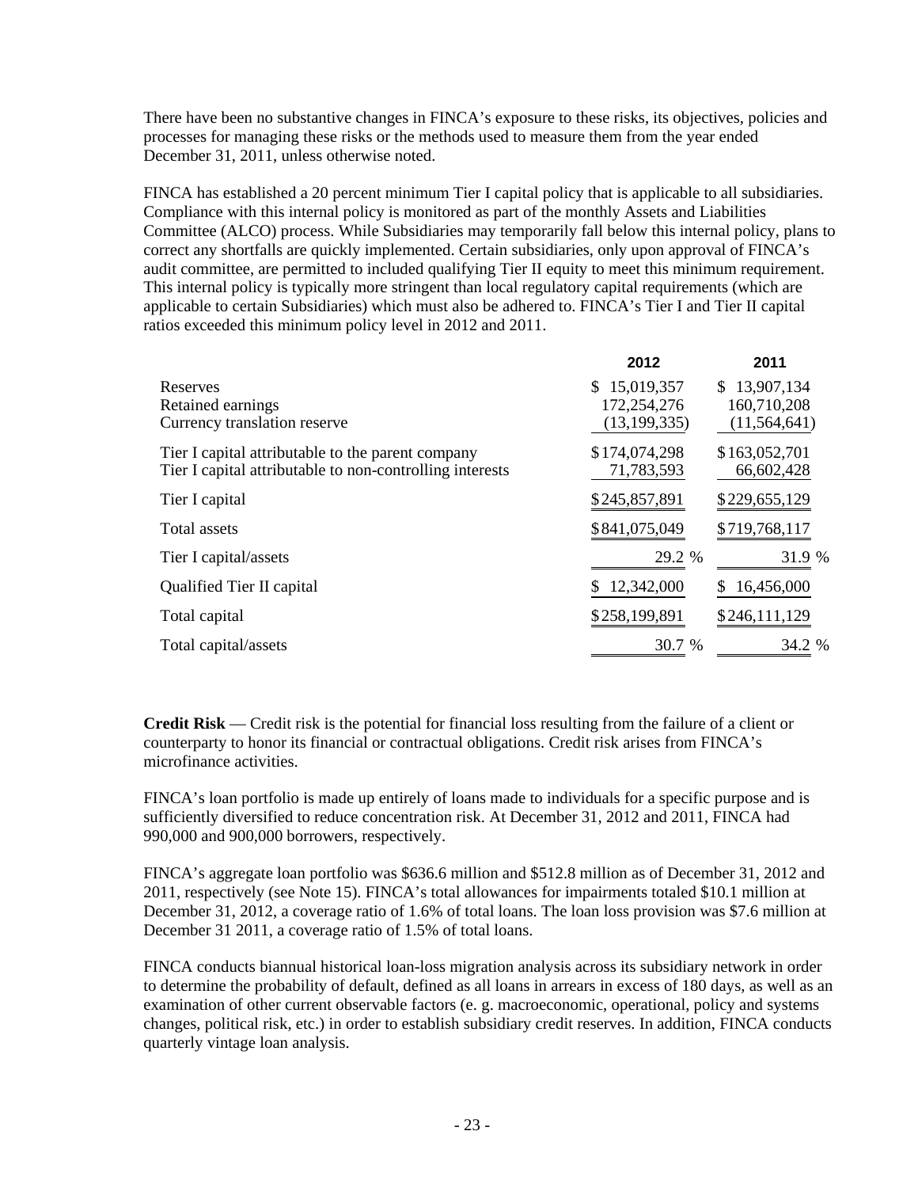There have been no substantive changes in FINCA's exposure to these risks, its objectives, policies and processes for managing these risks or the methods used to measure them from the year ended December 31, 2011, unless otherwise noted.

FINCA has established a 20 percent minimum Tier I capital policy that is applicable to all subsidiaries. Compliance with this internal policy is monitored as part of the monthly Assets and Liabilities Committee (ALCO) process. While Subsidiaries may temporarily fall below this internal policy, plans to correct any shortfalls are quickly implemented. Certain subsidiaries, only upon approval of FINCA's audit committee, are permitted to included qualifying Tier II equity to meet this minimum requirement. This internal policy is typically more stringent than local regulatory capital requirements (which are applicable to certain Subsidiaries) which must also be adhered to. FINCA's Tier I and Tier II capital ratios exceeded this minimum policy level in 2012 and 2011.

| | **2012** | **2011** |
|---|---|---|
| Reserves | $ 15,019,357 | $ 13,907,134 |
| Retained earnings | 172,254,276 | 160,710,208 |
| Currency translation reserve | (13,199,335) | (11,564,641) |
| Tier I capital attributable to the parent company | $174,074,298 | $163,052,701 |
| Tier I capital attributable to non-controlling interests | 71,783,593 | 66,602,428 |
| Tier I capital | $245,857,891 | $229,655,129 |
| Total assets | $841,075,049 | $719,768,117 |
| Tier I capital/assets | 29.2 % | 31.9 % |
| Qualified Tier II capital | $ 12,342,000 | $ 16,456,000 |
| Total capital | $258,199,891 | $246,111,129 |
| Total capital/assets | 30.7 % | 34.2 % |

**Credit Risk** — Credit risk is the potential for financial loss resulting from the failure of a client or counterparty to honor its financial or contractual obligations. Credit risk arises from FINCA's microfinance activities.

FINCA's loan portfolio is made up entirely of loans made to individuals for a specific purpose and is sufficiently diversified to reduce concentration risk. At December 31, 2012 and 2011, FINCA had 990,000 and 900,000 borrowers, respectively.

FINCA's aggregate loan portfolio was $636.6 million and $512.8 million as of December 31, 2012 and 2011, respectively (see Note 15). FINCA's total allowances for impairments totaled $10.1 million at December 31, 2012, a coverage ratio of 1.6% of total loans. The loan loss provision was $7.6 million at December 31 2011, a coverage ratio of 1.5% of total loans.

FINCA conducts biannual historical loan-loss migration analysis across its subsidiary network in order to determine the probability of default, defined as all loans in arrears in excess of 180 days, as well as an examination of other current observable factors (e. g. macroeconomic, operational, policy and systems changes, political risk, etc.) in order to establish subsidiary credit reserves. In addition, FINCA conducts quarterly vintage loan analysis.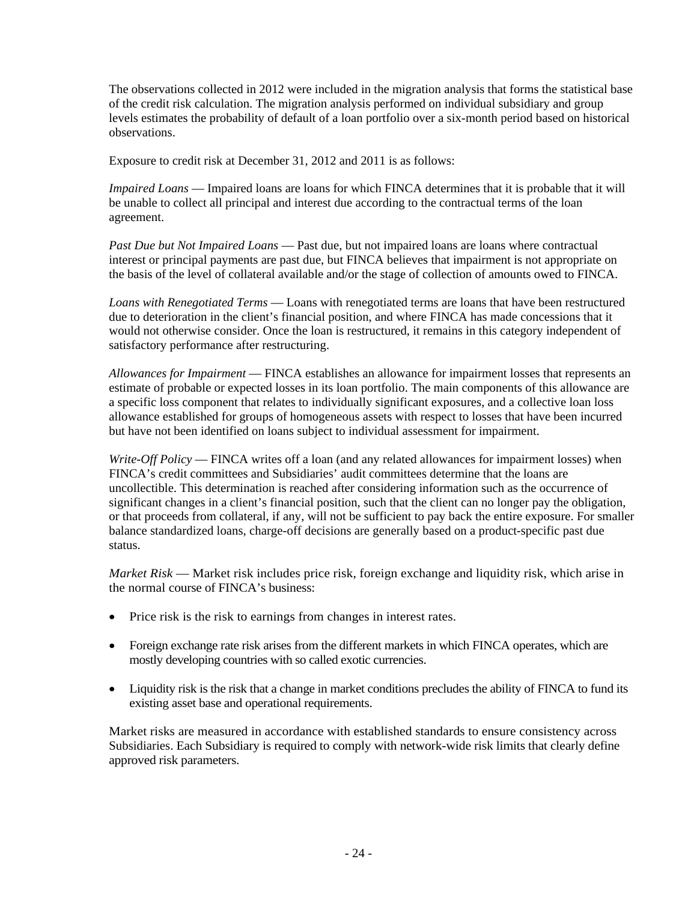The observations collected in 2012 were included in the migration analysis that forms the statistical base of the credit risk calculation. The migration analysis performed on individual subsidiary and group levels estimates the probability of default of a loan portfolio over a six-month period based on historical observations.

Exposure to credit risk at December 31, 2012 and 2011 is as follows:

*Impaired Loans* — Impaired loans are loans for which FINCA determines that it is probable that it will be unable to collect all principal and interest due according to the contractual terms of the loan agreement.

*Past Due but Not Impaired Loans* — Past due, but not impaired loans are loans where contractual interest or principal payments are past due, but FINCA believes that impairment is not appropriate on the basis of the level of collateral available and/or the stage of collection of amounts owed to FINCA.

*Loans with Renegotiated Terms* — Loans with renegotiated terms are loans that have been restructured due to deterioration in the client's financial position, and where FINCA has made concessions that it would not otherwise consider. Once the loan is restructured, it remains in this category independent of satisfactory performance after restructuring.

*Allowances for Impairment* — FINCA establishes an allowance for impairment losses that represents an estimate of probable or expected losses in its loan portfolio. The main components of this allowance are a specific loss component that relates to individually significant exposures, and a collective loan loss allowance established for groups of homogeneous assets with respect to losses that have been incurred but have not been identified on loans subject to individual assessment for impairment.

*Write-Off Policy* — FINCA writes off a loan (and any related allowances for impairment losses) when FINCA's credit committees and Subsidiaries' audit committees determine that the loans are uncollectible. This determination is reached after considering information such as the occurrence of significant changes in a client's financial position, such that the client can no longer pay the obligation, or that proceeds from collateral, if any, will not be sufficient to pay back the entire exposure. For smaller balance standardized loans, charge-off decisions are generally based on a product-specific past due status.

*Market Risk* — Market risk includes price risk, foreign exchange and liquidity risk, which arise in the normal course of FINCA's business:

- Price risk is the risk to earnings from changes in interest rates.
- Foreign exchange rate risk arises from the different markets in which FINCA operates, which are mostly developing countries with so called exotic currencies.
- Liquidity risk is the risk that a change in market conditions precludes the ability of FINCA to fund its existing asset base and operational requirements.

Market risks are measured in accordance with established standards to ensure consistency across Subsidiaries. Each Subsidiary is required to comply with network-wide risk limits that clearly define approved risk parameters.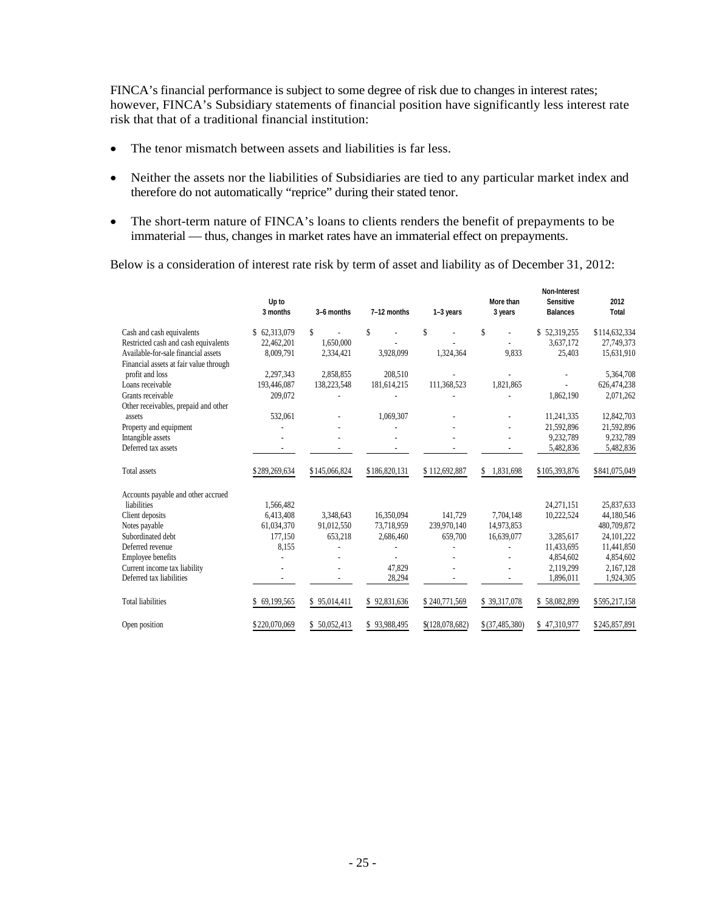FINCA's financial performance is subject to some degree of risk due to changes in interest rates; however, FINCA's Subsidiary statements of financial position have significantly less interest rate risk that that of a traditional financial institution:

- The tenor mismatch between assets and liabilities is far less.
- Neither the assets nor the liabilities of Subsidiaries are tied to any particular market index and therefore do not automatically "reprice" during their stated tenor.
- The short-term nature of FINCA's loans to clients renders the benefit of prepayments to be immaterial — thus, changes in market rates have an immaterial effect on prepayments.

Below is a consideration of interest rate risk by term of asset and liability as of December 31, 2012:

| | Up to 3 months | 3–6 months | 7–12 months | 1–3 years | More than 3 years | Non-Interest Sensitive Balances | 2012 Total |
|---|---|---|---|---|---|---|---|
| Cash and cash equivalents | $ 62,313,079 | $ - | $ - | $ - | $ - | $ 52,319,255 | $114,632,334 |
| Restricted cash and cash equivalents | 22,462,201 | 1,650,000 | - | - | - | 3,637,172 | 27,749,373 |
| Available-for-sale financial assets | 8,009,791 | 2,334,421 | 3,928,099 | 1,324,364 | 9,833 | 25,403 | 15,631,910 |
| Financial assets at fair value through profit and loss | 2,297,343 | 2,858,855 | 208,510 | - | - | - | 5,364,708 |
| Loans receivable | 193,446,087 | 138,223,548 | 181,614,215 | 111,368,523 | 1,821,865 | - | 626,474,238 |
| Grants receivable | 209,072 | - | - | - | - | 1,862,190 | 2,071,262 |
| Other receivables, prepaid and other assets | 532,061 | - | 1,069,307 | - | - | 11,241,335 | 12,842,703 |
| Property and equipment | - | - | - | - | - | 21,592,896 | 21,592,896 |
| Intangible assets | - | - | - | - | - | 9,232,789 | 9,232,789 |
| Deferred tax assets | - | - | - | - | - | 5,482,836 | 5,482,836 |
| Total assets | $289,269,634 | $145,066,824 | $186,820,131 | $112,692,887 | $ 1,831,698 | $105,393,876 | $841,075,049 |
| Accounts payable and other accrued liabilities | 1,566,482 | | | | | 24,271,151 | 25,837,633 |
| Client deposits | 6,413,408 | 3,348,643 | 16,350,094 | 141,729 | 7,704,148 | 10,222,524 | 44,180,546 |
| Notes payable | 61,034,370 | 91,012,550 | 73,718,959 | 239,970,140 | 14,973,853 | | 480,709,872 |
| Subordinated debt | 177,150 | 653,218 | 2,686,460 | 659,700 | 16,639,077 | 3,285,617 | 24,101,222 |
| Deferred revenue | 8,155 | - | - | - | - | 11,433,695 | 11,441,850 |
| Employee benefits | - | - | - | - | - | 4,854,602 | 4,854,602 |
| Current income tax liability | - | - | 47,829 | - | - | 2,119,299 | 2,167,128 |
| Deferred tax liabilities | - | - | 28,294 | - | - | 1,896,011 | 1,924,305 |
| Total liabilities | $ 69,199,565 | $ 95,014,411 | $ 92,831,636 | $ 240,771,569 | $ 39,317,078 | $ 58,082,899 | $595,217,158 |
| Open position | $220,070,069 | $ 50,052,413 | $ 93,988,495 | $(128,078,682) | $(37,485,380) | $ 47,310,977 | $245,857,891 |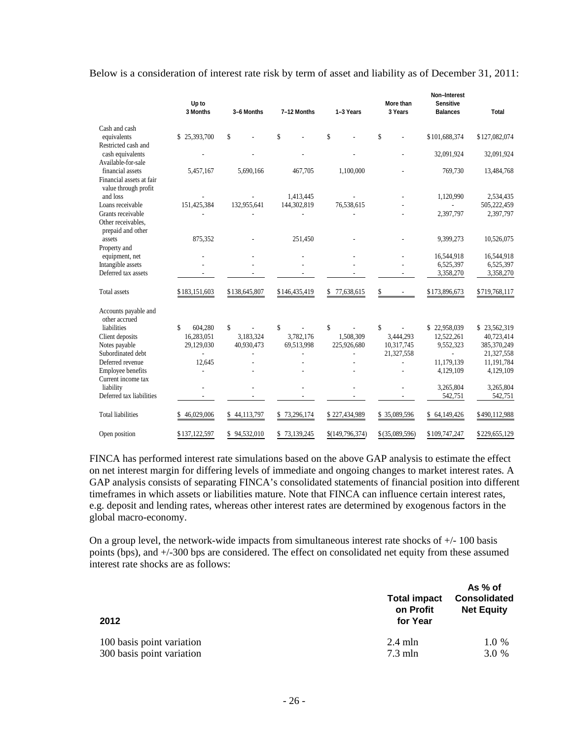Below is a consideration of interest rate risk by term of asset and liability as of December 31, 2011:

| | Up to 3 Months | 3–6 Months | 7–12 Months | 1–3 Years | More than 3 Years | Non–Interest Sensitive Balances | Total |
|---|---|---|---|---|---|---|---|
| Cash and cash equivalents | $ 25,393,700 | $ - | $ - | $ - | $ - | $101,688,374 | $127,082,074 |
| Restricted cash and cash equivalents | - | - | - | - | - | 32,091,924 | 32,091,924 |
| Available-for-sale financial assets | 5,457,167 | 5,690,166 | 467,705 | 1,100,000 | - | 769,730 | 13,484,768 |
| Financial assets at fair value through profit and loss | - | - | 1,413,445 | - | - | 1,120,990 | 2,534,435 |
| Loans receivable | 151,425,384 | 132,955,641 | 144,302,819 | 76,538,615 | - | - | 505,222,459 |
| Grants receivable | - | - | - | - | - | 2,397,797 | 2,397,797 |
| Other receivables, prepaid and other assets | 875,352 | - | 251,450 | - | - | 9,399,273 | 10,526,075 |
| Property and equipment, net | - | - | - | - | - | 16,544,918 | 16,544,918 |
| Intangible assets | - | - | - | - | - | 6,525,397 | 6,525,397 |
| Deferred tax assets | - | - | - | - | - | 3,358,270 | 3,358,270 |
| Total assets | $183,151,603 | $138,645,807 | $146,435,419 | $ 77,638,615 | $ - | $173,896,673 | $719,768,117 |
| Accounts payable and other accrued liabilities | $ 604,280 | $ - | $ - | $ - | $ - | $ 22,958,039 | $ 23,562,319 |
| Client deposits | 16,283,051 | 3,183,324 | 3,782,176 | 1,508,309 | 3,444,293 | 12,522,261 | 40,723,414 |
| Notes payable | 29,129,030 | 40,930,473 | 69,513,998 | 225,926,680 | 10,317,745 | 9,552,323 | 385,370,249 |
| Subordinated debt | - | - | - | - | 21,327,558 | - | 21,327,558 |
| Deferred revenue | 12,645 | - | - | - | - | 11,179,139 | 11,191,784 |
| Employee benefits | - | - | - | - | - | 4,129,109 | 4,129,109 |
| Current income tax liability | - | - | - | - | - | 3,265,804 | 3,265,804 |
| Deferred tax liabilities | - | - | - | - | - | 542,751 | 542,751 |
| Total liabilities | $ 46,029,006 | $ 44,113,797 | $ 73,296,174 | $ 227,434,989 | $ 35,089,596 | $ 64,149,426 | $490,112,988 |
| Open position | $137,122,597 | $ 94,532,010 | $ 73,139,245 | $(149,796,374) | $(35,089,596) | $109,747,247 | $229,655,129 |

FINCA has performed interest rate simulations based on the above GAP analysis to estimate the effect on net interest margin for differing levels of immediate and ongoing changes to market interest rates. A GAP analysis consists of separating FINCA's consolidated statements of financial position into different timeframes in which assets or liabilities mature. Note that FINCA can influence certain interest rates, e.g. deposit and lending rates, whereas other interest rates are determined by exogenous factors in the global macro-economy.

On a group level, the network-wide impacts from simultaneous interest rate shocks of +/- 100 basis points (bps), and +/-300 bps are considered. The effect on consolidated net equity from these assumed interest rate shocks are as follows:

| 2012 | Total impact on Profit for Year | As % of Consolidated Net Equity |
|---|---|---|
| 100 basis point variation | 2.4 mln | 1.0 % |
| 300 basis point variation | 7.3 mln | 3.0 % |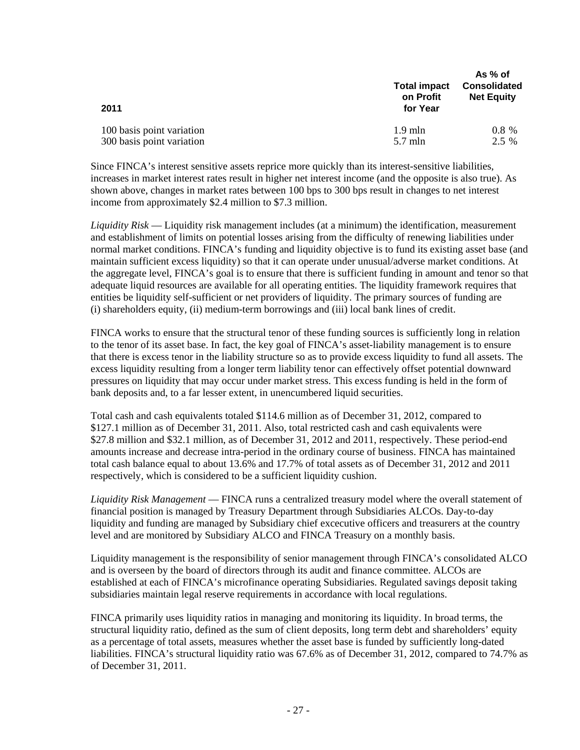| 2011 | Total impact on Profit for Year | As % of Consolidated Net Equity |
|---|---|---|
| 100 basis point variation | 1.9 mln | 0.8 % |
| 300 basis point variation | 5.7 mln | 2.5 % |

Since FINCA's interest sensitive assets reprice more quickly than its interest-sensitive liabilities, increases in market interest rates result in higher net interest income (and the opposite is also true). As shown above, changes in market rates between 100 bps to 300 bps result in changes to net interest income from approximately $2.4 million to $7.3 million.

*Liquidity Risk* — Liquidity risk management includes (at a minimum) the identification, measurement and establishment of limits on potential losses arising from the difficulty of renewing liabilities under normal market conditions. FINCA's funding and liquidity objective is to fund its existing asset base (and maintain sufficient excess liquidity) so that it can operate under unusual/adverse market conditions. At the aggregate level, FINCA's goal is to ensure that there is sufficient funding in amount and tenor so that adequate liquid resources are available for all operating entities. The liquidity framework requires that entities be liquidity self-sufficient or net providers of liquidity. The primary sources of funding are (i) shareholders equity, (ii) medium-term borrowings and (iii) local bank lines of credit.

FINCA works to ensure that the structural tenor of these funding sources is sufficiently long in relation to the tenor of its asset base. In fact, the key goal of FINCA's asset-liability management is to ensure that there is excess tenor in the liability structure so as to provide excess liquidity to fund all assets. The excess liquidity resulting from a longer term liability tenor can effectively offset potential downward pressures on liquidity that may occur under market stress. This excess funding is held in the form of bank deposits and, to a far lesser extent, in unencumbered liquid securities.

Total cash and cash equivalents totaled $114.6 million as of December 31, 2012, compared to $127.1 million as of December 31, 2011. Also, total restricted cash and cash equivalents were $27.8 million and $32.1 million, as of December 31, 2012 and 2011, respectively. These period-end amounts increase and decrease intra-period in the ordinary course of business. FINCA has maintained total cash balance equal to about 13.6% and 17.7% of total assets as of December 31, 2012 and 2011 respectively, which is considered to be a sufficient liquidity cushion.

*Liquidity Risk Management* — FINCA runs a centralized treasury model where the overall statement of financial position is managed by Treasury Department through Subsidiaries ALCOs. Day-to-day liquidity and funding are managed by Subsidiary chief excecutive officers and treasurers at the country level and are monitored by Subsidiary ALCO and FINCA Treasury on a monthly basis.

Liquidity management is the responsibility of senior management through FINCA's consolidated ALCO and is overseen by the board of directors through its audit and finance committee. ALCOs are established at each of FINCA's microfinance operating Subsidiaries. Regulated savings deposit taking subsidiaries maintain legal reserve requirements in accordance with local regulations.

FINCA primarily uses liquidity ratios in managing and monitoring its liquidity. In broad terms, the structural liquidity ratio, defined as the sum of client deposits, long term debt and shareholders' equity as a percentage of total assets, measures whether the asset base is funded by sufficiently long-dated liabilities. FINCA's structural liquidity ratio was 67.6% as of December 31, 2012, compared to 74.7% as of December 31, 2011.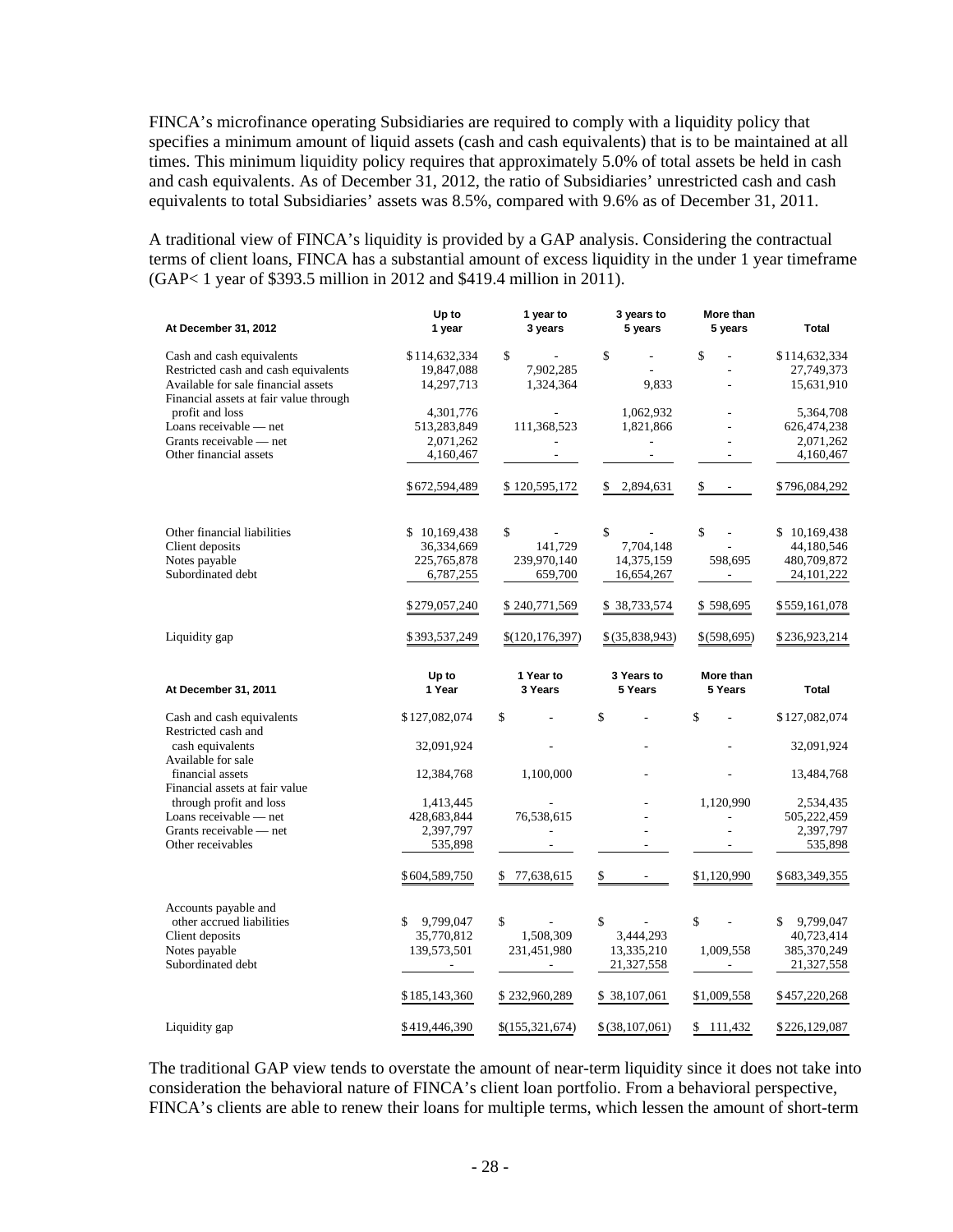FINCA's microfinance operating Subsidiaries are required to comply with a liquidity policy that specifies a minimum amount of liquid assets (cash and cash equivalents) that is to be maintained at all times. This minimum liquidity policy requires that approximately 5.0% of total assets be held in cash and cash equivalents. As of December 31, 2012, the ratio of Subsidiaries' unrestricted cash and cash equivalents to total Subsidiaries' assets was 8.5%, compared with 9.6% as of December 31, 2011.

A traditional view of FINCA's liquidity is provided by a GAP analysis. Considering the contractual terms of client loans, FINCA has a substantial amount of excess liquidity in the under 1 year timeframe (GAP< 1 year of $393.5 million in 2012 and $419.4 million in 2011).

| At December 31, 2012 | Up to 1 year | 1 year to 3 years | 3 years to 5 years | More than 5 years | Total |
|---|---|---|---|---|---|
| Cash and cash equivalents | $114,632,334 | $ - | $ - | $ - | $114,632,334 |
| Restricted cash and cash equivalents | 19,847,088 | 7,902,285 | - | - | 27,749,373 |
| Available for sale financial assets | 14,297,713 | 1,324,364 | 9,833 | - | 15,631,910 |
| Financial assets at fair value through profit and loss | 4,301,776 | - | 1,062,932 | - | 5,364,708 |
| Loans receivable — net | 513,283,849 | 111,368,523 | 1,821,866 | - | 626,474,238 |
| Grants receivable — net | 2,071,262 | - | - | - | 2,071,262 |
| Other financial assets | 4,160,467 | - | - | - | 4,160,467 |
| | $672,594,489 | $ 120,595,172 | $ 2,894,631 | $ - | $796,084,292 |
| Other financial liabilities | $ 10,169,438 | $ - | $ - | $ - | $ 10,169,438 |
| Client deposits | 36,334,669 | 141,729 | 7,704,148 | - | 44,180,546 |
| Notes payable | 225,765,878 | 239,970,140 | 14,375,159 | 598,695 | 480,709,872 |
| Subordinated debt | 6,787,255 | 659,700 | 16,654,267 | - | 24,101,222 |
| | $279,057,240 | $ 240,771,569 | $ 38,733,574 | $ 598,695 | $559,161,078 |
| Liquidity gap | $393,537,249 | $(120,176,397) | $(35,838,943) | $(598,695) | $236,923,214 |

| At December 31, 2011 | Up to 1 Year | 1 Year to 3 Years | 3 Years to 5 Years | More than 5 Years | Total |
|---|---|---|---|---|---|
| Cash and cash equivalents | $127,082,074 | $ - | $ - | $ - | $127,082,074 |
| Restricted cash and cash equivalents | 32,091,924 | - | - | - | 32,091,924 |
| Available for sale financial assets | 12,384,768 | 1,100,000 | - | - | 13,484,768 |
| Financial assets at fair value through profit and loss | 1,413,445 | - | - | 1,120,990 | 2,534,435 |
| Loans receivable — net | 428,683,844 | 76,538,615 | - | - | 505,222,459 |
| Grants receivable — net | 2,397,797 | - | - | - | 2,397,797 |
| Other receivables | 535,898 | - | - | - | 535,898 |
| | $604,589,750 | $ 77,638,615 | $ - | $1,120,990 | $683,349,355 |
| Accounts payable and other accrued liabilities | $ 9,799,047 | $ - | $ - | $ - | $ 9,799,047 |
| Client deposits | 35,770,812 | 1,508,309 | 3,444,293 | | 40,723,414 |
| Notes payable | 139,573,501 | 231,451,980 | 13,335,210 | 1,009,558 | 385,370,249 |
| Subordinated debt | - | - | 21,327,558 | - | 21,327,558 |
| | $185,143,360 | $ 232,960,289 | $ 38,107,061 | $1,009,558 | $457,220,268 |
| Liquidity gap | $419,446,390 | $(155,321,674) | $(38,107,061) | $ 111,432 | $226,129,087 |

The traditional GAP view tends to overstate the amount of near-term liquidity since it does not take into consideration the behavioral nature of FINCA's client loan portfolio. From a behavioral perspective, FINCA's clients are able to renew their loans for multiple terms, which lessen the amount of short-term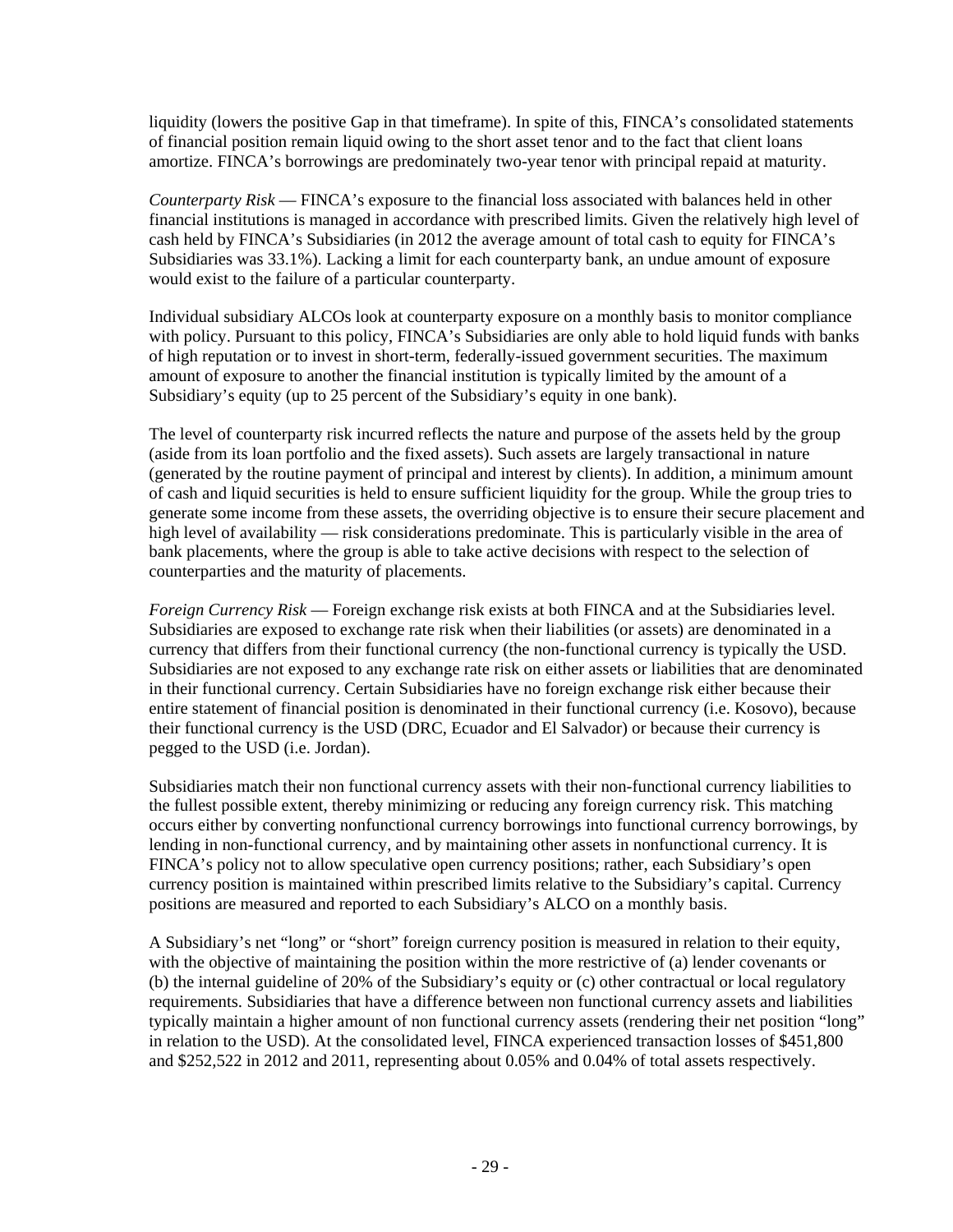liquidity (lowers the positive Gap in that timeframe). In spite of this, FINCA's consolidated statements of financial position remain liquid owing to the short asset tenor and to the fact that client loans amortize. FINCA's borrowings are predominately two-year tenor with principal repaid at maturity.

*Counterparty Risk* — FINCA's exposure to the financial loss associated with balances held in other financial institutions is managed in accordance with prescribed limits. Given the relatively high level of cash held by FINCA's Subsidiaries (in 2012 the average amount of total cash to equity for FINCA's Subsidiaries was 33.1%). Lacking a limit for each counterparty bank, an undue amount of exposure would exist to the failure of a particular counterparty.

Individual subsidiary ALCOs look at counterparty exposure on a monthly basis to monitor compliance with policy. Pursuant to this policy, FINCA's Subsidiaries are only able to hold liquid funds with banks of high reputation or to invest in short-term, federally-issued government securities. The maximum amount of exposure to another the financial institution is typically limited by the amount of a Subsidiary's equity (up to 25 percent of the Subsidiary's equity in one bank).

The level of counterparty risk incurred reflects the nature and purpose of the assets held by the group (aside from its loan portfolio and the fixed assets). Such assets are largely transactional in nature (generated by the routine payment of principal and interest by clients). In addition, a minimum amount of cash and liquid securities is held to ensure sufficient liquidity for the group. While the group tries to generate some income from these assets, the overriding objective is to ensure their secure placement and high level of availability — risk considerations predominate. This is particularly visible in the area of bank placements, where the group is able to take active decisions with respect to the selection of counterparties and the maturity of placements.

*Foreign Currency Risk* — Foreign exchange risk exists at both FINCA and at the Subsidiaries level. Subsidiaries are exposed to exchange rate risk when their liabilities (or assets) are denominated in a currency that differs from their functional currency (the non-functional currency is typically the USD. Subsidiaries are not exposed to any exchange rate risk on either assets or liabilities that are denominated in their functional currency. Certain Subsidiaries have no foreign exchange risk either because their entire statement of financial position is denominated in their functional currency (i.e. Kosovo), because their functional currency is the USD (DRC, Ecuador and El Salvador) or because their currency is pegged to the USD (i.e. Jordan).

Subsidiaries match their non functional currency assets with their non-functional currency liabilities to the fullest possible extent, thereby minimizing or reducing any foreign currency risk. This matching occurs either by converting nonfunctional currency borrowings into functional currency borrowings, by lending in non-functional currency, and by maintaining other assets in nonfunctional currency. It is FINCA's policy not to allow speculative open currency positions; rather, each Subsidiary's open currency position is maintained within prescribed limits relative to the Subsidiary's capital. Currency positions are measured and reported to each Subsidiary's ALCO on a monthly basis.

A Subsidiary's net "long" or "short" foreign currency position is measured in relation to their equity, with the objective of maintaining the position within the more restrictive of (a) lender covenants or (b) the internal guideline of 20% of the Subsidiary's equity or (c) other contractual or local regulatory requirements. Subsidiaries that have a difference between non functional currency assets and liabilities typically maintain a higher amount of non functional currency assets (rendering their net position "long" in relation to the USD). At the consolidated level, FINCA experienced transaction losses of $451,800 and $252,522 in 2012 and 2011, representing about 0.05% and 0.04% of total assets respectively.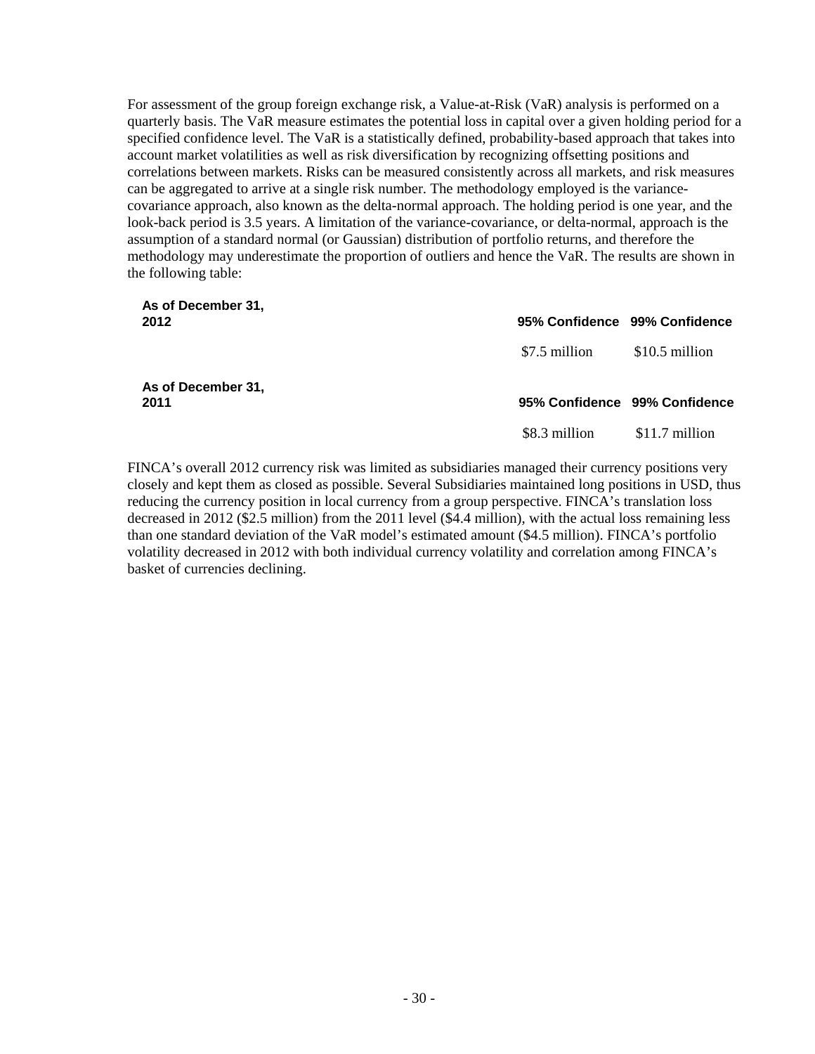For assessment of the group foreign exchange risk, a Value-at-Risk (VaR) analysis is performed on a quarterly basis. The VaR measure estimates the potential loss in capital over a given holding period for a specified confidence level. The VaR is a statistically defined, probability-based approach that takes into account market volatilities as well as risk diversification by recognizing offsetting positions and correlations between markets. Risks can be measured consistently across all markets, and risk measures can be aggregated to arrive at a single risk number. The methodology employed is the variance-covariance approach, also known as the delta-normal approach. The holding period is one year, and the look-back period is 3.5 years. A limitation of the variance-covariance, or delta-normal, approach is the assumption of a standard normal (or Gaussian) distribution of portfolio returns, and therefore the methodology may underestimate the proportion of outliers and hence the VaR. The results are shown in the following table:

| **As of December 31, 2012** | **95% Confidence** | **99% Confidence** |
|---|---|---|
| | \$7.5 million | \$10.5 million |
| **As of December 31, 2011** | **95% Confidence** | **99% Confidence** |
| | \$8.3 million | \$11.7 million |

FINCA's overall 2012 currency risk was limited as subsidiaries managed their currency positions very closely and kept them as closed as possible. Several Subsidiaries maintained long positions in USD, thus reducing the currency position in local currency from a group perspective. FINCA's translation loss decreased in 2012 (\$2.5 million) from the 2011 level (\$4.4 million), with the actual loss remaining less than one standard deviation of the VaR model's estimated amount (\$4.5 million). FINCA's portfolio volatility decreased in 2012 with both individual currency volatility and correlation among FINCA's basket of currencies declining.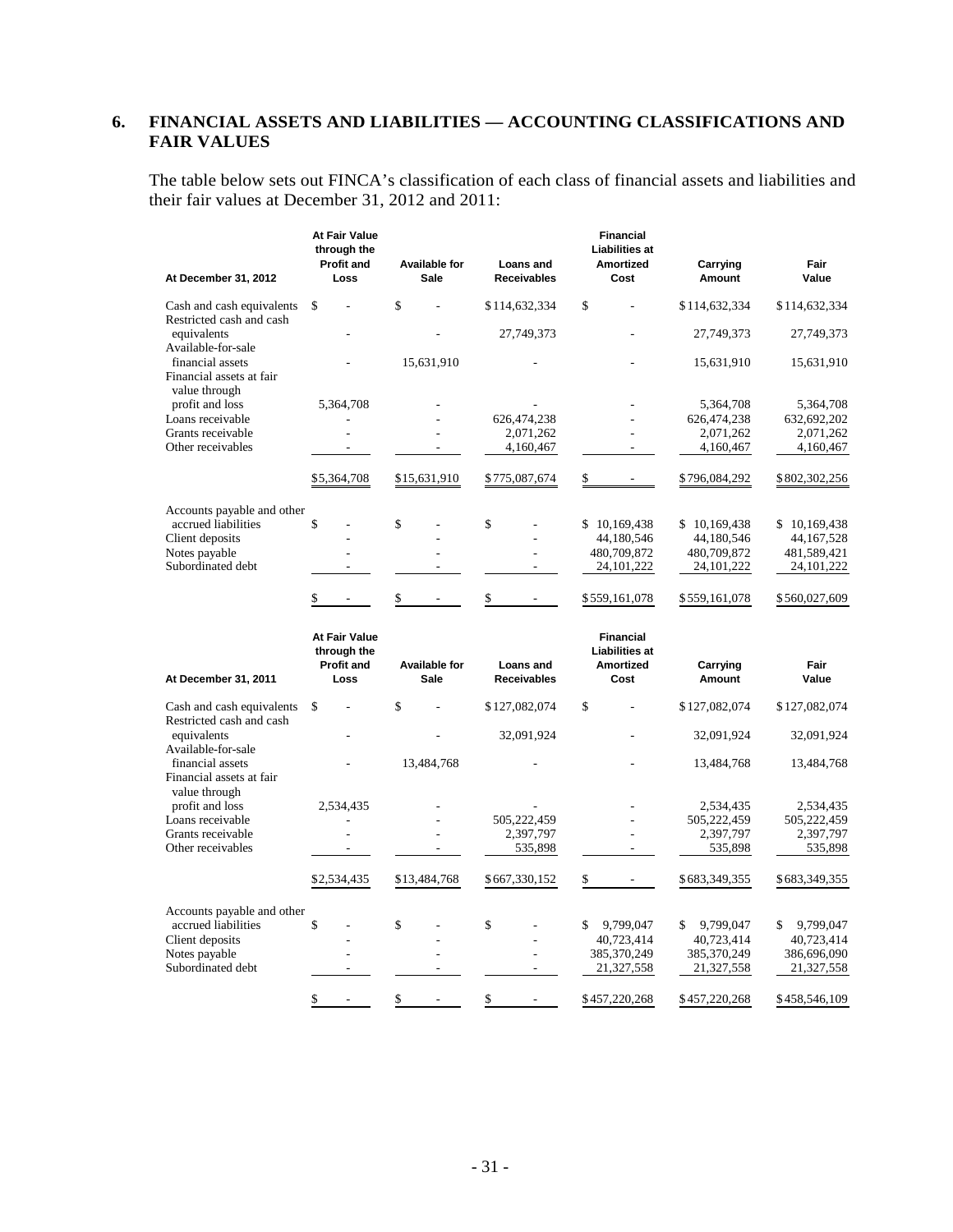## 6. FINANCIAL ASSETS AND LIABILITIES — ACCOUNTING CLASSIFICATIONS AND FAIR VALUES

The table below sets out FINCA's classification of each class of financial assets and liabilities and their fair values at December 31, 2012 and 2011:

| At December 31, 2012 | At Fair Value through the Profit and Loss | Available for Sale | Loans and Receivables | Financial Liabilities at Amortized Cost | Carrying Amount | Fair Value |
|---|---|---|---|---|---|---|
| Cash and cash equivalents | $ - | $ - | $114,632,334 | $ - | $114,632,334 | $114,632,334 |
| Restricted cash and cash equivalents | - | - | 27,749,373 | - | 27,749,373 | 27,749,373 |
| Available-for-sale financial assets | - | 15,631,910 | - | - | 15,631,910 | 15,631,910 |
| Financial assets at fair value through profit and loss | 5,364,708 | - | - | - | 5,364,708 | 5,364,708 |
| Loans receivable | - | - | 626,474,238 | - | 626,474,238 | 632,692,202 |
| Grants receivable | - | - | 2,071,262 | - | 2,071,262 | 2,071,262 |
| Other receivables | - | - | 4,160,467 | - | 4,160,467 | 4,160,467 |
| | $5,364,708 | $15,631,910 | $775,087,674 | $ - | $796,084,292 | $802,302,256 |
| Accounts payable and other accrued liabilities | $ - | $ - | $ - | $ 10,169,438 | $ 10,169,438 | $ 10,169,438 |
| Client deposits | - | - | - | 44,180,546 | 44,180,546 | 44,167,528 |
| Notes payable | - | - | - | 480,709,872 | 480,709,872 | 481,589,421 |
| Subordinated debt | - | - | - | 24,101,222 | 24,101,222 | 24,101,222 |
| | $ - | $ - | $ - | $559,161,078 | $559,161,078 | $560,027,609 |

| At December 31, 2011 | At Fair Value through the Profit and Loss | Available for Sale | Loans and Receivables | Financial Liabilities at Amortized Cost | Carrying Amount | Fair Value |
|---|---|---|---|---|---|---|
| Cash and cash equivalents | $ - | $ - | $127,082,074 | $ - | $127,082,074 | $127,082,074 |
| Restricted cash and cash equivalents | - | - | 32,091,924 | - | 32,091,924 | 32,091,924 |
| Available-for-sale financial assets | - | 13,484,768 | - | - | 13,484,768 | 13,484,768 |
| Financial assets at fair value through profit and loss | 2,534,435 | - | - | - | 2,534,435 | 2,534,435 |
| Loans receivable | - | - | 505,222,459 | - | 505,222,459 | 505,222,459 |
| Grants receivable | - | - | 2,397,797 | - | 2,397,797 | 2,397,797 |
| Other receivables | - | - | 535,898 | - | 535,898 | 535,898 |
| | $2,534,435 | $13,484,768 | $667,330,152 | $ - | $683,349,355 | $683,349,355 |
| Accounts payable and other accrued liabilities | $ - | $ - | $ - | $ 9,799,047 | $ 9,799,047 | $ 9,799,047 |
| Client deposits | - | - | - | 40,723,414 | 40,723,414 | 40,723,414 |
| Notes payable | - | - | - | 385,370,249 | 385,370,249 | 386,696,090 |
| Subordinated debt | - | - | - | 21,327,558 | 21,327,558 | 21,327,558 |
| | $ - | $ - | $ - | $457,220,268 | $457,220,268 | $458,546,109 |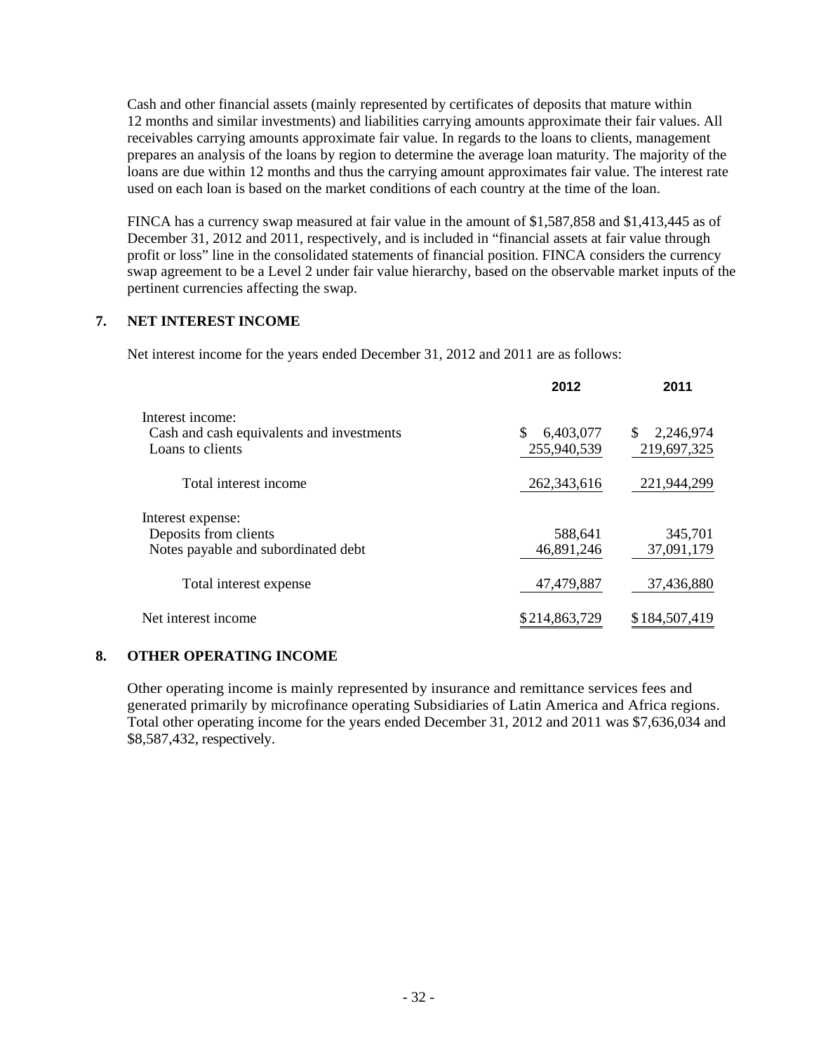Cash and other financial assets (mainly represented by certificates of deposits that mature within 12 months and similar investments) and liabilities carrying amounts approximate their fair values. All receivables carrying amounts approximate fair value. In regards to the loans to clients, management prepares an analysis of the loans by region to determine the average loan maturity. The majority of the loans are due within 12 months and thus the carrying amount approximates fair value. The interest rate used on each loan is based on the market conditions of each country at the time of the loan.

FINCA has a currency swap measured at fair value in the amount of $1,587,858 and $1,413,445 as of December 31, 2012 and 2011, respectively, and is included in "financial assets at fair value through profit or loss" line in the consolidated statements of financial position. FINCA considers the currency swap agreement to be a Level 2 under fair value hierarchy, based on the observable market inputs of the pertinent currencies affecting the swap.

## 7. NET INTEREST INCOME

Net interest income for the years ended December 31, 2012 and 2011 are as follows:

| | 2012 | 2011 |
|---|---|---|
| Interest income: | | |
| Cash and cash equivalents and investments | $ 6,403,077 | $ 2,246,974 |
| Loans to clients | 255,940,539 | 219,697,325 |
| Total interest income | 262,343,616 | 221,944,299 |
| Interest expense: | | |
| Deposits from clients | 588,641 | 345,701 |
| Notes payable and subordinated debt | 46,891,246 | 37,091,179 |
| Total interest expense | 47,479,887 | 37,436,880 |
| Net interest income | $ 214,863,729 | $ 184,507,419 |

## 8. OTHER OPERATING INCOME

Other operating income is mainly represented by insurance and remittance services fees and generated primarily by microfinance operating Subsidiaries of Latin America and Africa regions. Total other operating income for the years ended December 31, 2012 and 2011 was $7,636,034 and $8,587,432, respectively.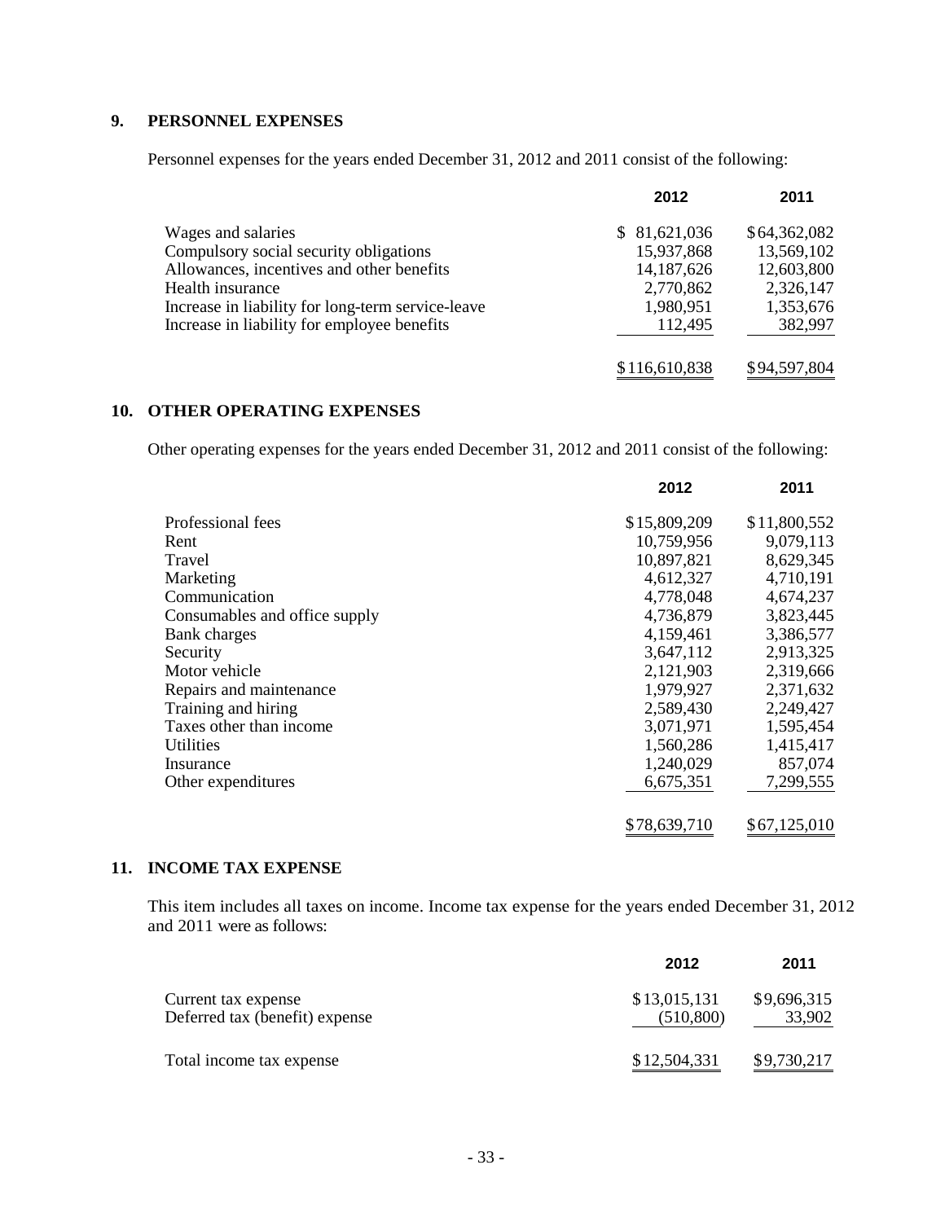## 9. PERSONNEL EXPENSES

Personnel expenses for the years ended December 31, 2012 and 2011 consist of the following:

| | 2012 | 2011 |
|---|---|---|
| Wages and salaries | $ 81,621,036 | $64,362,082 |
| Compulsory social security obligations | 15,937,868 | 13,569,102 |
| Allowances, incentives and other benefits | 14,187,626 | 12,603,800 |
| Health insurance | 2,770,862 | 2,326,147 |
| Increase in liability for long-term service-leave | 1,980,951 | 1,353,676 |
| Increase in liability for employee benefits | 112,495 | 382,997 |
| | $116,610,838 | $94,597,804 |

## 10. OTHER OPERATING EXPENSES

Other operating expenses for the years ended December 31, 2012 and 2011 consist of the following:

| | 2012 | 2011 |
|---|---|---|
| Professional fees | $15,809,209 | $11,800,552 |
| Rent | 10,759,956 | 9,079,113 |
| Travel | 10,897,821 | 8,629,345 |
| Marketing | 4,612,327 | 4,710,191 |
| Communication | 4,778,048 | 4,674,237 |
| Consumables and office supply | 4,736,879 | 3,823,445 |
| Bank charges | 4,159,461 | 3,386,577 |
| Security | 3,647,112 | 2,913,325 |
| Motor vehicle | 2,121,903 | 2,319,666 |
| Repairs and maintenance | 1,979,927 | 2,371,632 |
| Training and hiring | 2,589,430 | 2,249,427 |
| Taxes other than income | 3,071,971 | 1,595,454 |
| Utilities | 1,560,286 | 1,415,417 |
| Insurance | 1,240,029 | 857,074 |
| Other expenditures | 6,675,351 | 7,299,555 |
| | $78,639,710 | $67,125,010 |

## 11. INCOME TAX EXPENSE

This item includes all taxes on income. Income tax expense for the years ended December 31, 2012 and 2011 were as follows:

| | 2012 | 2011 |
|---|---|---|
| Current tax expense | $13,015,131 | $9,696,315 |
| Deferred tax (benefit) expense | (510,800) | 33,902 |
| Total income tax expense | $12,504,331 | $9,730,217 |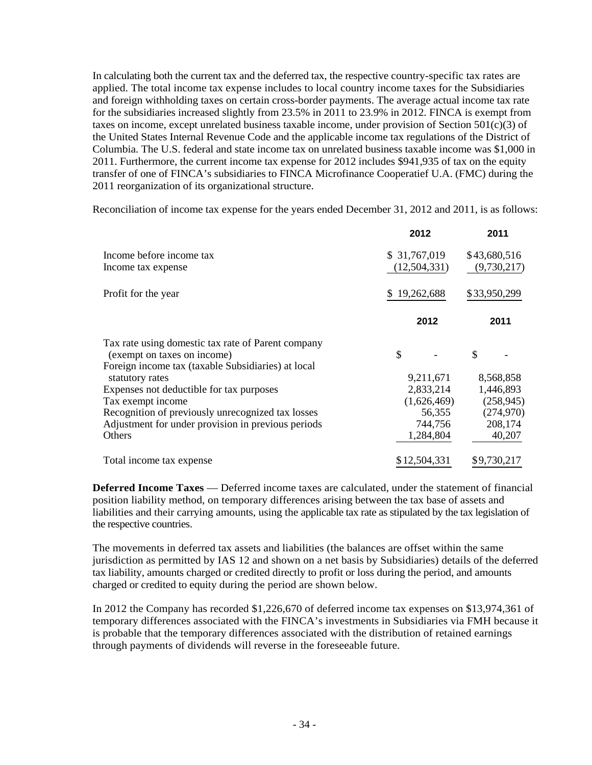In calculating both the current tax and the deferred tax, the respective country-specific tax rates are applied. The total income tax expense includes to local country income taxes for the Subsidiaries and foreign withholding taxes on certain cross-border payments. The average actual income tax rate for the subsidiaries increased slightly from 23.5% in 2011 to 23.9% in 2012. FINCA is exempt from taxes on income, except unrelated business taxable income, under provision of Section 501(c)(3) of the United States Internal Revenue Code and the applicable income tax regulations of the District of Columbia. The U.S. federal and state income tax on unrelated business taxable income was $1,000 in 2011. Furthermore, the current income tax expense for 2012 includes $941,935 of tax on the equity transfer of one of FINCA's subsidiaries to FINCA Microfinance Cooperatief U.A. (FMC) during the 2011 reorganization of its organizational structure.

Reconciliation of income tax expense for the years ended December 31, 2012 and 2011, is as follows:

| | 2012 | 2011 |
|---|---|---|
| Income before income tax | $ 31,767,019 | $43,680,516 |
| Income tax expense | (12,504,331) | (9,730,217) |
| Profit for the year | $ 19,262,688 | $33,950,299 |

| | 2012 | 2011 |
|---|---|---|
| Tax rate using domestic tax rate of Parent company (exempt on taxes on income) | $ - | $ - |
| Foreign income tax (taxable Subsidiaries) at local statutory rates | 9,211,671 | 8,568,858 |
| Expenses not deductible for tax purposes | 2,833,214 | 1,446,893 |
| Tax exempt income | (1,626,469) | (258,945) |
| Recognition of previously unrecognized tax losses | 56,355 | (274,970) |
| Adjustment for under provision in previous periods | 744,756 | 208,174 |
| Others | 1,284,804 | 40,207 |
| Total income tax expense | $12,504,331 | $9,730,217 |

**Deferred Income Taxes** — Deferred income taxes are calculated, under the statement of financial position liability method, on temporary differences arising between the tax base of assets and liabilities and their carrying amounts, using the applicable tax rate as stipulated by the tax legislation of the respective countries.

The movements in deferred tax assets and liabilities (the balances are offset within the same jurisdiction as permitted by IAS 12 and shown on a net basis by Subsidiaries) details of the deferred tax liability, amounts charged or credited directly to profit or loss during the period, and amounts charged or credited to equity during the period are shown below.

In 2012 the Company has recorded $1,226,670 of deferred income tax expenses on $13,974,361 of temporary differences associated with the FINCA's investments in Subsidiaries via FMH because it is probable that the temporary differences associated with the distribution of retained earnings through payments of dividends will reverse in the foreseeable future.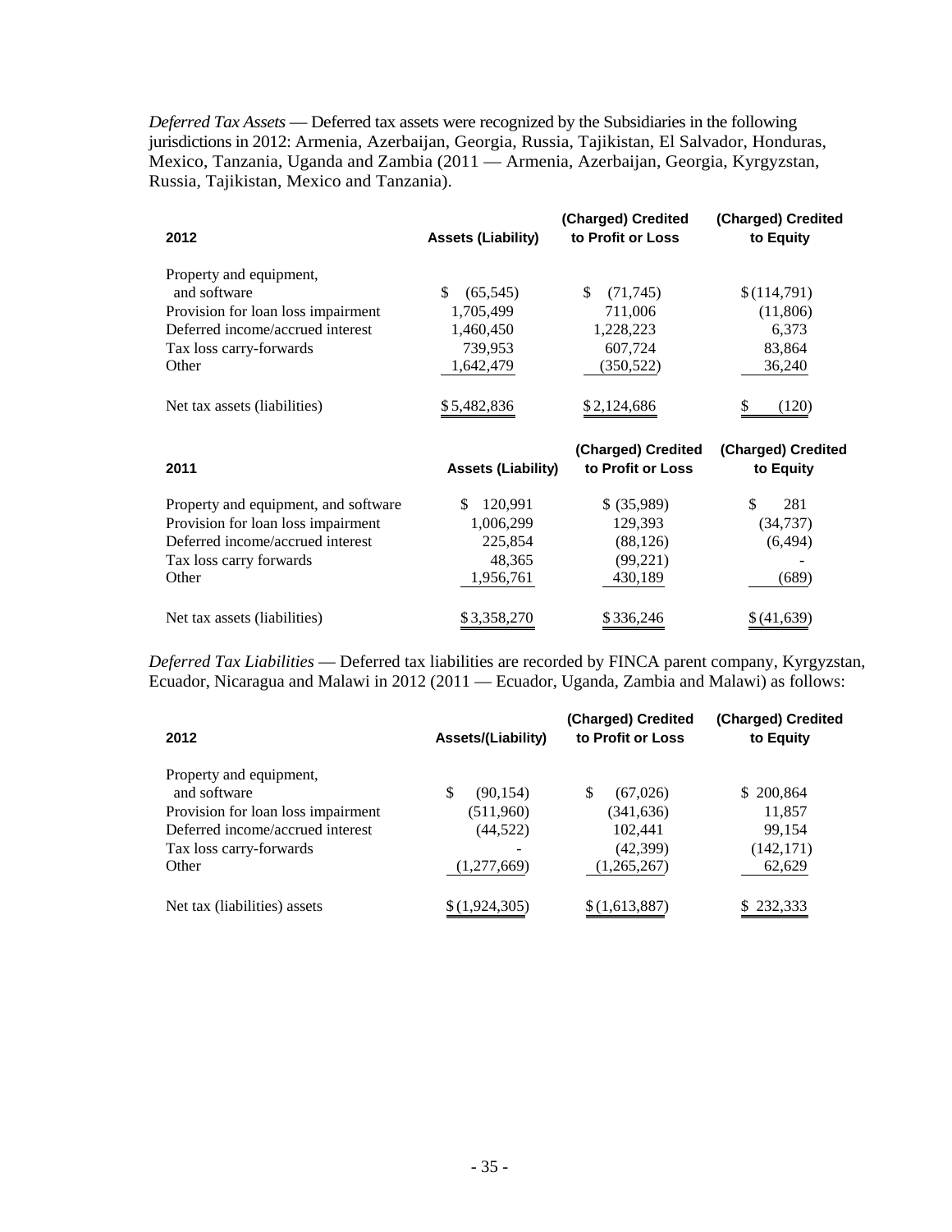*Deferred Tax Assets* — Deferred tax assets were recognized by the Subsidiaries in the following jurisdictions in 2012: Armenia, Azerbaijan, Georgia, Russia, Tajikistan, El Salvador, Honduras, Mexico, Tanzania, Uganda and Zambia (2011 — Armenia, Azerbaijan, Georgia, Kyrgyzstan, Russia, Tajikistan, Mexico and Tanzania).

| 2012 | Assets (Liability) | (Charged) Credited to Profit or Loss | (Charged) Credited to Equity |
|---|---|---|---|
| Property and equipment, and software | $ (65,545) | $ (71,745) | $ (114,791) |
| Provision for loan loss impairment | 1,705,499 | 711,006 | (11,806) |
| Deferred income/accrued interest | 1,460,450 | 1,228,223 | 6,373 |
| Tax loss carry-forwards | 739,953 | 607,724 | 83,864 |
| Other | 1,642,479 | (350,522) | 36,240 |
| Net tax assets (liabilities) | $ 5,482,836 | $ 2,124,686 | $ (120) |

| 2011 | Assets (Liability) | (Charged) Credited to Profit or Loss | (Charged) Credited to Equity |
|---|---|---|---|
| Property and equipment, and software | $ 120,991 | $ (35,989) | $ 281 |
| Provision for loan loss impairment | 1,006,299 | 129,393 | (34,737) |
| Deferred income/accrued interest | 225,854 | (88,126) | (6,494) |
| Tax loss carry forwards | 48,365 | (99,221) | - |
| Other | 1,956,761 | 430,189 | (689) |
| Net tax assets (liabilities) | $ 3,358,270 | $ 336,246 | $ (41,639) |

*Deferred Tax Liabilities* — Deferred tax liabilities are recorded by FINCA parent company, Kyrgyzstan, Ecuador, Nicaragua and Malawi in 2012 (2011 — Ecuador, Uganda, Zambia and Malawi) as follows:

| 2012 | Assets/(Liability) | (Charged) Credited to Profit or Loss | (Charged) Credited to Equity |
|---|---|---|---|
| Property and equipment, and software | $ (90,154) | $ (67,026) | $ 200,864 |
| Provision for loan loss impairment | (511,960) | (341,636) | 11,857 |
| Deferred income/accrued interest | (44,522) | 102,441 | 99,154 |
| Tax loss carry-forwards | - | (42,399) | (142,171) |
| Other | (1,277,669) | (1,265,267) | 62,629 |
| Net tax (liabilities) assets | $ (1,924,305) | $ (1,613,887) | $ 232,333 |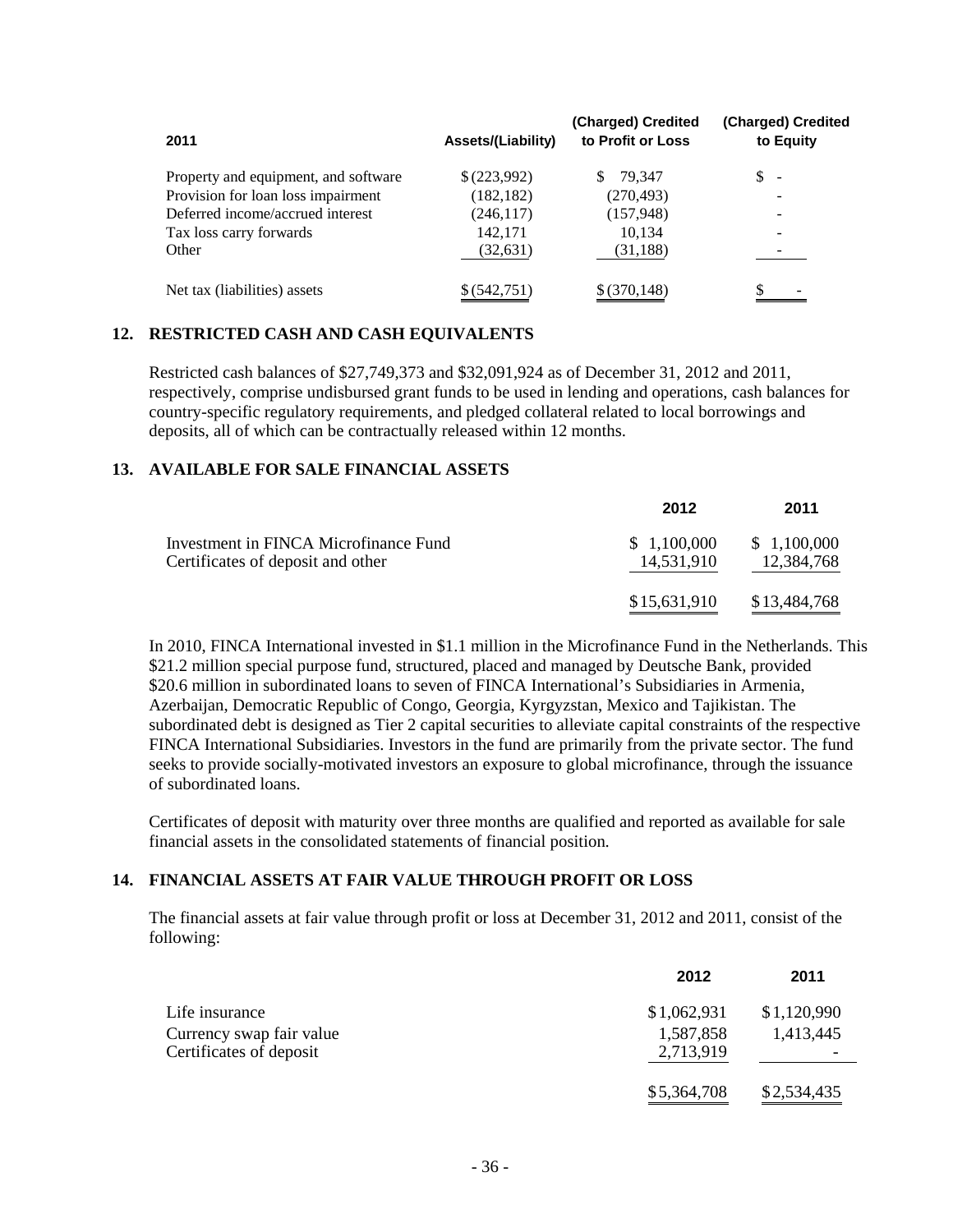| 2011 | Assets/(Liability) | (Charged) Credited to Profit or Loss | (Charged) Credited to Equity |
|---|---|---|---|
| Property and equipment, and software | $ (223,992) | $ 79,347 | $ - |
| Provision for loan loss impairment | (182,182) | (270,493) | - |
| Deferred income/accrued interest | (246,117) | (157,948) | - |
| Tax loss carry forwards | 142,171 | 10,134 | - |
| Other | (32,631) | (31,188) | - |
| Net tax (liabilities) assets | $ (542,751) | $ (370,148) | $ - |

## 12. RESTRICTED CASH AND CASH EQUIVALENTS

Restricted cash balances of $27,749,373 and $32,091,924 as of December 31, 2012 and 2011, respectively, comprise undisbursed grant funds to be used in lending and operations, cash balances for country-specific regulatory requirements, and pledged collateral related to local borrowings and deposits, all of which can be contractually released within 12 months.

## 13. AVAILABLE FOR SALE FINANCIAL ASSETS

| | 2012 | 2011 |
|---|---|---|
| Investment in FINCA Microfinance Fund | $ 1,100,000 | $ 1,100,000 |
| Certificates of deposit and other | 14,531,910 | 12,384,768 |
| | $15,631,910 | $13,484,768 |

In 2010, FINCA International invested in $1.1 million in the Microfinance Fund in the Netherlands. This $21.2 million special purpose fund, structured, placed and managed by Deutsche Bank, provided $20.6 million in subordinated loans to seven of FINCA International's Subsidiaries in Armenia, Azerbaijan, Democratic Republic of Congo, Georgia, Kyrgyzstan, Mexico and Tajikistan. The subordinated debt is designed as Tier 2 capital securities to alleviate capital constraints of the respective FINCA International Subsidiaries. Investors in the fund are primarily from the private sector. The fund seeks to provide socially-motivated investors an exposure to global microfinance, through the issuance of subordinated loans.

Certificates of deposit with maturity over three months are qualified and reported as available for sale financial assets in the consolidated statements of financial position.

## 14. FINANCIAL ASSETS AT FAIR VALUE THROUGH PROFIT OR LOSS

The financial assets at fair value through profit or loss at December 31, 2012 and 2011, consist of the following:

| | 2012 | 2011 |
|---|---|---|
| Life insurance | $1,062,931 | $1,120,990 |
| Currency swap fair value | 1,587,858 | 1,413,445 |
| Certificates of deposit | 2,713,919 | - |
| | $5,364,708 | $2,534,435 |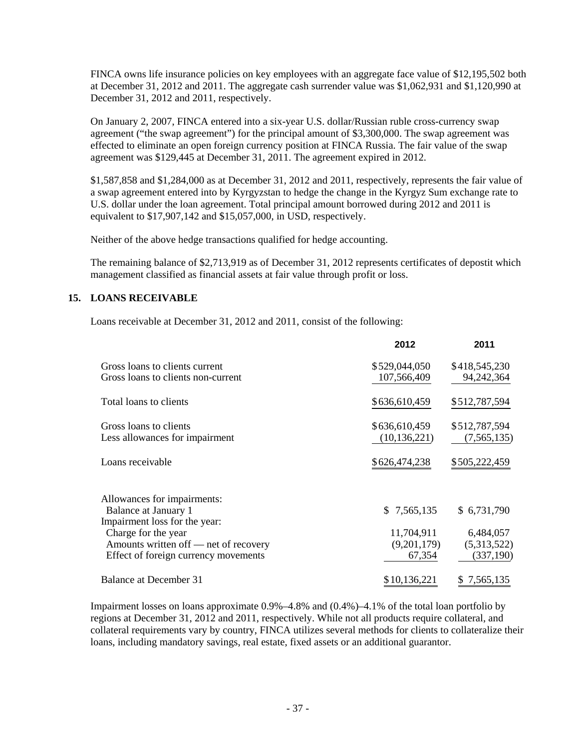FINCA owns life insurance policies on key employees with an aggregate face value of $12,195,502 both at December 31, 2012 and 2011. The aggregate cash surrender value was $1,062,931 and $1,120,990 at December 31, 2012 and 2011, respectively.

On January 2, 2007, FINCA entered into a six-year U.S. dollar/Russian ruble cross-currency swap agreement ("the swap agreement") for the principal amount of $3,300,000. The swap agreement was effected to eliminate an open foreign currency position at FINCA Russia. The fair value of the swap agreement was $129,445 at December 31, 2011. The agreement expired in 2012.

$1,587,858 and $1,284,000 as at December 31, 2012 and 2011, respectively, represents the fair value of a swap agreement entered into by Kyrgyzstan to hedge the change in the Kyrgyz Sum exchange rate to U.S. dollar under the loan agreement. Total principal amount borrowed during 2012 and 2011 is equivalent to $17,907,142 and $15,057,000, in USD, respectively.

Neither of the above hedge transactions qualified for hedge accounting.

The remaining balance of $2,713,919 as of December 31, 2012 represents certificates of depostit which management classified as financial assets at fair value through profit or loss.

## 15. LOANS RECEIVABLE

Loans receivable at December 31, 2012 and 2011, consist of the following:

| | 2012 | 2011 |
|---|---|---|
| Gross loans to clients current | $529,044,050 | $418,545,230 |
| Gross loans to clients non-current | 107,566,409 | 94,242,364 |
| Total loans to clients | $636,610,459 | $512,787,594 |
| Gross loans to clients | $636,610,459 | $512,787,594 |
| Less allowances for impairment | (10,136,221) | (7,565,135) |
| Loans receivable | $626,474,238 | $505,222,459 |
| Allowances for impairments: | | |
| Balance at January 1 | $ 7,565,135 | $ 6,731,790 |
| Impairment loss for the year: | | |
| Charge for the year | 11,704,911 | 6,484,057 |
| Amounts written off — net of recovery | (9,201,179) | (5,313,522) |
| Effect of foreign currency movements | 67,354 | (337,190) |
| Balance at December 31 | $10,136,221 | $ 7,565,135 |

Impairment losses on loans approximate 0.9%–4.8% and (0.4%)–4.1% of the total loan portfolio by regions at December 31, 2012 and 2011, respectively. While not all products require collateral, and collateral requirements vary by country, FINCA utilizes several methods for clients to collateralize their loans, including mandatory savings, real estate, fixed assets or an additional guarantor.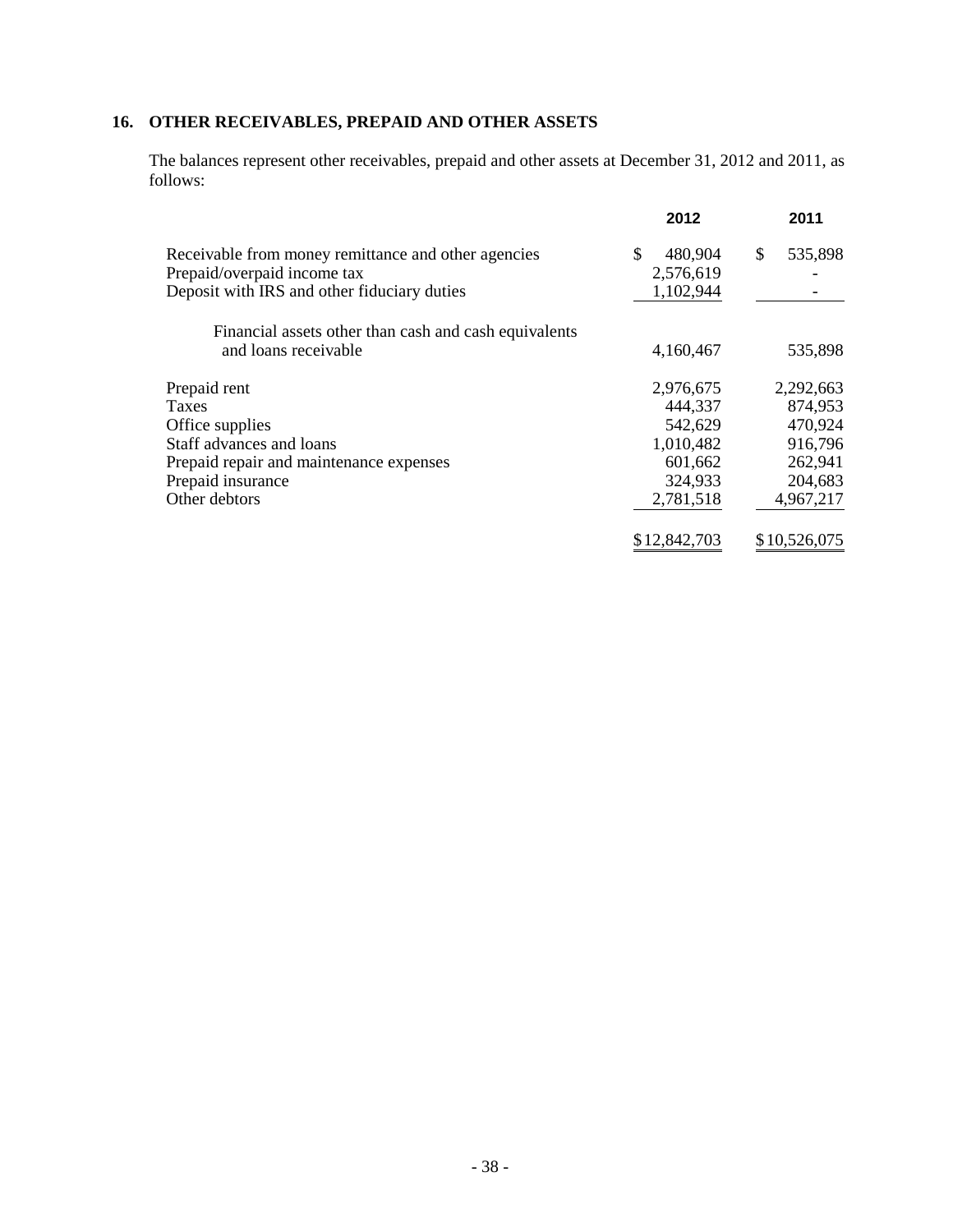## 16. OTHER RECEIVABLES, PREPAID AND OTHER ASSETS

The balances represent other receivables, prepaid and other assets at December 31, 2012 and 2011, as follows:

| | 2012 | 2011 |
|---|---|---|
| Receivable from money remittance and other agencies | $ 480,904 | $ 535,898 |
| Prepaid/overpaid income tax | 2,576,619 | - |
| Deposit with IRS and other fiduciary duties | 1,102,944 | - |
| Financial assets other than cash and cash equivalents and loans receivable | 4,160,467 | 535,898 |
| Prepaid rent | 2,976,675 | 2,292,663 |
| Taxes | 444,337 | 874,953 |
| Office supplies | 542,629 | 470,924 |
| Staff advances and loans | 1,010,482 | 916,796 |
| Prepaid repair and maintenance expenses | 601,662 | 262,941 |
| Prepaid insurance | 324,933 | 204,683 |
| Other debtors | 2,781,518 | 4,967,217 |
| | $12,842,703 | $10,526,075 |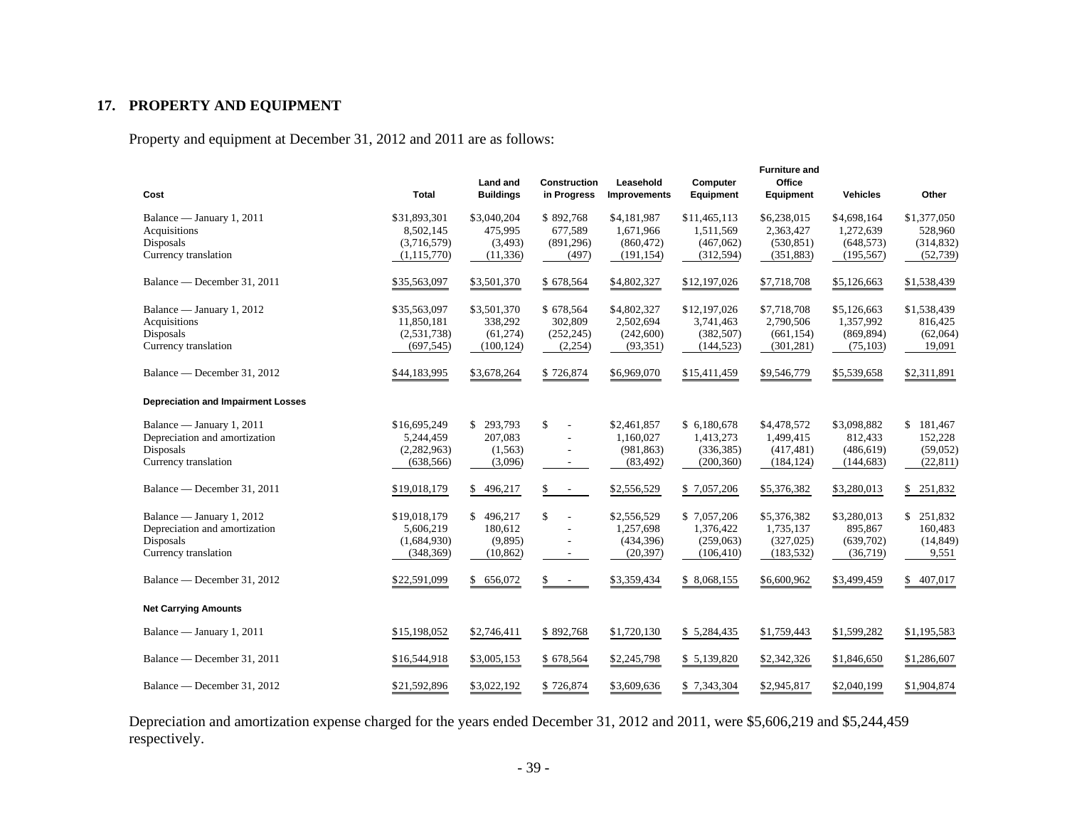## 17. PROPERTY AND EQUIPMENT

Property and equipment at December 31, 2012 and 2011 are as follows:

| Cost | Total | Land and Buildings | Construction in Progress | Leasehold Improvements | Computer Equipment | Furniture and Office Equipment | Vehicles | Other |
|---|---|---|---|---|---|---|---|---|
| Balance — January 1, 2011 | $31,893,301 | $3,040,204 | $ 892,768 | $4,181,987 | $11,465,113 | $6,238,015 | $4,698,164 | $1,377,050 |
| Acquisitions | 8,502,145 | 475,995 | 677,589 | 1,671,966 | 1,511,569 | 2,363,427 | 1,272,639 | 528,960 |
| Disposals | (3,716,579) | (3,493) | (891,296) | (860,472) | (467,062) | (530,851) | (648,573) | (314,832) |
| Currency translation | (1,115,770) | (11,336) | (497) | (191,154) | (312,594) | (351,883) | (195,567) | (52,739) |
| Balance — December 31, 2011 | $35,563,097 | $3,501,370 | $ 678,564 | $4,802,327 | $12,197,026 | $7,718,708 | $5,126,663 | $1,538,439 |
| Balance — January 1, 2012 | $35,563,097 | $3,501,370 | $ 678,564 | $4,802,327 | $12,197,026 | $7,718,708 | $5,126,663 | $1,538,439 |
| Acquisitions | 11,850,181 | 338,292 | 302,809 | 2,502,694 | 3,741,463 | 2,790,506 | 1,357,992 | 816,425 |
| Disposals | (2,531,738) | (61,274) | (252,245) | (242,600) | (382,507) | (661,154) | (869,894) | (62,064) |
| Currency translation | (697,545) | (100,124) | (2,254) | (93,351) | (144,523) | (301,281) | (75,103) | 19,091 |
| Balance — December 31, 2012 | $44,183,995 | $3,678,264 | $ 726,874 | $6,969,070 | $15,411,459 | $9,546,779 | $5,539,658 | $2,311,891 |
| **Depreciation and Impairment Losses** | | | | | | | | |
| Balance — January 1, 2011 | $16,695,249 | $ 293,793 | $ - | $2,461,857 | $ 6,180,678 | $4,478,572 | $3,098,882 | $ 181,467 |
| Depreciation and amortization | 5,244,459 | 207,083 | - | 1,160,027 | 1,413,273 | 1,499,415 | 812,433 | 152,228 |
| Disposals | (2,282,963) | (1,563) | - | (981,863) | (336,385) | (417,481) | (486,619) | (59,052) |
| Currency translation | (638,566) | (3,096) | - | (83,492) | (200,360) | (184,124) | (144,683) | (22,811) |
| Balance — December 31, 2011 | $19,018,179 | $ 496,217 | $ - | $2,556,529 | $ 7,057,206 | $5,376,382 | $3,280,013 | $ 251,832 |
| Balance — January 1, 2012 | $19,018,179 | $ 496,217 | $ - | $2,556,529 | $ 7,057,206 | $5,376,382 | $3,280,013 | $ 251,832 |
| Depreciation and amortization | 5,606,219 | 180,612 | - | 1,257,698 | 1,376,422 | 1,735,137 | 895,867 | 160,483 |
| Disposals | (1,684,930) | (9,895) | - | (434,396) | (259,063) | (327,025) | (639,702) | (14,849) |
| Currency translation | (348,369) | (10,862) | - | (20,397) | (106,410) | (183,532) | (36,719) | 9,551 |
| Balance — December 31, 2012 | $22,591,099 | $ 656,072 | $ - | $3,359,434 | $ 8,068,155 | $6,600,962 | $3,499,459 | $ 407,017 |
| **Net Carrying Amounts** | | | | | | | | |
| Balance — January 1, 2011 | $15,198,052 | $2,746,411 | $ 892,768 | $1,720,130 | $ 5,284,435 | $1,759,443 | $1,599,282 | $1,195,583 |
| Balance — December 31, 2011 | $16,544,918 | $3,005,153 | $ 678,564 | $2,245,798 | $ 5,139,820 | $2,342,326 | $1,846,650 | $1,286,607 |
| Balance — December 31, 2012 | $21,592,896 | $3,022,192 | $ 726,874 | $3,609,636 | $ 7,343,304 | $2,945,817 | $2,040,199 | $1,904,874 |

Depreciation and amortization expense charged for the years ended December 31, 2012 and 2011, were $5,606,219 and $5,244,459 respectively.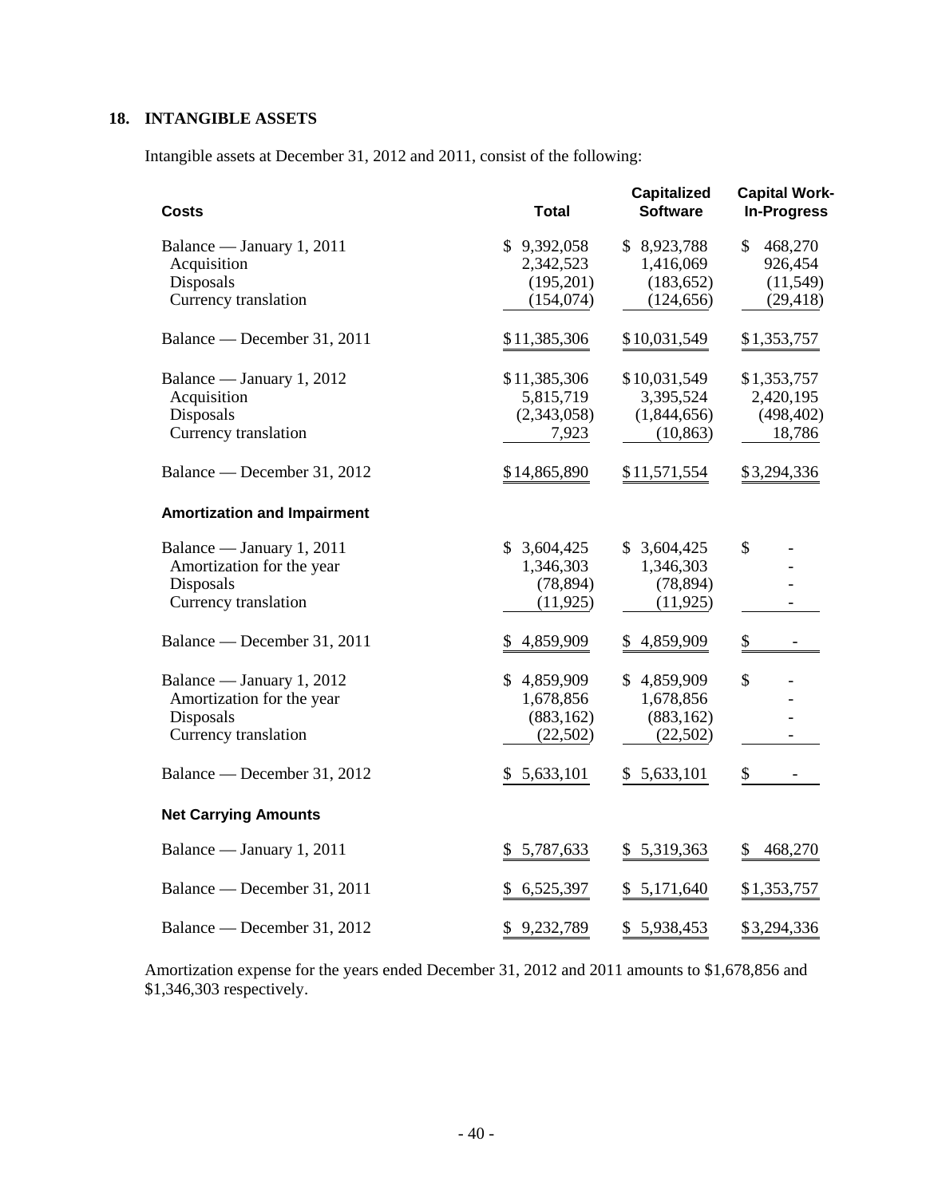## 18. INTANGIBLE ASSETS

Intangible assets at December 31, 2012 and 2011, consist of the following:

| Costs | Total | Capitalized Software | Capital Work-In-Progress |
|---|---|---|---|
| Balance — January 1, 2011 | $ 9,392,058 | $ 8,923,788 | $ 468,270 |
| Acquisition | 2,342,523 | 1,416,069 | 926,454 |
| Disposals | (195,201) | (183,652) | (11,549) |
| Currency translation | (154,074) | (124,656) | (29,418) |
| Balance — December 31, 2011 | $11,385,306 | $10,031,549 | $1,353,757 |
| Balance — January 1, 2012 | $11,385,306 | $10,031,549 | $1,353,757 |
| Acquisition | 5,815,719 | 3,395,524 | 2,420,195 |
| Disposals | (2,343,058) | (1,844,656) | (498,402) |
| Currency translation | 7,923 | (10,863) | 18,786 |
| Balance — December 31, 2012 | $14,865,890 | $11,571,554 | $3,294,336 |
| **Amortization and Impairment** | | | |
| Balance — January 1, 2011 | $ 3,604,425 | $ 3,604,425 | $ - |
| Amortization for the year | 1,346,303 | 1,346,303 | - |
| Disposals | (78,894) | (78,894) | - |
| Currency translation | (11,925) | (11,925) | - |
| Balance — December 31, 2011 | $ 4,859,909 | $ 4,859,909 | $ - |
| Balance — January 1, 2012 | $ 4,859,909 | $ 4,859,909 | $ - |
| Amortization for the year | 1,678,856 | 1,678,856 | - |
| Disposals | (883,162) | (883,162) | - |
| Currency translation | (22,502) | (22,502) | - |
| Balance — December 31, 2012 | $ 5,633,101 | $ 5,633,101 | $ - |
| **Net Carrying Amounts** | | | |
| Balance — January 1, 2011 | $ 5,787,633 | $ 5,319,363 | $ 468,270 |
| Balance — December 31, 2011 | $ 6,525,397 | $ 5,171,640 | $1,353,757 |
| Balance — December 31, 2012 | $ 9,232,789 | $ 5,938,453 | $3,294,336 |

Amortization expense for the years ended December 31, 2012 and 2011 amounts to $1,678,856 and $1,346,303 respectively.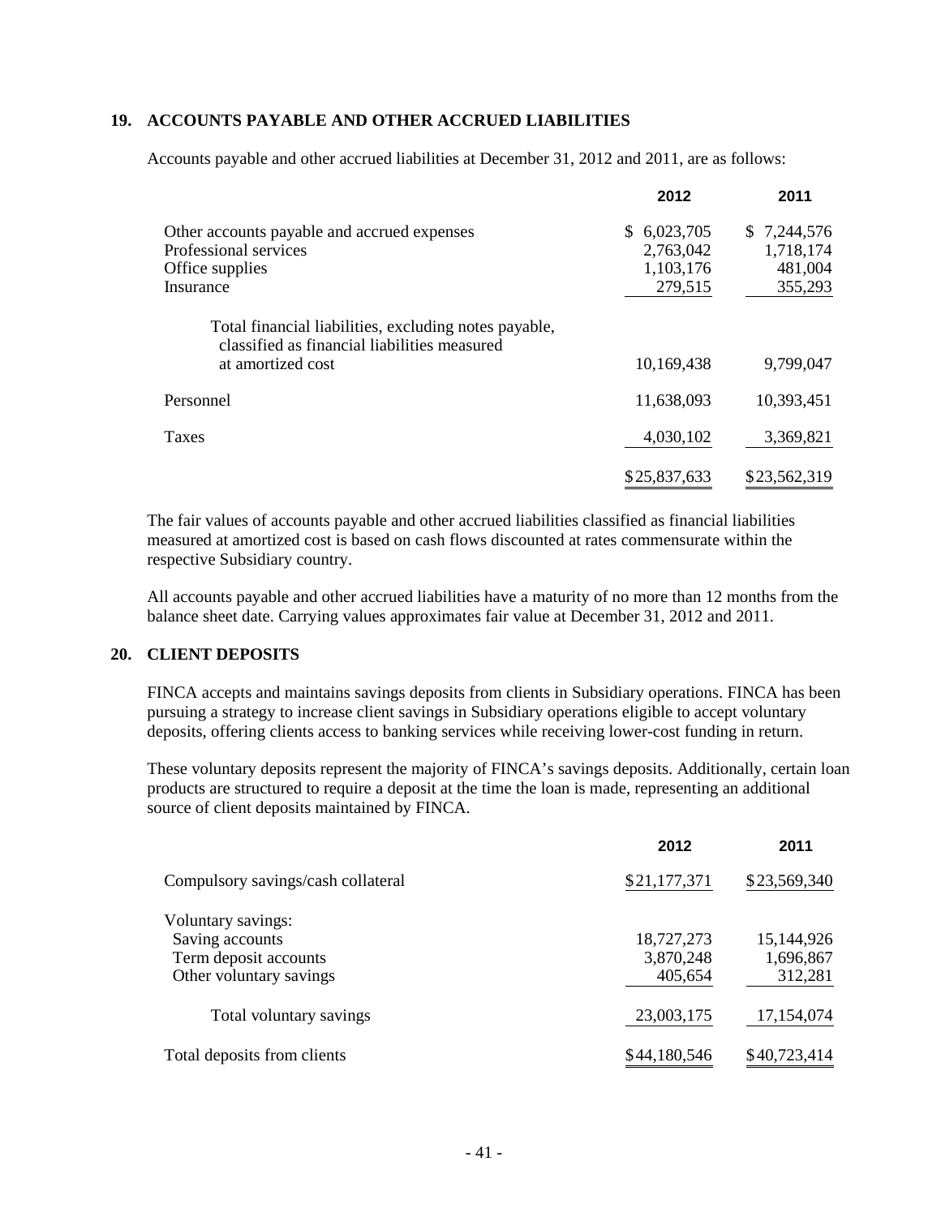## 19. ACCOUNTS PAYABLE AND OTHER ACCRUED LIABILITIES

Accounts payable and other accrued liabilities at December 31, 2012 and 2011, are as follows:

| | 2012 | 2011 |
|---|---|---|
| Other accounts payable and accrued expenses | $ 6,023,705 | $ 7,244,576 |
| Professional services | 2,763,042 | 1,718,174 |
| Office supplies | 1,103,176 | 481,004 |
| Insurance | 279,515 | 355,293 |
| Total financial liabilities, excluding notes payable, classified as financial liabilities measured at amortized cost | 10,169,438 | 9,799,047 |
| Personnel | 11,638,093 | 10,393,451 |
| Taxes | 4,030,102 | 3,369,821 |
| | $25,837,633 | $23,562,319 |

The fair values of accounts payable and other accrued liabilities classified as financial liabilities measured at amortized cost is based on cash flows discounted at rates commensurate within the respective Subsidiary country.

All accounts payable and other accrued liabilities have a maturity of no more than 12 months from the balance sheet date. Carrying values approximates fair value at December 31, 2012 and 2011.

## 20. CLIENT DEPOSITS

FINCA accepts and maintains savings deposits from clients in Subsidiary operations. FINCA has been pursuing a strategy to increase client savings in Subsidiary operations eligible to accept voluntary deposits, offering clients access to banking services while receiving lower-cost funding in return.

These voluntary deposits represent the majority of FINCA's savings deposits. Additionally, certain loan products are structured to require a deposit at the time the loan is made, representing an additional source of client deposits maintained by FINCA.

| | 2012 | 2011 |
|---|---|---|
| Compulsory savings/cash collateral | $21,177,371 | $23,569,340 |
| Voluntary savings: | | |
| Saving accounts | 18,727,273 | 15,144,926 |
| Term deposit accounts | 3,870,248 | 1,696,867 |
| Other voluntary savings | 405,654 | 312,281 |
| Total voluntary savings | 23,003,175 | 17,154,074 |
| Total deposits from clients | $44,180,546 | $40,723,414 |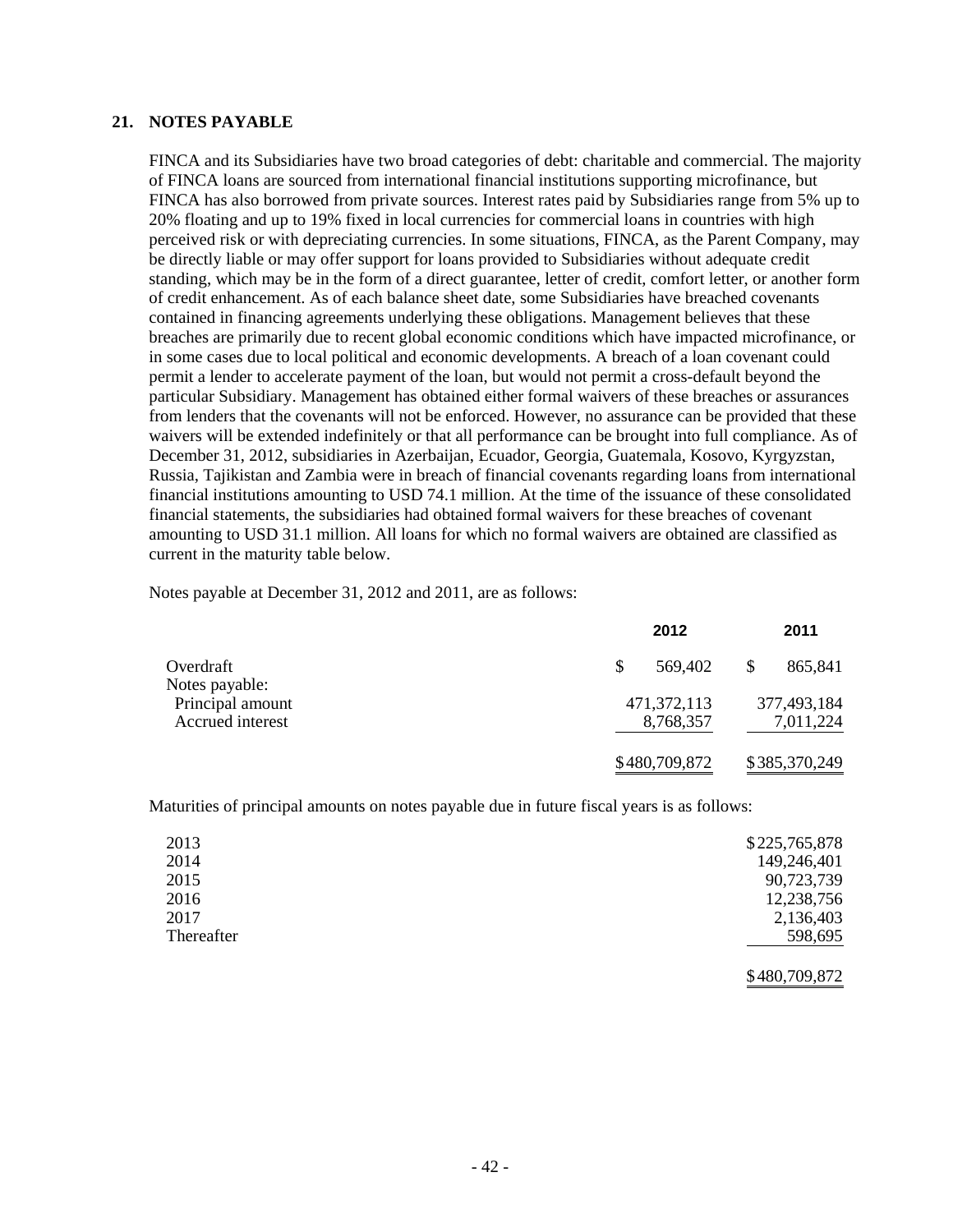## 21. NOTES PAYABLE

FINCA and its Subsidiaries have two broad categories of debt: charitable and commercial. The majority of FINCA loans are sourced from international financial institutions supporting microfinance, but FINCA has also borrowed from private sources. Interest rates paid by Subsidiaries range from 5% up to 20% floating and up to 19% fixed in local currencies for commercial loans in countries with high perceived risk or with depreciating currencies. In some situations, FINCA, as the Parent Company, may be directly liable or may offer support for loans provided to Subsidiaries without adequate credit standing, which may be in the form of a direct guarantee, letter of credit, comfort letter, or another form of credit enhancement. As of each balance sheet date, some Subsidiaries have breached covenants contained in financing agreements underlying these obligations. Management believes that these breaches are primarily due to recent global economic conditions which have impacted microfinance, or in some cases due to local political and economic developments. A breach of a loan covenant could permit a lender to accelerate payment of the loan, but would not permit a cross-default beyond the particular Subsidiary. Management has obtained either formal waivers of these breaches or assurances from lenders that the covenants will not be enforced. However, no assurance can be provided that these waivers will be extended indefinitely or that all performance can be brought into full compliance. As of December 31, 2012, subsidiaries in Azerbaijan, Ecuador, Georgia, Guatemala, Kosovo, Kyrgyzstan, Russia, Tajikistan and Zambia were in breach of financial covenants regarding loans from international financial institutions amounting to USD 74.1 million. At the time of the issuance of these consolidated financial statements, the subsidiaries had obtained formal waivers for these breaches of covenant amounting to USD 31.1 million. All loans for which no formal waivers are obtained are classified as current in the maturity table below.

Notes payable at December 31, 2012 and 2011, are as follows:

| | 2012 | 2011 |
|---|---|---|
| Overdraft | $ 569,402 | $ 865,841 |
| Notes payable: | | |
| Principal amount | 471,372,113 | 377,493,184 |
| Accrued interest | 8,768,357 | 7,011,224 |
| | $480,709,872 | $385,370,249 |

Maturities of principal amounts on notes payable due in future fiscal years is as follows:

| | |
|---|---|
| 2013 | $225,765,878 |
| 2014 | 149,246,401 |
| 2015 | 90,723,739 |
| 2016 | 12,238,756 |
| 2017 | 2,136,403 |
| Thereafter | 598,695 |
| | $480,709,872 |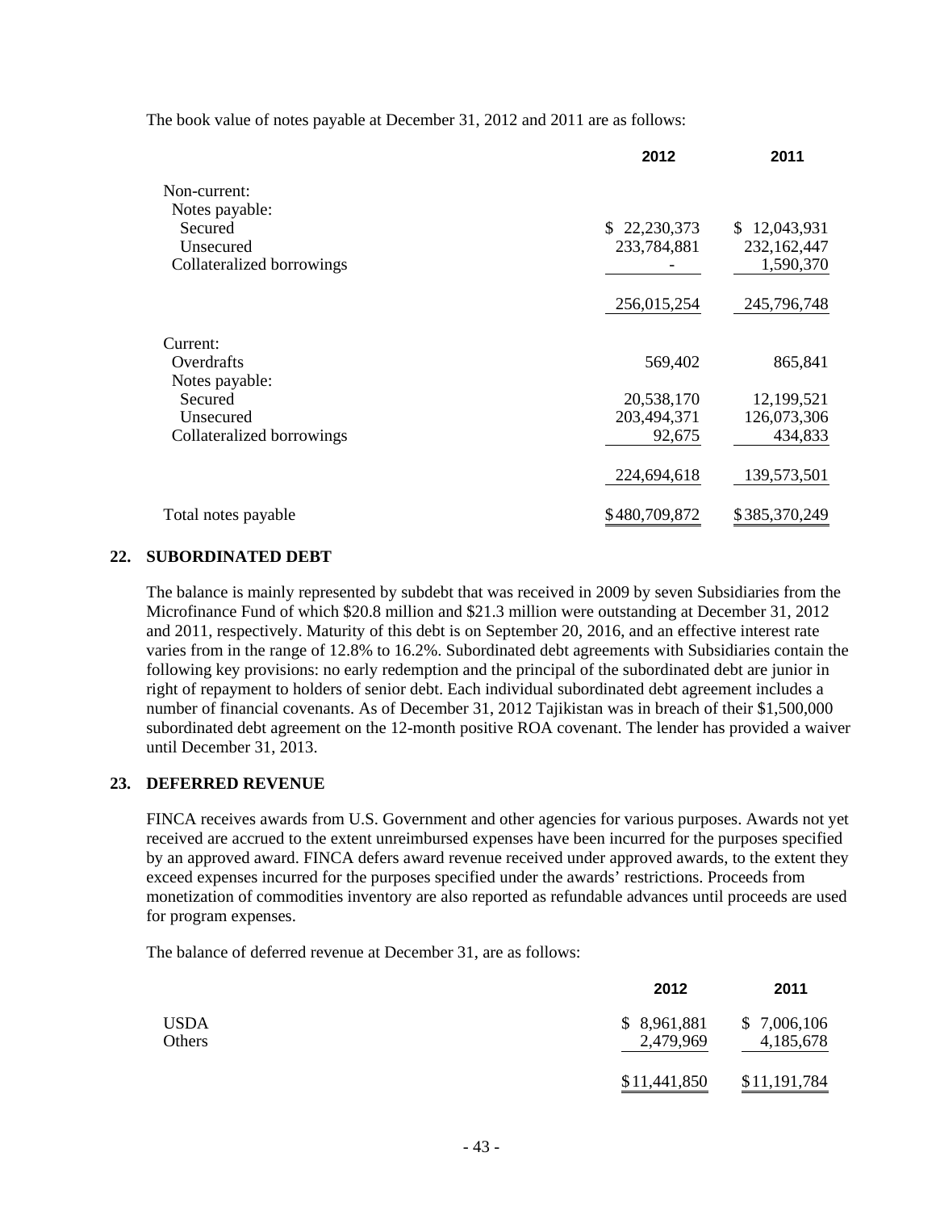The book value of notes payable at December 31, 2012 and 2011 are as follows:

| | 2012 | 2011 |
|---|---|---|
| Non-current: | | |
| Notes payable: | | |
| Secured | $ 22,230,373 | $ 12,043,931 |
| Unsecured | 233,784,881 | 232,162,447 |
| Collateralized borrowings | - | 1,590,370 |
| | 256,015,254 | 245,796,748 |
| Current: | | |
| Overdrafts | 569,402 | 865,841 |
| Notes payable: | | |
| Secured | 20,538,170 | 12,199,521 |
| Unsecured | 203,494,371 | 126,073,306 |
| Collateralized borrowings | 92,675 | 434,833 |
| | 224,694,618 | 139,573,501 |
| Total notes payable | $480,709,872 | $385,370,249 |

## 22. SUBORDINATED DEBT

The balance is mainly represented by subdebt that was received in 2009 by seven Subsidiaries from the Microfinance Fund of which $20.8 million and $21.3 million were outstanding at December 31, 2012 and 2011, respectively. Maturity of this debt is on September 20, 2016, and an effective interest rate varies from in the range of 12.8% to 16.2%. Subordinated debt agreements with Subsidiaries contain the following key provisions: no early redemption and the principal of the subordinated debt are junior in right of repayment to holders of senior debt. Each individual subordinated debt agreement includes a number of financial covenants. As of December 31, 2012 Tajikistan was in breach of their $1,500,000 subordinated debt agreement on the 12-month positive ROA covenant. The lender has provided a waiver until December 31, 2013.

## 23. DEFERRED REVENUE

FINCA receives awards from U.S. Government and other agencies for various purposes. Awards not yet received are accrued to the extent unreimbursed expenses have been incurred for the purposes specified by an approved award. FINCA defers award revenue received under approved awards, to the extent they exceed expenses incurred for the purposes specified under the awards' restrictions. Proceeds from monetization of commodities inventory are also reported as refundable advances until proceeds are used for program expenses.

The balance of deferred revenue at December 31, are as follows:

| | 2012 | 2011 |
|---|---|---|
| USDA | $ 8,961,881 | $ 7,006,106 |
| Others | 2,479,969 | 4,185,678 |
| | $11,441,850 | $11,191,784 |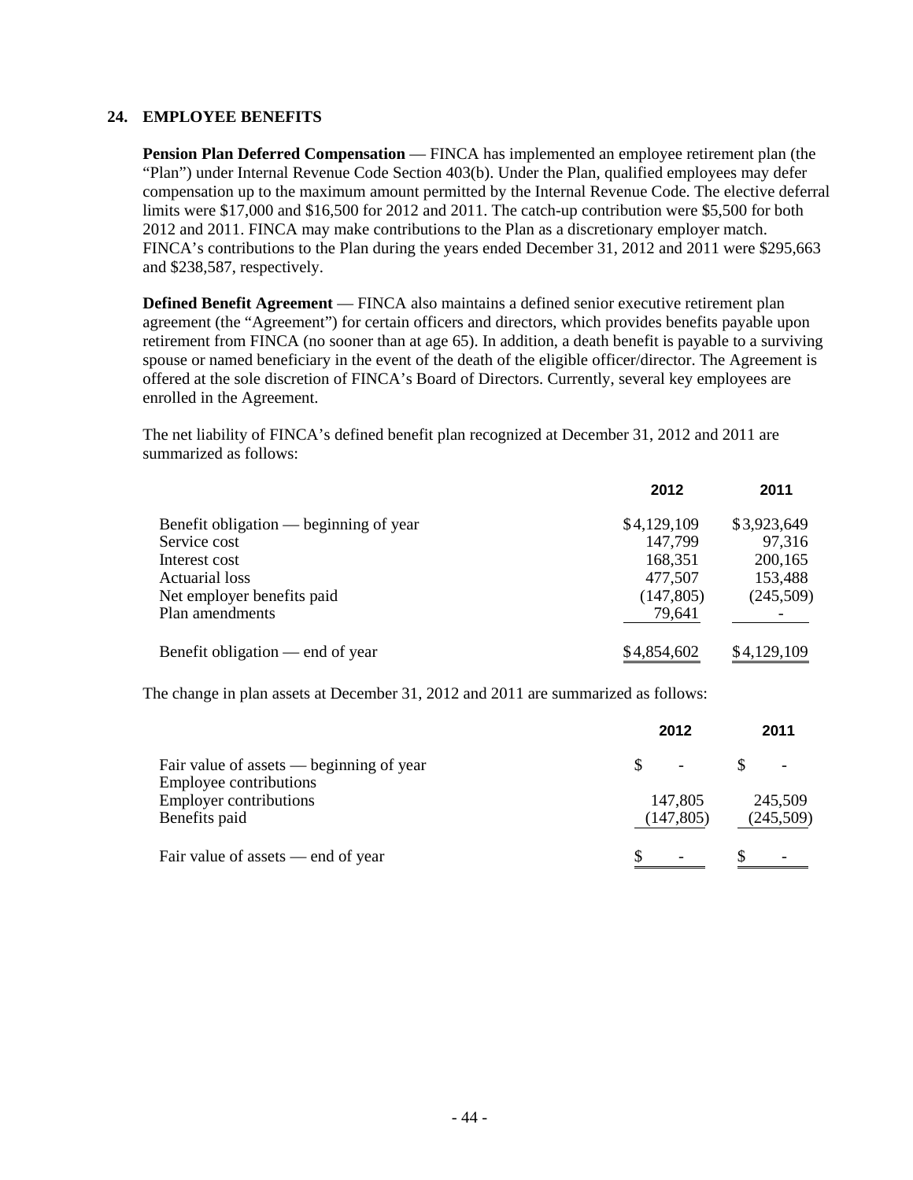## 24. EMPLOYEE BENEFITS

**Pension Plan Deferred Compensation** — FINCA has implemented an employee retirement plan (the "Plan") under Internal Revenue Code Section 403(b). Under the Plan, qualified employees may defer compensation up to the maximum amount permitted by the Internal Revenue Code. The elective deferral limits were $17,000 and $16,500 for 2012 and 2011. The catch-up contribution were $5,500 for both 2012 and 2011. FINCA may make contributions to the Plan as a discretionary employer match. FINCA's contributions to the Plan during the years ended December 31, 2012 and 2011 were $295,663 and $238,587, respectively.

**Defined Benefit Agreement** — FINCA also maintains a defined senior executive retirement plan agreement (the "Agreement") for certain officers and directors, which provides benefits payable upon retirement from FINCA (no sooner than at age 65). In addition, a death benefit is payable to a surviving spouse or named beneficiary in the event of the death of the eligible officer/director. The Agreement is offered at the sole discretion of FINCA's Board of Directors. Currently, several key employees are enrolled in the Agreement.

The net liability of FINCA's defined benefit plan recognized at December 31, 2012 and 2011 are summarized as follows:

| | 2012 | 2011 |
|---|---|---|
| Benefit obligation — beginning of year | $4,129,109 | $3,923,649 |
| Service cost | 147,799 | 97,316 |
| Interest cost | 168,351 | 200,165 |
| Actuarial loss | 477,507 | 153,488 |
| Net employer benefits paid | (147,805) | (245,509) |
| Plan amendments | 79,641 | - |
| Benefit obligation — end of year | $4,854,602 | $4,129,109 |

The change in plan assets at December 31, 2012 and 2011 are summarized as follows:

| | 2012 | 2011 |
|---|---|---|
| Fair value of assets — beginning of year | $ - | $ - |
| Employee contributions | | |
| Employer contributions | 147,805 | 245,509 |
| Benefits paid | (147,805) | (245,509) |
| Fair value of assets — end of year | $ - | $ - |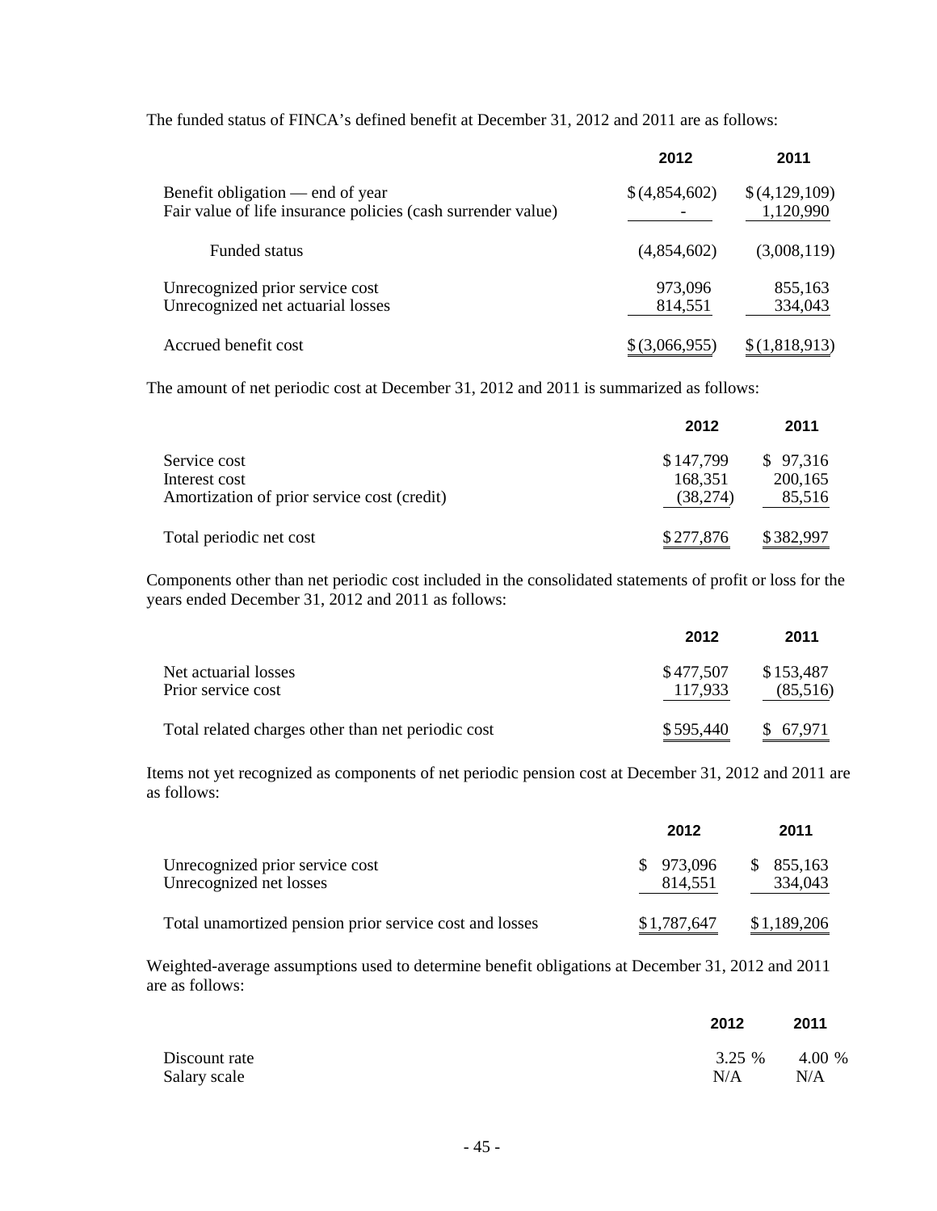The funded status of FINCA's defined benefit at December 31, 2012 and 2011 are as follows:

| | 2012 | 2011 |
|---|---|---|
| Benefit obligation — end of year | $(4,854,602) | $(4,129,109) |
| Fair value of life insurance policies (cash surrender value) | - | 1,120,990 |
| Funded status | (4,854,602) | (3,008,119) |
| Unrecognized prior service cost | 973,096 | 855,163 |
| Unrecognized net actuarial losses | 814,551 | 334,043 |
| Accrued benefit cost | $(3,066,955) | $(1,818,913) |

The amount of net periodic cost at December 31, 2012 and 2011 is summarized as follows:

| | 2012 | 2011 |
|---|---|---|
| Service cost | $147,799 | $ 97,316 |
| Interest cost | 168,351 | 200,165 |
| Amortization of prior service cost (credit) | (38,274) | 85,516 |
| Total periodic net cost | $277,876 | $382,997 |

Components other than net periodic cost included in the consolidated statements of profit or loss for the years ended December 31, 2012 and 2011 as follows:

| | 2012 | 2011 |
|---|---|---|
| Net actuarial losses | $477,507 | $153,487 |
| Prior service cost | 117,933 | (85,516) |
| Total related charges other than net periodic cost | $595,440 | $ 67,971 |

Items not yet recognized as components of net periodic pension cost at December 31, 2012 and 2011 are as follows:

| | 2012 | 2011 |
|---|---|---|
| Unrecognized prior service cost | $ 973,096 | $ 855,163 |
| Unrecognized net losses | 814,551 | 334,043 |
| Total unamortized pension prior service cost and losses | $1,787,647 | $1,189,206 |

Weighted-average assumptions used to determine benefit obligations at December 31, 2012 and 2011 are as follows:

| | 2012 | 2011 |
|---|---|---|
| Discount rate | 3.25 % | 4.00 % |
| Salary scale | N/A | N/A |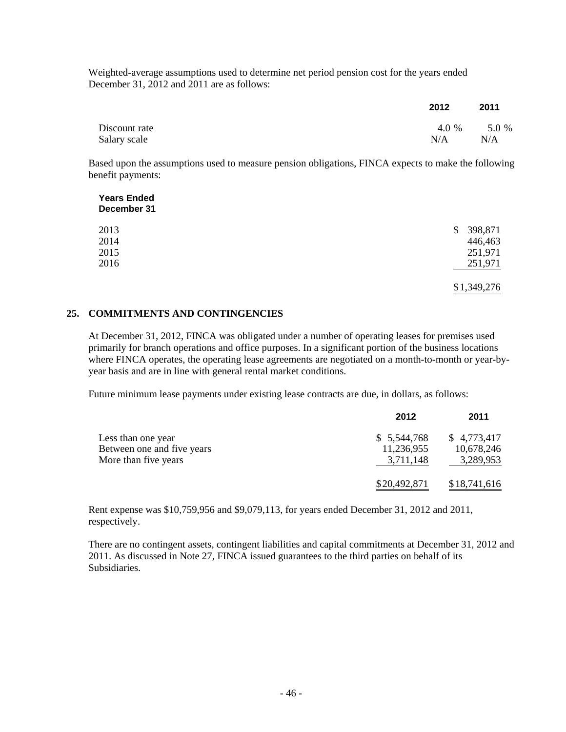Weighted-average assumptions used to determine net period pension cost for the years ended December 31, 2012 and 2011 are as follows:

| | 2012 | 2011 |
|---|---|---|
| Discount rate | 4.0 % | 5.0 % |
| Salary scale | N/A | N/A |

Based upon the assumptions used to measure pension obligations, FINCA expects to make the following benefit payments:

| Years Ended December 31 | |
|---|---|
| 2013 | $ 398,871 |
| 2014 | 446,463 |
| 2015 | 251,971 |
| 2016 | 251,971 |
| | $1,349,276 |

## 25. COMMITMENTS AND CONTINGENCIES

At December 31, 2012, FINCA was obligated under a number of operating leases for premises used primarily for branch operations and office purposes. In a significant portion of the business locations where FINCA operates, the operating lease agreements are negotiated on a month-to-month or year-by-year basis and are in line with general rental market conditions.

Future minimum lease payments under existing lease contracts are due, in dollars, as follows:

| | 2012 | 2011 |
|---|---|---|
| Less than one year | $ 5,544,768 | $ 4,773,417 |
| Between one and five years | 11,236,955 | 10,678,246 |
| More than five years | 3,711,148 | 3,289,953 |
| | $20,492,871 | $18,741,616 |

Rent expense was $10,759,956 and $9,079,113, for years ended December 31, 2012 and 2011, respectively.

There are no contingent assets, contingent liabilities and capital commitments at December 31, 2012 and 2011. As discussed in Note 27, FINCA issued guarantees to the third parties on behalf of its Subsidiaries.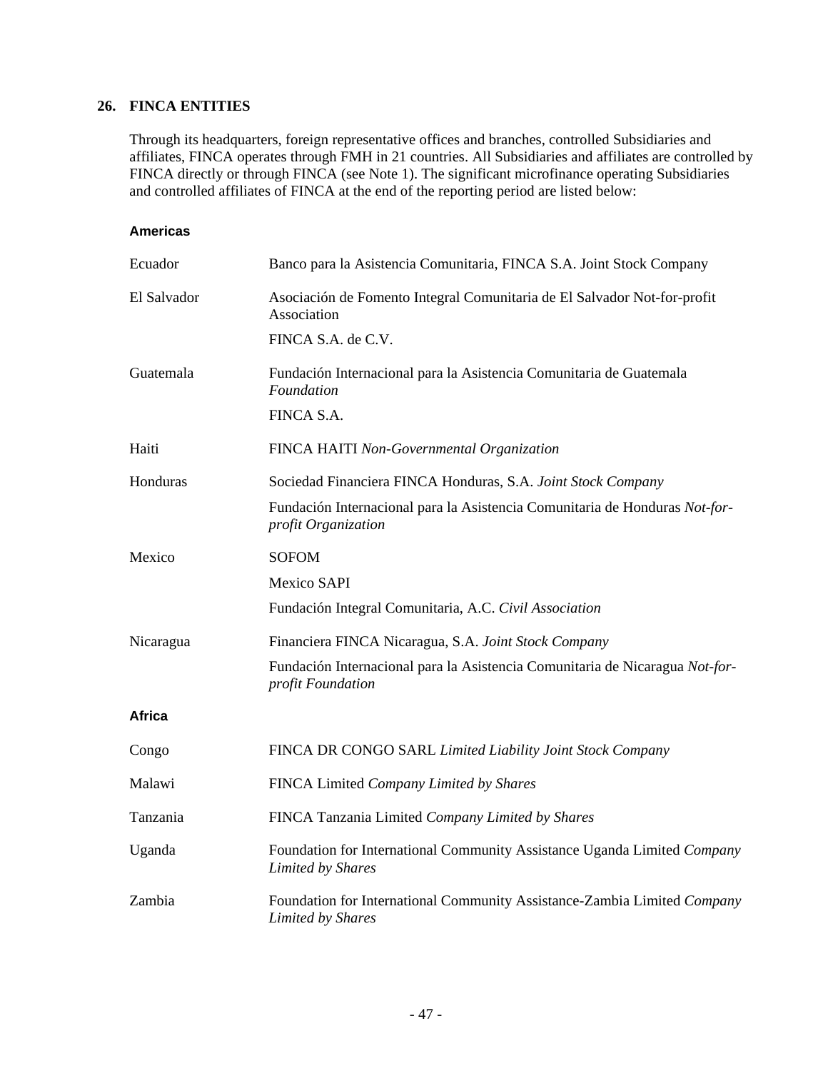## 26. FINCA ENTITIES

Through its headquarters, foreign representative offices and branches, controlled Subsidiaries and affiliates, FINCA operates through FMH in 21 countries. All Subsidiaries and affiliates are controlled by FINCA directly or through FINCA (see Note 1). The significant microfinance operating Subsidiaries and controlled affiliates of FINCA at the end of the reporting period are listed below:

### Americas

| | |
|---|---|
| Ecuador | Banco para la Asistencia Comunitaria, FINCA S.A. Joint Stock Company |
| El Salvador | Asociación de Fomento Integral Comunitaria de El Salvador Not-for-profit Association |
| | FINCA S.A. de C.V. |
| Guatemala | Fundación Internacional para la Asistencia Comunitaria de Guatemala *Foundation* |
| | FINCA S.A. |
| Haiti | FINCA HAITI *Non-Governmental Organization* |
| Honduras | Sociedad Financiera FINCA Honduras, S.A. *Joint Stock Company* |
| | Fundación Internacional para la Asistencia Comunitaria de Honduras *Not-for-profit Organization* |
| Mexico | SOFOM |
| | Mexico SAPI |
| | Fundación Integral Comunitaria, A.C. *Civil Association* |
| Nicaragua | Financiera FINCA Nicaragua, S.A. *Joint Stock Company* |
| | Fundación Internacional para la Asistencia Comunitaria de Nicaragua *Not-for-profit Foundation* |

### Africa

| | |
|---|---|
| Congo | FINCA DR CONGO SARL *Limited Liability Joint Stock Company* |
| Malawi | FINCA Limited *Company Limited by Shares* |
| Tanzania | FINCA Tanzania Limited *Company Limited by Shares* |
| Uganda | Foundation for International Community Assistance Uganda Limited *Company Limited by Shares* |
| Zambia | Foundation for International Community Assistance-Zambia Limited *Company Limited by Shares* |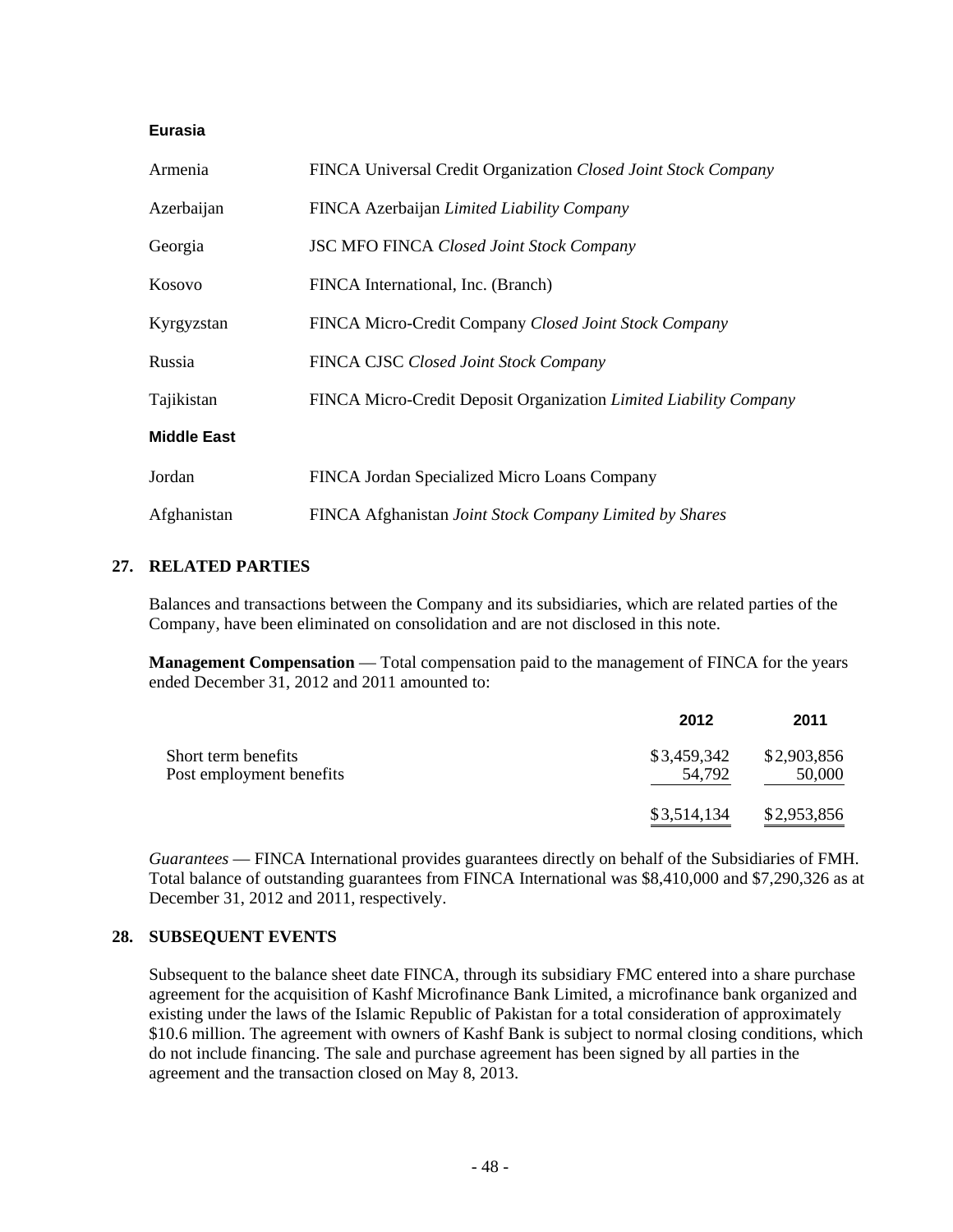**Eurasia**

| | |
|---|---|
| Armenia | FINCA Universal Credit Organization *Closed Joint Stock Company* |
| Azerbaijan | FINCA Azerbaijan *Limited Liability Company* |
| Georgia | JSC MFO FINCA *Closed Joint Stock Company* |
| Kosovo | FINCA International, Inc. (Branch) |
| Kyrgyzstan | FINCA Micro-Credit Company *Closed Joint Stock Company* |
| Russia | FINCA CJSC *Closed Joint Stock Company* |
| Tajikistan | FINCA Micro-Credit Deposit Organization *Limited Liability Company* |

**Middle East**

| | |
|---|---|
| Jordan | FINCA Jordan Specialized Micro Loans Company |
| Afghanistan | FINCA Afghanistan *Joint Stock Company Limited by Shares* |

## 27. RELATED PARTIES

Balances and transactions between the Company and its subsidiaries, which are related parties of the Company, have been eliminated on consolidation and are not disclosed in this note.

**Management Compensation** — Total compensation paid to the management of FINCA for the years ended December 31, 2012 and 2011 amounted to:

| | 2012 | 2011 |
|---|---|---|
| Short term benefits | $3,459,342 | $2,903,856 |
| Post employment benefits | 54,792 | 50,000 |
| | $3,514,134 | $2,953,856 |

*Guarantees* — FINCA International provides guarantees directly on behalf of the Subsidiaries of FMH. Total balance of outstanding guarantees from FINCA International was $8,410,000 and $7,290,326 as at December 31, 2012 and 2011, respectively.

## 28. SUBSEQUENT EVENTS

Subsequent to the balance sheet date FINCA, through its subsidiary FMC entered into a share purchase agreement for the acquisition of Kashf Microfinance Bank Limited, a microfinance bank organized and existing under the laws of the Islamic Republic of Pakistan for a total consideration of approximately $10.6 million. The agreement with owners of Kashf Bank is subject to normal closing conditions, which do not include financing. The sale and purchase agreement has been signed by all parties in the agreement and the transaction closed on May 8, 2013.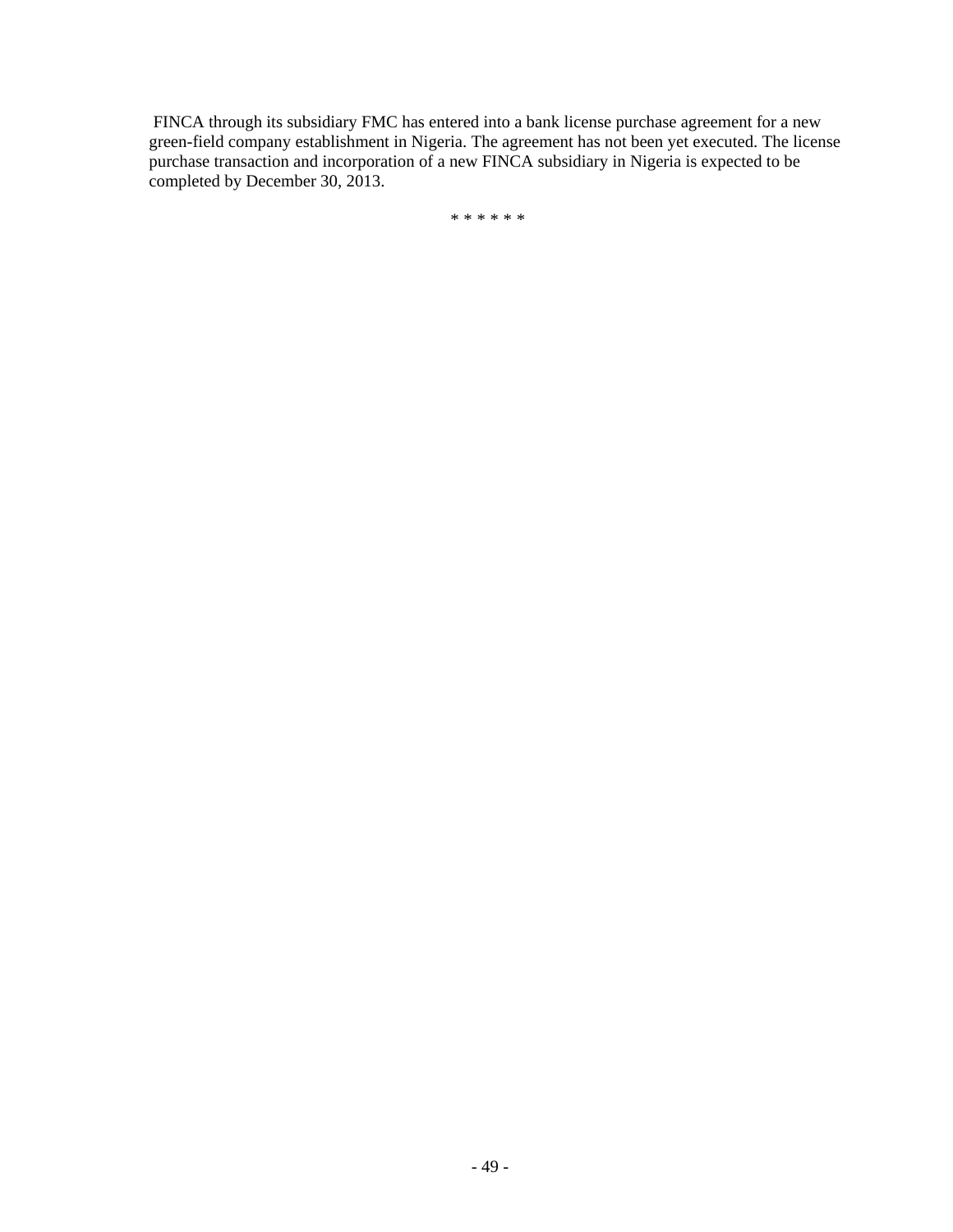FINCA through its subsidiary FMC has entered into a bank license purchase agreement for a new green-field company establishment in Nigeria. The agreement has not been yet executed. The license purchase transaction and incorporation of a new FINCA subsidiary in Nigeria is expected to be completed by December 30, 2013.

* * * * * *